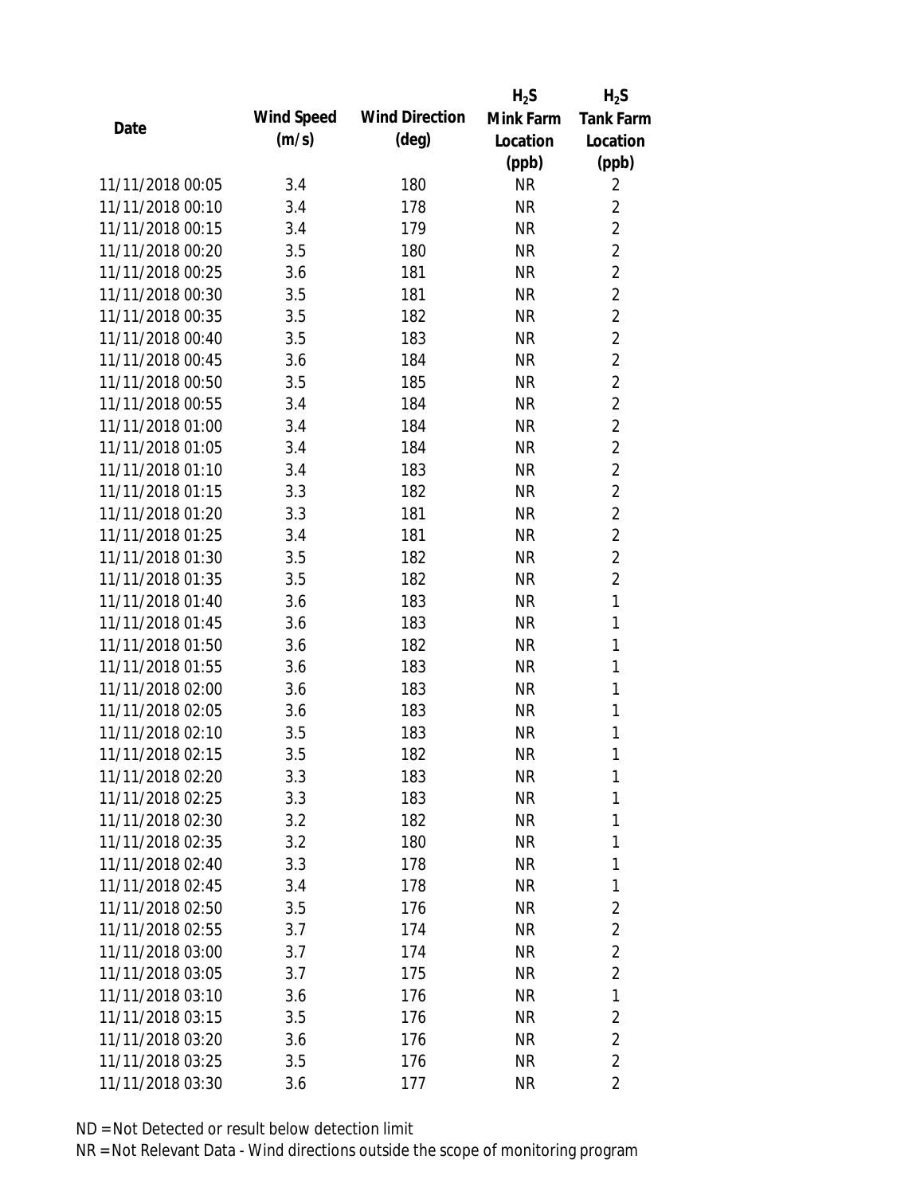| Date | Wind Speed (m/s) | Wind Direction (deg) | $H_2S$ Mink Farm Location (ppb) | $H_2S$ Tank Farm Location (ppb) |
|---|---|---|---|---|
| 11/11/2018 00:05 | 3.4 | 180 | NR | 2 |
| 11/11/2018 00:10 | 3.4 | 178 | NR | 2 |
| 11/11/2018 00:15 | 3.4 | 179 | NR | 2 |
| 11/11/2018 00:20 | 3.5 | 180 | NR | 2 |
| 11/11/2018 00:25 | 3.6 | 181 | NR | 2 |
| 11/11/2018 00:30 | 3.5 | 181 | NR | 2 |
| 11/11/2018 00:35 | 3.5 | 182 | NR | 2 |
| 11/11/2018 00:40 | 3.5 | 183 | NR | 2 |
| 11/11/2018 00:45 | 3.6 | 184 | NR | 2 |
| 11/11/2018 00:50 | 3.5 | 185 | NR | 2 |
| 11/11/2018 00:55 | 3.4 | 184 | NR | 2 |
| 11/11/2018 01:00 | 3.4 | 184 | NR | 2 |
| 11/11/2018 01:05 | 3.4 | 184 | NR | 2 |
| 11/11/2018 01:10 | 3.4 | 183 | NR | 2 |
| 11/11/2018 01:15 | 3.3 | 182 | NR | 2 |
| 11/11/2018 01:20 | 3.3 | 181 | NR | 2 |
| 11/11/2018 01:25 | 3.4 | 181 | NR | 2 |
| 11/11/2018 01:30 | 3.5 | 182 | NR | 2 |
| 11/11/2018 01:35 | 3.5 | 182 | NR | 2 |
| 11/11/2018 01:40 | 3.6 | 183 | NR | 1 |
| 11/11/2018 01:45 | 3.6 | 183 | NR | 1 |
| 11/11/2018 01:50 | 3.6 | 182 | NR | 1 |
| 11/11/2018 01:55 | 3.6 | 183 | NR | 1 |
| 11/11/2018 02:00 | 3.6 | 183 | NR | 1 |
| 11/11/2018 02:05 | 3.6 | 183 | NR | 1 |
| 11/11/2018 02:10 | 3.5 | 183 | NR | 1 |
| 11/11/2018 02:15 | 3.5 | 182 | NR | 1 |
| 11/11/2018 02:20 | 3.3 | 183 | NR | 1 |
| 11/11/2018 02:25 | 3.3 | 183 | NR | 1 |
| 11/11/2018 02:30 | 3.2 | 182 | NR | 1 |
| 11/11/2018 02:35 | 3.2 | 180 | NR | 1 |
| 11/11/2018 02:40 | 3.3 | 178 | NR | 1 |
| 11/11/2018 02:45 | 3.4 | 178 | NR | 1 |
| 11/11/2018 02:50 | 3.5 | 176 | NR | 2 |
| 11/11/2018 02:55 | 3.7 | 174 | NR | 2 |
| 11/11/2018 03:00 | 3.7 | 174 | NR | 2 |
| 11/11/2018 03:05 | 3.7 | 175 | NR | 2 |
| 11/11/2018 03:10 | 3.6 | 176 | NR | 1 |
| 11/11/2018 03:15 | 3.5 | 176 | NR | 2 |
| 11/11/2018 03:20 | 3.6 | 176 | NR | 2 |
| 11/11/2018 03:25 | 3.5 | 176 | NR | 2 |
| 11/11/2018 03:30 | 3.6 | 177 | NR | 2 |

ND = Not Detected or result below detection limit

NR = Not Relevant Data - Wind directions outside the scope of monitoring program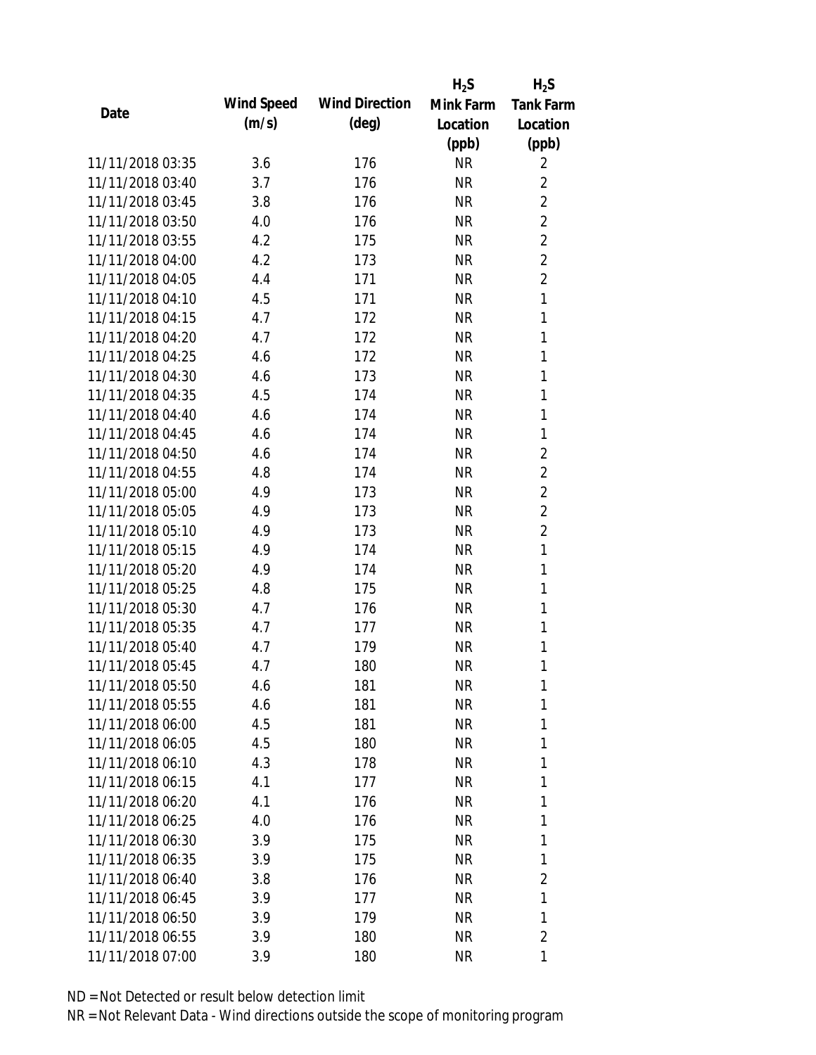| Date | Wind Speed (m/s) | Wind Direction (deg) | $H_2S$ Mink Farm Location (ppb) | $H_2S$ Tank Farm Location (ppb) |
|---|---|---|---|---|
| 11/11/2018 03:35 | 3.6 | 176 | NR | 2 |
| 11/11/2018 03:40 | 3.7 | 176 | NR | 2 |
| 11/11/2018 03:45 | 3.8 | 176 | NR | 2 |
| 11/11/2018 03:50 | 4.0 | 176 | NR | 2 |
| 11/11/2018 03:55 | 4.2 | 175 | NR | 2 |
| 11/11/2018 04:00 | 4.2 | 173 | NR | 2 |
| 11/11/2018 04:05 | 4.4 | 171 | NR | 2 |
| 11/11/2018 04:10 | 4.5 | 171 | NR | 1 |
| 11/11/2018 04:15 | 4.7 | 172 | NR | 1 |
| 11/11/2018 04:20 | 4.7 | 172 | NR | 1 |
| 11/11/2018 04:25 | 4.6 | 172 | NR | 1 |
| 11/11/2018 04:30 | 4.6 | 173 | NR | 1 |
| 11/11/2018 04:35 | 4.5 | 174 | NR | 1 |
| 11/11/2018 04:40 | 4.6 | 174 | NR | 1 |
| 11/11/2018 04:45 | 4.6 | 174 | NR | 1 |
| 11/11/2018 04:50 | 4.6 | 174 | NR | 2 |
| 11/11/2018 04:55 | 4.8 | 174 | NR | 2 |
| 11/11/2018 05:00 | 4.9 | 173 | NR | 2 |
| 11/11/2018 05:05 | 4.9 | 173 | NR | 2 |
| 11/11/2018 05:10 | 4.9 | 173 | NR | 2 |
| 11/11/2018 05:15 | 4.9 | 174 | NR | 1 |
| 11/11/2018 05:20 | 4.9 | 174 | NR | 1 |
| 11/11/2018 05:25 | 4.8 | 175 | NR | 1 |
| 11/11/2018 05:30 | 4.7 | 176 | NR | 1 |
| 11/11/2018 05:35 | 4.7 | 177 | NR | 1 |
| 11/11/2018 05:40 | 4.7 | 179 | NR | 1 |
| 11/11/2018 05:45 | 4.7 | 180 | NR | 1 |
| 11/11/2018 05:50 | 4.6 | 181 | NR | 1 |
| 11/11/2018 05:55 | 4.6 | 181 | NR | 1 |
| 11/11/2018 06:00 | 4.5 | 181 | NR | 1 |
| 11/11/2018 06:05 | 4.5 | 180 | NR | 1 |
| 11/11/2018 06:10 | 4.3 | 178 | NR | 1 |
| 11/11/2018 06:15 | 4.1 | 177 | NR | 1 |
| 11/11/2018 06:20 | 4.1 | 176 | NR | 1 |
| 11/11/2018 06:25 | 4.0 | 176 | NR | 1 |
| 11/11/2018 06:30 | 3.9 | 175 | NR | 1 |
| 11/11/2018 06:35 | 3.9 | 175 | NR | 1 |
| 11/11/2018 06:40 | 3.8 | 176 | NR | 2 |
| 11/11/2018 06:45 | 3.9 | 177 | NR | 1 |
| 11/11/2018 06:50 | 3.9 | 179 | NR | 1 |
| 11/11/2018 06:55 | 3.9 | 180 | NR | 2 |
| 11/11/2018 07:00 | 3.9 | 180 | NR | 1 |

ND = Not Detected or result below detection limit

NR = Not Relevant Data - Wind directions outside the scope of monitoring program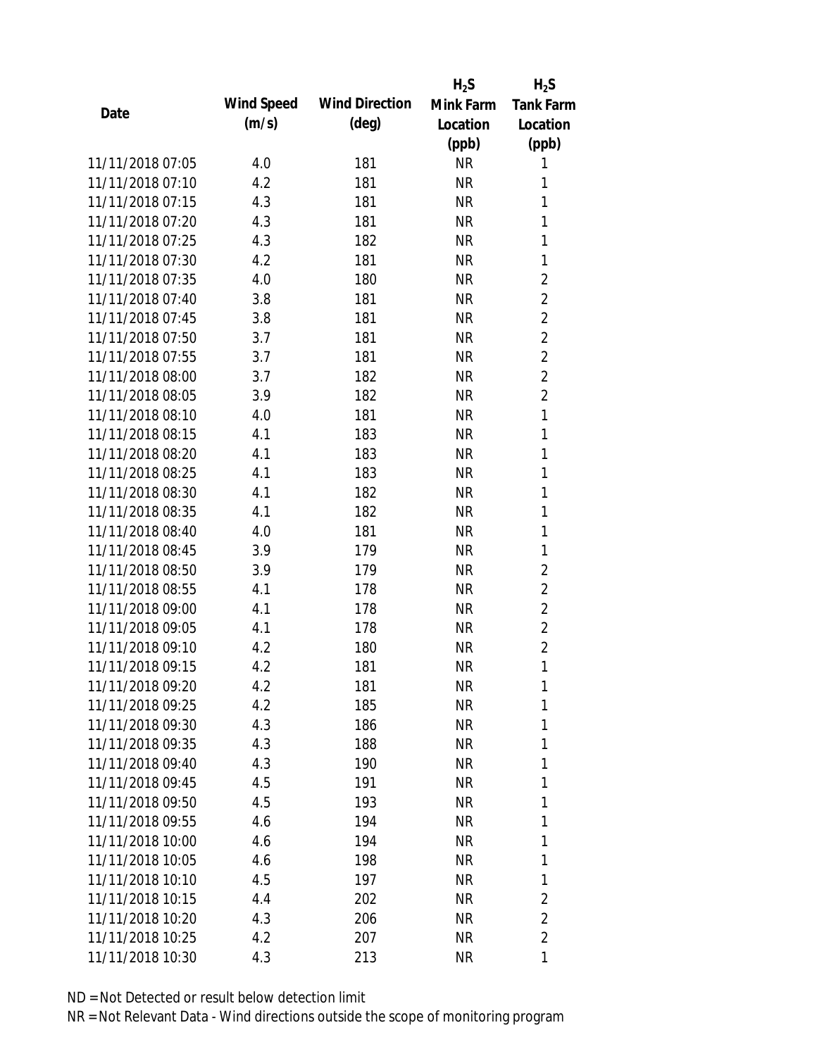| Date | Wind Speed (m/s) | Wind Direction (deg) | $H_2S$ Mink Farm Location (ppb) | $H_2S$ Tank Farm Location (ppb) |
|---|---|---|---|---|
| 11/11/2018 07:05 | 4.0 | 181 | NR | 1 |
| 11/11/2018 07:10 | 4.2 | 181 | NR | 1 |
| 11/11/2018 07:15 | 4.3 | 181 | NR | 1 |
| 11/11/2018 07:20 | 4.3 | 181 | NR | 1 |
| 11/11/2018 07:25 | 4.3 | 182 | NR | 1 |
| 11/11/2018 07:30 | 4.2 | 181 | NR | 1 |
| 11/11/2018 07:35 | 4.0 | 180 | NR | 2 |
| 11/11/2018 07:40 | 3.8 | 181 | NR | 2 |
| 11/11/2018 07:45 | 3.8 | 181 | NR | 2 |
| 11/11/2018 07:50 | 3.7 | 181 | NR | 2 |
| 11/11/2018 07:55 | 3.7 | 181 | NR | 2 |
| 11/11/2018 08:00 | 3.7 | 182 | NR | 2 |
| 11/11/2018 08:05 | 3.9 | 182 | NR | 2 |
| 11/11/2018 08:10 | 4.0 | 181 | NR | 1 |
| 11/11/2018 08:15 | 4.1 | 183 | NR | 1 |
| 11/11/2018 08:20 | 4.1 | 183 | NR | 1 |
| 11/11/2018 08:25 | 4.1 | 183 | NR | 1 |
| 11/11/2018 08:30 | 4.1 | 182 | NR | 1 |
| 11/11/2018 08:35 | 4.1 | 182 | NR | 1 |
| 11/11/2018 08:40 | 4.0 | 181 | NR | 1 |
| 11/11/2018 08:45 | 3.9 | 179 | NR | 1 |
| 11/11/2018 08:50 | 3.9 | 179 | NR | 2 |
| 11/11/2018 08:55 | 4.1 | 178 | NR | 2 |
| 11/11/2018 09:00 | 4.1 | 178 | NR | 2 |
| 11/11/2018 09:05 | 4.1 | 178 | NR | 2 |
| 11/11/2018 09:10 | 4.2 | 180 | NR | 2 |
| 11/11/2018 09:15 | 4.2 | 181 | NR | 1 |
| 11/11/2018 09:20 | 4.2 | 181 | NR | 1 |
| 11/11/2018 09:25 | 4.2 | 185 | NR | 1 |
| 11/11/2018 09:30 | 4.3 | 186 | NR | 1 |
| 11/11/2018 09:35 | 4.3 | 188 | NR | 1 |
| 11/11/2018 09:40 | 4.3 | 190 | NR | 1 |
| 11/11/2018 09:45 | 4.5 | 191 | NR | 1 |
| 11/11/2018 09:50 | 4.5 | 193 | NR | 1 |
| 11/11/2018 09:55 | 4.6 | 194 | NR | 1 |
| 11/11/2018 10:00 | 4.6 | 194 | NR | 1 |
| 11/11/2018 10:05 | 4.6 | 198 | NR | 1 |
| 11/11/2018 10:10 | 4.5 | 197 | NR | 1 |
| 11/11/2018 10:15 | 4.4 | 202 | NR | 2 |
| 11/11/2018 10:20 | 4.3 | 206 | NR | 2 |
| 11/11/2018 10:25 | 4.2 | 207 | NR | 2 |
| 11/11/2018 10:30 | 4.3 | 213 | NR | 1 |

ND = Not Detected or result below detection limit

NR = Not Relevant Data - Wind directions outside the scope of monitoring program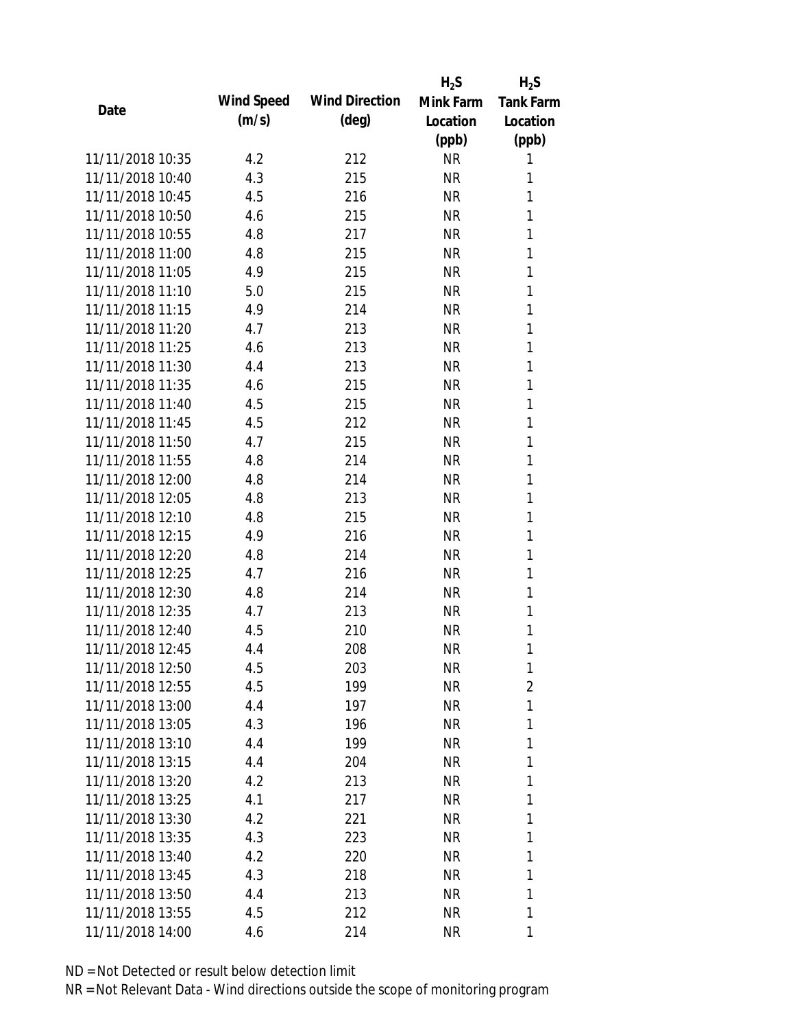| Date | Wind Speed (m/s) | Wind Direction (deg) | $H_2S$ Mink Farm Location (ppb) | $H_2S$ Tank Farm Location (ppb) |
|---|---|---|---|---|
| 11/11/2018 10:35 | 4.2 | 212 | NR | 1 |
| 11/11/2018 10:40 | 4.3 | 215 | NR | 1 |
| 11/11/2018 10:45 | 4.5 | 216 | NR | 1 |
| 11/11/2018 10:50 | 4.6 | 215 | NR | 1 |
| 11/11/2018 10:55 | 4.8 | 217 | NR | 1 |
| 11/11/2018 11:00 | 4.8 | 215 | NR | 1 |
| 11/11/2018 11:05 | 4.9 | 215 | NR | 1 |
| 11/11/2018 11:10 | 5.0 | 215 | NR | 1 |
| 11/11/2018 11:15 | 4.9 | 214 | NR | 1 |
| 11/11/2018 11:20 | 4.7 | 213 | NR | 1 |
| 11/11/2018 11:25 | 4.6 | 213 | NR | 1 |
| 11/11/2018 11:30 | 4.4 | 213 | NR | 1 |
| 11/11/2018 11:35 | 4.6 | 215 | NR | 1 |
| 11/11/2018 11:40 | 4.5 | 215 | NR | 1 |
| 11/11/2018 11:45 | 4.5 | 212 | NR | 1 |
| 11/11/2018 11:50 | 4.7 | 215 | NR | 1 |
| 11/11/2018 11:55 | 4.8 | 214 | NR | 1 |
| 11/11/2018 12:00 | 4.8 | 214 | NR | 1 |
| 11/11/2018 12:05 | 4.8 | 213 | NR | 1 |
| 11/11/2018 12:10 | 4.8 | 215 | NR | 1 |
| 11/11/2018 12:15 | 4.9 | 216 | NR | 1 |
| 11/11/2018 12:20 | 4.8 | 214 | NR | 1 |
| 11/11/2018 12:25 | 4.7 | 216 | NR | 1 |
| 11/11/2018 12:30 | 4.8 | 214 | NR | 1 |
| 11/11/2018 12:35 | 4.7 | 213 | NR | 1 |
| 11/11/2018 12:40 | 4.5 | 210 | NR | 1 |
| 11/11/2018 12:45 | 4.4 | 208 | NR | 1 |
| 11/11/2018 12:50 | 4.5 | 203 | NR | 1 |
| 11/11/2018 12:55 | 4.5 | 199 | NR | 2 |
| 11/11/2018 13:00 | 4.4 | 197 | NR | 1 |
| 11/11/2018 13:05 | 4.3 | 196 | NR | 1 |
| 11/11/2018 13:10 | 4.4 | 199 | NR | 1 |
| 11/11/2018 13:15 | 4.4 | 204 | NR | 1 |
| 11/11/2018 13:20 | 4.2 | 213 | NR | 1 |
| 11/11/2018 13:25 | 4.1 | 217 | NR | 1 |
| 11/11/2018 13:30 | 4.2 | 221 | NR | 1 |
| 11/11/2018 13:35 | 4.3 | 223 | NR | 1 |
| 11/11/2018 13:40 | 4.2 | 220 | NR | 1 |
| 11/11/2018 13:45 | 4.3 | 218 | NR | 1 |
| 11/11/2018 13:50 | 4.4 | 213 | NR | 1 |
| 11/11/2018 13:55 | 4.5 | 212 | NR | 1 |
| 11/11/2018 14:00 | 4.6 | 214 | NR | 1 |

ND = Not Detected or result below detection limit

NR = Not Relevant Data - Wind directions outside the scope of monitoring program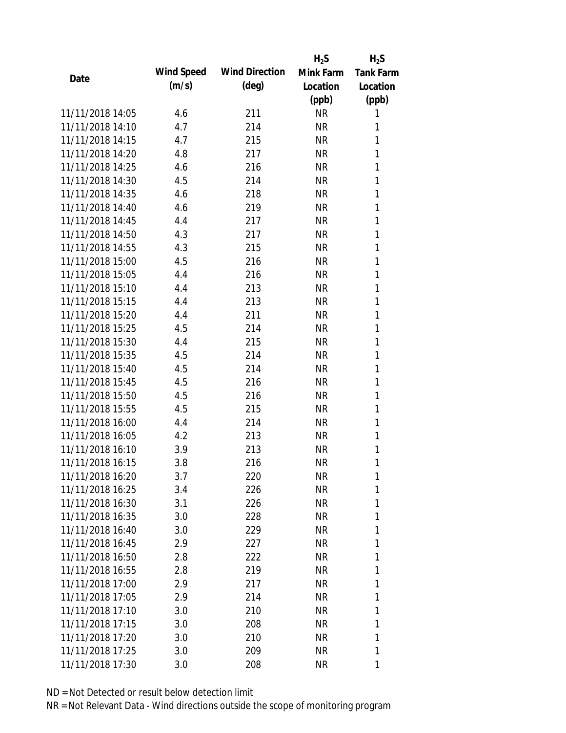| Date | Wind Speed (m/s) | Wind Direction (deg) | $H_2S$ Mink Farm Location (ppb) | $H_2S$ Tank Farm Location (ppb) |
|---|---|---|---|---|
| 11/11/2018 14:05 | 4.6 | 211 | NR | 1 |
| 11/11/2018 14:10 | 4.7 | 214 | NR | 1 |
| 11/11/2018 14:15 | 4.7 | 215 | NR | 1 |
| 11/11/2018 14:20 | 4.8 | 217 | NR | 1 |
| 11/11/2018 14:25 | 4.6 | 216 | NR | 1 |
| 11/11/2018 14:30 | 4.5 | 214 | NR | 1 |
| 11/11/2018 14:35 | 4.6 | 218 | NR | 1 |
| 11/11/2018 14:40 | 4.6 | 219 | NR | 1 |
| 11/11/2018 14:45 | 4.4 | 217 | NR | 1 |
| 11/11/2018 14:50 | 4.3 | 217 | NR | 1 |
| 11/11/2018 14:55 | 4.3 | 215 | NR | 1 |
| 11/11/2018 15:00 | 4.5 | 216 | NR | 1 |
| 11/11/2018 15:05 | 4.4 | 216 | NR | 1 |
| 11/11/2018 15:10 | 4.4 | 213 | NR | 1 |
| 11/11/2018 15:15 | 4.4 | 213 | NR | 1 |
| 11/11/2018 15:20 | 4.4 | 211 | NR | 1 |
| 11/11/2018 15:25 | 4.5 | 214 | NR | 1 |
| 11/11/2018 15:30 | 4.4 | 215 | NR | 1 |
| 11/11/2018 15:35 | 4.5 | 214 | NR | 1 |
| 11/11/2018 15:40 | 4.5 | 214 | NR | 1 |
| 11/11/2018 15:45 | 4.5 | 216 | NR | 1 |
| 11/11/2018 15:50 | 4.5 | 216 | NR | 1 |
| 11/11/2018 15:55 | 4.5 | 215 | NR | 1 |
| 11/11/2018 16:00 | 4.4 | 214 | NR | 1 |
| 11/11/2018 16:05 | 4.2 | 213 | NR | 1 |
| 11/11/2018 16:10 | 3.9 | 213 | NR | 1 |
| 11/11/2018 16:15 | 3.8 | 216 | NR | 1 |
| 11/11/2018 16:20 | 3.7 | 220 | NR | 1 |
| 11/11/2018 16:25 | 3.4 | 226 | NR | 1 |
| 11/11/2018 16:30 | 3.1 | 226 | NR | 1 |
| 11/11/2018 16:35 | 3.0 | 228 | NR | 1 |
| 11/11/2018 16:40 | 3.0 | 229 | NR | 1 |
| 11/11/2018 16:45 | 2.9 | 227 | NR | 1 |
| 11/11/2018 16:50 | 2.8 | 222 | NR | 1 |
| 11/11/2018 16:55 | 2.8 | 219 | NR | 1 |
| 11/11/2018 17:00 | 2.9 | 217 | NR | 1 |
| 11/11/2018 17:05 | 2.9 | 214 | NR | 1 |
| 11/11/2018 17:10 | 3.0 | 210 | NR | 1 |
| 11/11/2018 17:15 | 3.0 | 208 | NR | 1 |
| 11/11/2018 17:20 | 3.0 | 210 | NR | 1 |
| 11/11/2018 17:25 | 3.0 | 209 | NR | 1 |
| 11/11/2018 17:30 | 3.0 | 208 | NR | 1 |

ND = Not Detected or result below detection limit

NR = Not Relevant Data - Wind directions outside the scope of monitoring program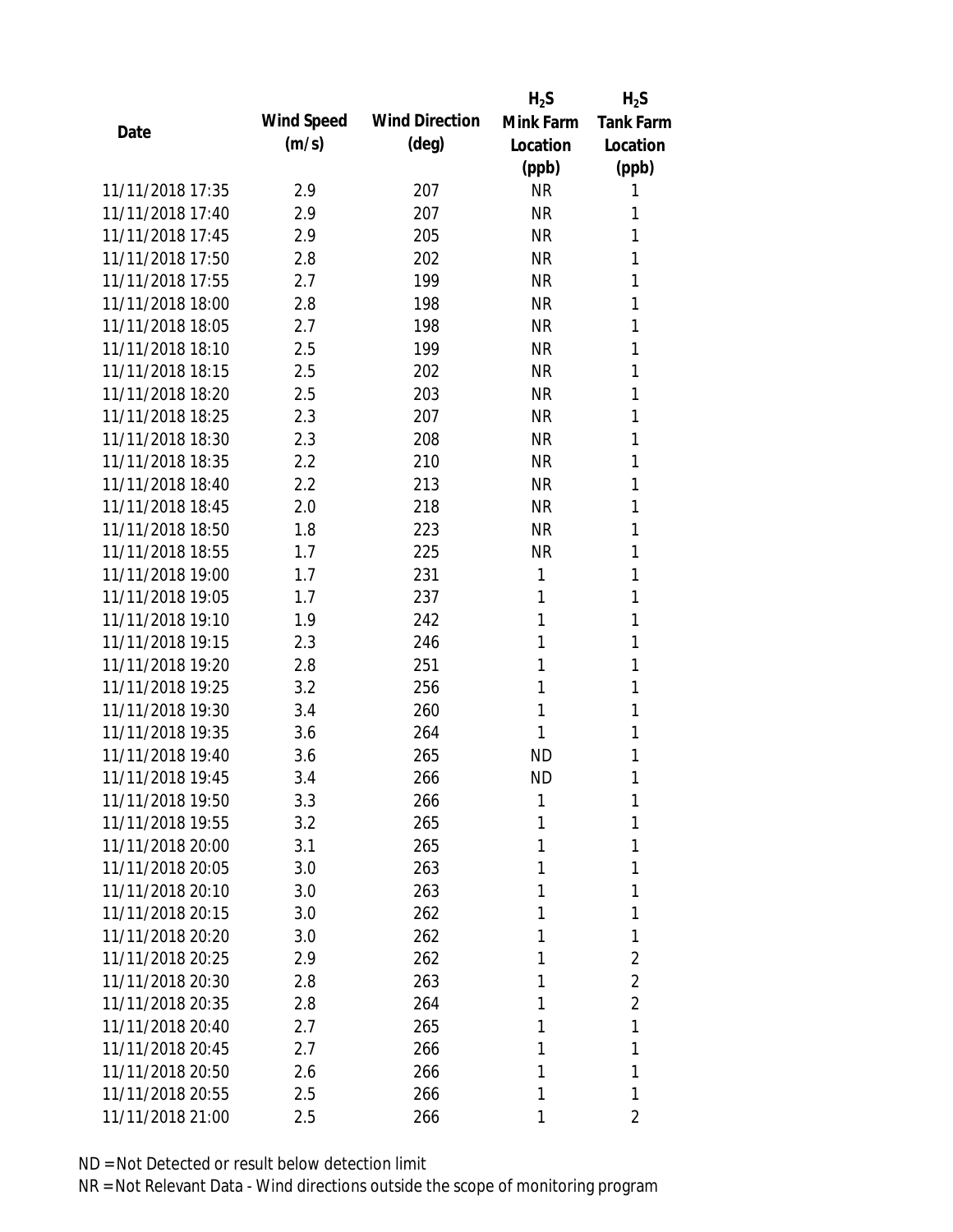| Date | Wind Speed (m/s) | Wind Direction (deg) | $H_2S$ Mink Farm Location (ppb) | $H_2S$ Tank Farm Location (ppb) |
| --- | --- | --- | --- | --- |
| 11/11/2018 17:35 | 2.9 | 207 | NR | 1 |
| 11/11/2018 17:40 | 2.9 | 207 | NR | 1 |
| 11/11/2018 17:45 | 2.9 | 205 | NR | 1 |
| 11/11/2018 17:50 | 2.8 | 202 | NR | 1 |
| 11/11/2018 17:55 | 2.7 | 199 | NR | 1 |
| 11/11/2018 18:00 | 2.8 | 198 | NR | 1 |
| 11/11/2018 18:05 | 2.7 | 198 | NR | 1 |
| 11/11/2018 18:10 | 2.5 | 199 | NR | 1 |
| 11/11/2018 18:15 | 2.5 | 202 | NR | 1 |
| 11/11/2018 18:20 | 2.5 | 203 | NR | 1 |
| 11/11/2018 18:25 | 2.3 | 207 | NR | 1 |
| 11/11/2018 18:30 | 2.3 | 208 | NR | 1 |
| 11/11/2018 18:35 | 2.2 | 210 | NR | 1 |
| 11/11/2018 18:40 | 2.2 | 213 | NR | 1 |
| 11/11/2018 18:45 | 2.0 | 218 | NR | 1 |
| 11/11/2018 18:50 | 1.8 | 223 | NR | 1 |
| 11/11/2018 18:55 | 1.7 | 225 | NR | 1 |
| 11/11/2018 19:00 | 1.7 | 231 | 1 | 1 |
| 11/11/2018 19:05 | 1.7 | 237 | 1 | 1 |
| 11/11/2018 19:10 | 1.9 | 242 | 1 | 1 |
| 11/11/2018 19:15 | 2.3 | 246 | 1 | 1 |
| 11/11/2018 19:20 | 2.8 | 251 | 1 | 1 |
| 11/11/2018 19:25 | 3.2 | 256 | 1 | 1 |
| 11/11/2018 19:30 | 3.4 | 260 | 1 | 1 |
| 11/11/2018 19:35 | 3.6 | 264 | 1 | 1 |
| 11/11/2018 19:40 | 3.6 | 265 | ND | 1 |
| 11/11/2018 19:45 | 3.4 | 266 | ND | 1 |
| 11/11/2018 19:50 | 3.3 | 266 | 1 | 1 |
| 11/11/2018 19:55 | 3.2 | 265 | 1 | 1 |
| 11/11/2018 20:00 | 3.1 | 265 | 1 | 1 |
| 11/11/2018 20:05 | 3.0 | 263 | 1 | 1 |
| 11/11/2018 20:10 | 3.0 | 263 | 1 | 1 |
| 11/11/2018 20:15 | 3.0 | 262 | 1 | 1 |
| 11/11/2018 20:20 | 3.0 | 262 | 1 | 1 |
| 11/11/2018 20:25 | 2.9 | 262 | 1 | 2 |
| 11/11/2018 20:30 | 2.8 | 263 | 1 | 2 |
| 11/11/2018 20:35 | 2.8 | 264 | 1 | 2 |
| 11/11/2018 20:40 | 2.7 | 265 | 1 | 1 |
| 11/11/2018 20:45 | 2.7 | 266 | 1 | 1 |
| 11/11/2018 20:50 | 2.6 | 266 | 1 | 1 |
| 11/11/2018 20:55 | 2.5 | 266 | 1 | 1 |
| 11/11/2018 21:00 | 2.5 | 266 | 1 | 2 |

ND = Not Detected or result below detection limit

NR = Not Relevant Data - Wind directions outside the scope of monitoring program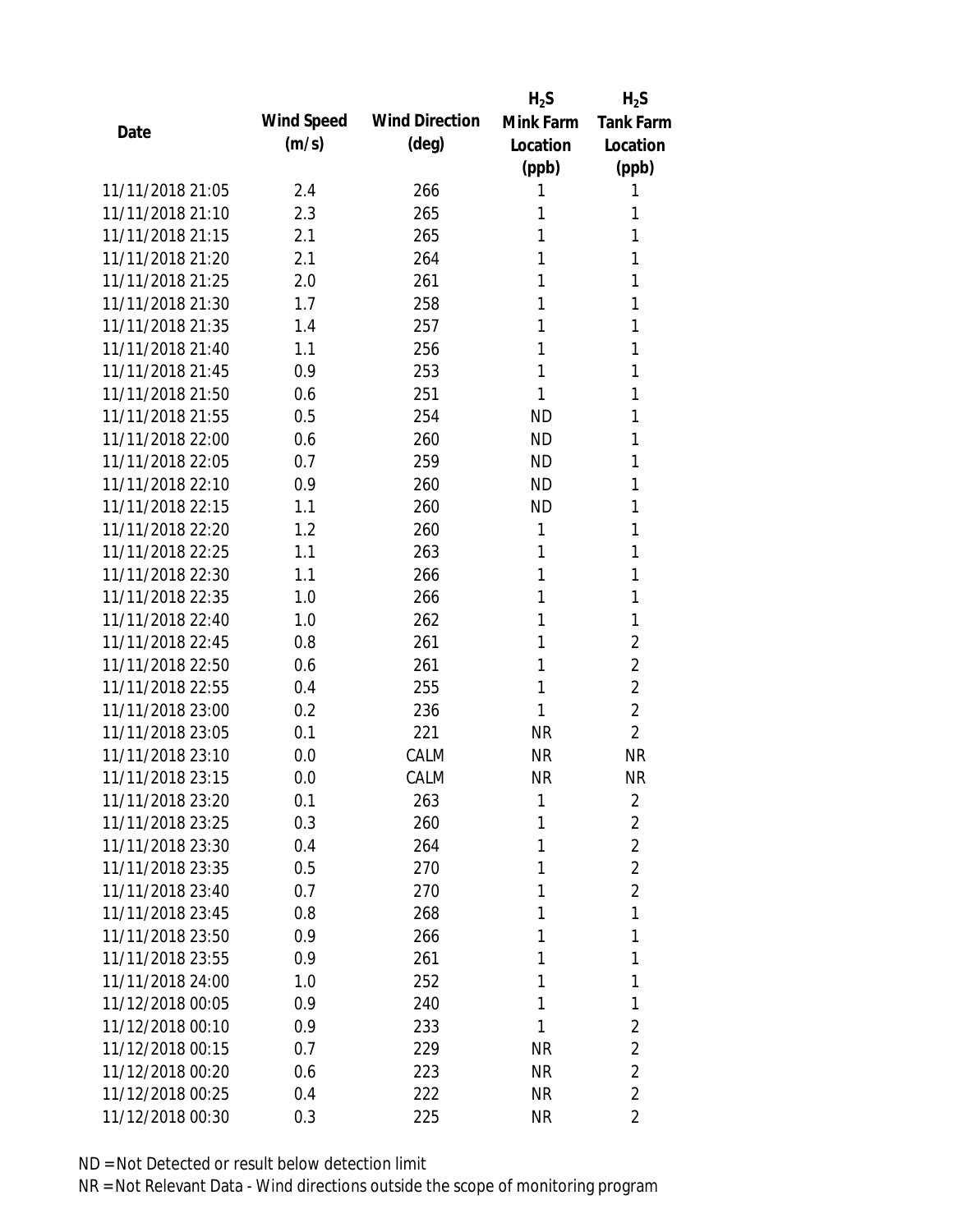| Date | Wind Speed (m/s) | Wind Direction (deg) | $H_2S$ Mink Farm Location (ppb) | $H_2S$ Tank Farm Location (ppb) |
|---|---|---|---|---|
| 11/11/2018 21:05 | 2.4 | 266 | 1 | 1 |
| 11/11/2018 21:10 | 2.3 | 265 | 1 | 1 |
| 11/11/2018 21:15 | 2.1 | 265 | 1 | 1 |
| 11/11/2018 21:20 | 2.1 | 264 | 1 | 1 |
| 11/11/2018 21:25 | 2.0 | 261 | 1 | 1 |
| 11/11/2018 21:30 | 1.7 | 258 | 1 | 1 |
| 11/11/2018 21:35 | 1.4 | 257 | 1 | 1 |
| 11/11/2018 21:40 | 1.1 | 256 | 1 | 1 |
| 11/11/2018 21:45 | 0.9 | 253 | 1 | 1 |
| 11/11/2018 21:50 | 0.6 | 251 | 1 | 1 |
| 11/11/2018 21:55 | 0.5 | 254 | ND | 1 |
| 11/11/2018 22:00 | 0.6 | 260 | ND | 1 |
| 11/11/2018 22:05 | 0.7 | 259 | ND | 1 |
| 11/11/2018 22:10 | 0.9 | 260 | ND | 1 |
| 11/11/2018 22:15 | 1.1 | 260 | ND | 1 |
| 11/11/2018 22:20 | 1.2 | 260 | 1 | 1 |
| 11/11/2018 22:25 | 1.1 | 263 | 1 | 1 |
| 11/11/2018 22:30 | 1.1 | 266 | 1 | 1 |
| 11/11/2018 22:35 | 1.0 | 266 | 1 | 1 |
| 11/11/2018 22:40 | 1.0 | 262 | 1 | 1 |
| 11/11/2018 22:45 | 0.8 | 261 | 1 | 2 |
| 11/11/2018 22:50 | 0.6 | 261 | 1 | 2 |
| 11/11/2018 22:55 | 0.4 | 255 | 1 | 2 |
| 11/11/2018 23:00 | 0.2 | 236 | 1 | 2 |
| 11/11/2018 23:05 | 0.1 | 221 | NR | 2 |
| 11/11/2018 23:10 | 0.0 | CALM | NR | NR |
| 11/11/2018 23:15 | 0.0 | CALM | NR | NR |
| 11/11/2018 23:20 | 0.1 | 263 | 1 | 2 |
| 11/11/2018 23:25 | 0.3 | 260 | 1 | 2 |
| 11/11/2018 23:30 | 0.4 | 264 | 1 | 2 |
| 11/11/2018 23:35 | 0.5 | 270 | 1 | 2 |
| 11/11/2018 23:40 | 0.7 | 270 | 1 | 2 |
| 11/11/2018 23:45 | 0.8 | 268 | 1 | 1 |
| 11/11/2018 23:50 | 0.9 | 266 | 1 | 1 |
| 11/11/2018 23:55 | 0.9 | 261 | 1 | 1 |
| 11/11/2018 24:00 | 1.0 | 252 | 1 | 1 |
| 11/12/2018 00:05 | 0.9 | 240 | 1 | 1 |
| 11/12/2018 00:10 | 0.9 | 233 | 1 | 2 |
| 11/12/2018 00:15 | 0.7 | 229 | NR | 2 |
| 11/12/2018 00:20 | 0.6 | 223 | NR | 2 |
| 11/12/2018 00:25 | 0.4 | 222 | NR | 2 |
| 11/12/2018 00:30 | 0.3 | 225 | NR | 2 |

ND = Not Detected or result below detection limit

NR = Not Relevant Data - Wind directions outside the scope of monitoring program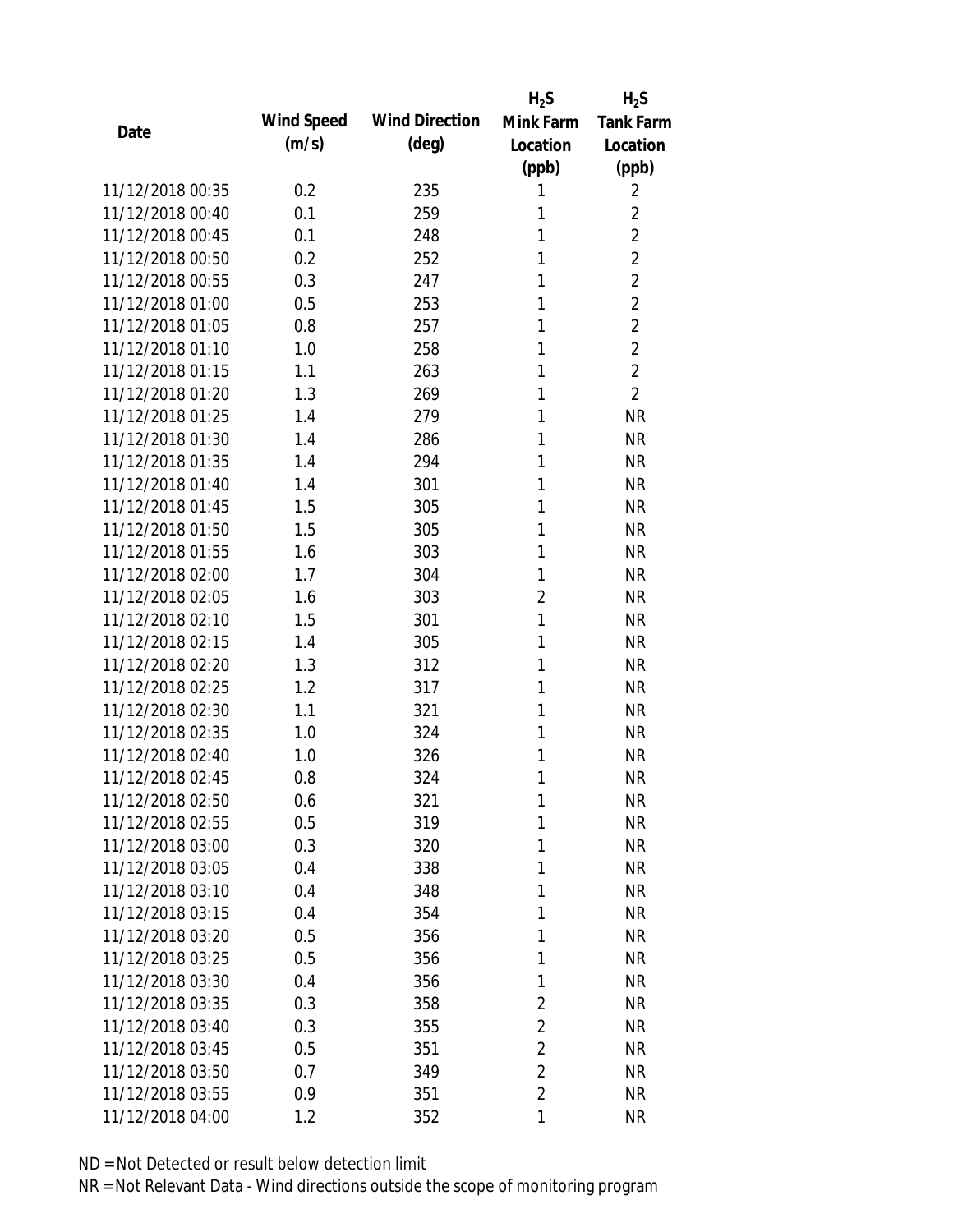| Date | Wind Speed (m/s) | Wind Direction (deg) | $H_2S$ Mink Farm Location (ppb) | $H_2S$ Tank Farm Location (ppb) |
|---|---|---|---|---|
| 11/12/2018 00:35 | 0.2 | 235 | 1 | 2 |
| 11/12/2018 00:40 | 0.1 | 259 | 1 | 2 |
| 11/12/2018 00:45 | 0.1 | 248 | 1 | 2 |
| 11/12/2018 00:50 | 0.2 | 252 | 1 | 2 |
| 11/12/2018 00:55 | 0.3 | 247 | 1 | 2 |
| 11/12/2018 01:00 | 0.5 | 253 | 1 | 2 |
| 11/12/2018 01:05 | 0.8 | 257 | 1 | 2 |
| 11/12/2018 01:10 | 1.0 | 258 | 1 | 2 |
| 11/12/2018 01:15 | 1.1 | 263 | 1 | 2 |
| 11/12/2018 01:20 | 1.3 | 269 | 1 | 2 |
| 11/12/2018 01:25 | 1.4 | 279 | 1 | NR |
| 11/12/2018 01:30 | 1.4 | 286 | 1 | NR |
| 11/12/2018 01:35 | 1.4 | 294 | 1 | NR |
| 11/12/2018 01:40 | 1.4 | 301 | 1 | NR |
| 11/12/2018 01:45 | 1.5 | 305 | 1 | NR |
| 11/12/2018 01:50 | 1.5 | 305 | 1 | NR |
| 11/12/2018 01:55 | 1.6 | 303 | 1 | NR |
| 11/12/2018 02:00 | 1.7 | 304 | 1 | NR |
| 11/12/2018 02:05 | 1.6 | 303 | 2 | NR |
| 11/12/2018 02:10 | 1.5 | 301 | 1 | NR |
| 11/12/2018 02:15 | 1.4 | 305 | 1 | NR |
| 11/12/2018 02:20 | 1.3 | 312 | 1 | NR |
| 11/12/2018 02:25 | 1.2 | 317 | 1 | NR |
| 11/12/2018 02:30 | 1.1 | 321 | 1 | NR |
| 11/12/2018 02:35 | 1.0 | 324 | 1 | NR |
| 11/12/2018 02:40 | 1.0 | 326 | 1 | NR |
| 11/12/2018 02:45 | 0.8 | 324 | 1 | NR |
| 11/12/2018 02:50 | 0.6 | 321 | 1 | NR |
| 11/12/2018 02:55 | 0.5 | 319 | 1 | NR |
| 11/12/2018 03:00 | 0.3 | 320 | 1 | NR |
| 11/12/2018 03:05 | 0.4 | 338 | 1 | NR |
| 11/12/2018 03:10 | 0.4 | 348 | 1 | NR |
| 11/12/2018 03:15 | 0.4 | 354 | 1 | NR |
| 11/12/2018 03:20 | 0.5 | 356 | 1 | NR |
| 11/12/2018 03:25 | 0.5 | 356 | 1 | NR |
| 11/12/2018 03:30 | 0.4 | 356 | 1 | NR |
| 11/12/2018 03:35 | 0.3 | 358 | 2 | NR |
| 11/12/2018 03:40 | 0.3 | 355 | 2 | NR |
| 11/12/2018 03:45 | 0.5 | 351 | 2 | NR |
| 11/12/2018 03:50 | 0.7 | 349 | 2 | NR |
| 11/12/2018 03:55 | 0.9 | 351 | 2 | NR |
| 11/12/2018 04:00 | 1.2 | 352 | 1 | NR |

ND = Not Detected or result below detection limit

NR = Not Relevant Data - Wind directions outside the scope of monitoring program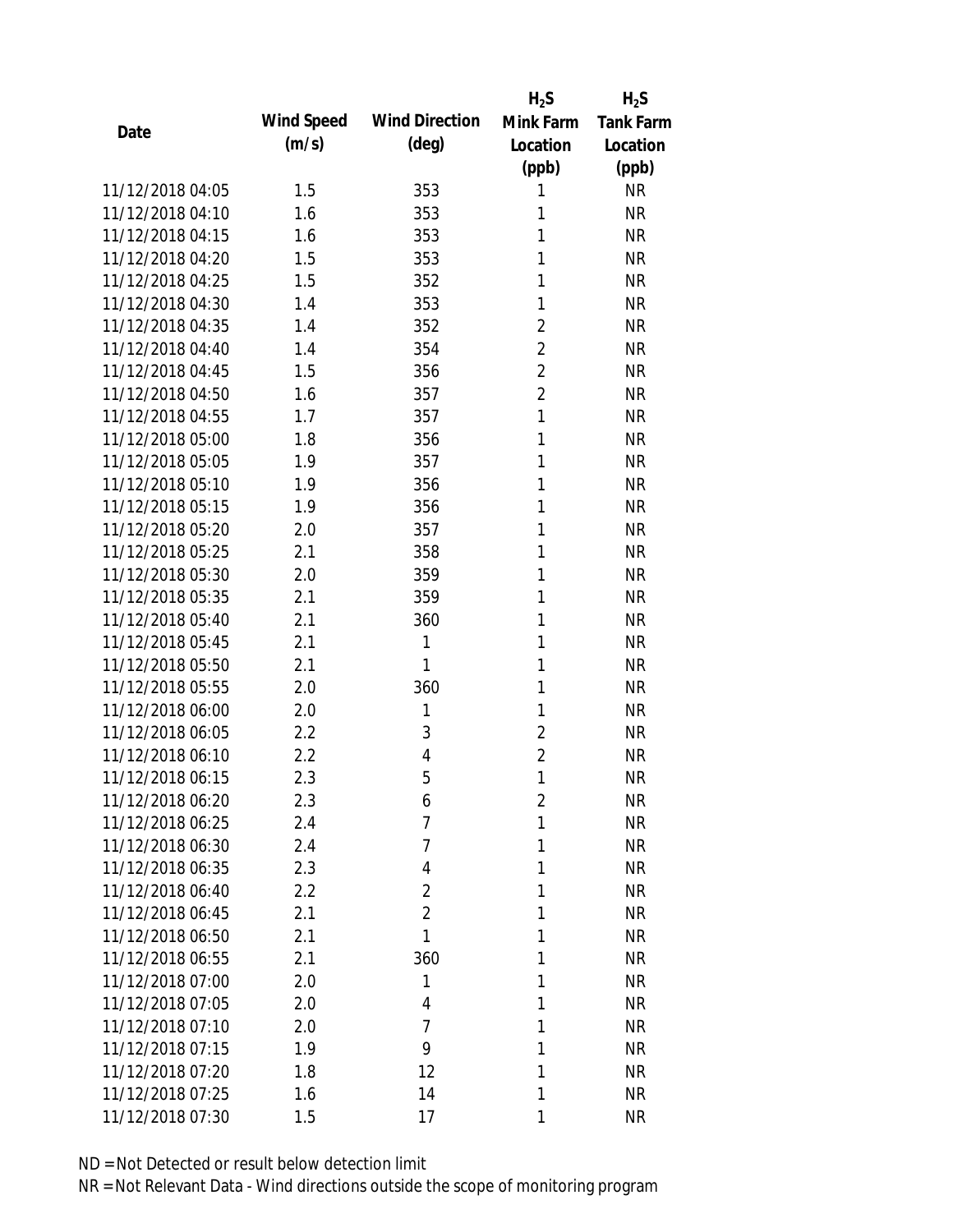| Date | Wind Speed (m/s) | Wind Direction (deg) | $H_2S$ Mink Farm Location (ppb) | $H_2S$ Tank Farm Location (ppb) |
|---|---|---|---|---|
| 11/12/2018 04:05 | 1.5 | 353 | 1 | NR |
| 11/12/2018 04:10 | 1.6 | 353 | 1 | NR |
| 11/12/2018 04:15 | 1.6 | 353 | 1 | NR |
| 11/12/2018 04:20 | 1.5 | 353 | 1 | NR |
| 11/12/2018 04:25 | 1.5 | 352 | 1 | NR |
| 11/12/2018 04:30 | 1.4 | 353 | 1 | NR |
| 11/12/2018 04:35 | 1.4 | 352 | 2 | NR |
| 11/12/2018 04:40 | 1.4 | 354 | 2 | NR |
| 11/12/2018 04:45 | 1.5 | 356 | 2 | NR |
| 11/12/2018 04:50 | 1.6 | 357 | 2 | NR |
| 11/12/2018 04:55 | 1.7 | 357 | 1 | NR |
| 11/12/2018 05:00 | 1.8 | 356 | 1 | NR |
| 11/12/2018 05:05 | 1.9 | 357 | 1 | NR |
| 11/12/2018 05:10 | 1.9 | 356 | 1 | NR |
| 11/12/2018 05:15 | 1.9 | 356 | 1 | NR |
| 11/12/2018 05:20 | 2.0 | 357 | 1 | NR |
| 11/12/2018 05:25 | 2.1 | 358 | 1 | NR |
| 11/12/2018 05:30 | 2.0 | 359 | 1 | NR |
| 11/12/2018 05:35 | 2.1 | 359 | 1 | NR |
| 11/12/2018 05:40 | 2.1 | 360 | 1 | NR |
| 11/12/2018 05:45 | 2.1 | 1 | 1 | NR |
| 11/12/2018 05:50 | 2.1 | 1 | 1 | NR |
| 11/12/2018 05:55 | 2.0 | 360 | 1 | NR |
| 11/12/2018 06:00 | 2.0 | 1 | 1 | NR |
| 11/12/2018 06:05 | 2.2 | 3 | 2 | NR |
| 11/12/2018 06:10 | 2.2 | 4 | 2 | NR |
| 11/12/2018 06:15 | 2.3 | 5 | 1 | NR |
| 11/12/2018 06:20 | 2.3 | 6 | 2 | NR |
| 11/12/2018 06:25 | 2.4 | 7 | 1 | NR |
| 11/12/2018 06:30 | 2.4 | 7 | 1 | NR |
| 11/12/2018 06:35 | 2.3 | 4 | 1 | NR |
| 11/12/2018 06:40 | 2.2 | 2 | 1 | NR |
| 11/12/2018 06:45 | 2.1 | 2 | 1 | NR |
| 11/12/2018 06:50 | 2.1 | 1 | 1 | NR |
| 11/12/2018 06:55 | 2.1 | 360 | 1 | NR |
| 11/12/2018 07:00 | 2.0 | 1 | 1 | NR |
| 11/12/2018 07:05 | 2.0 | 4 | 1 | NR |
| 11/12/2018 07:10 | 2.0 | 7 | 1 | NR |
| 11/12/2018 07:15 | 1.9 | 9 | 1 | NR |
| 11/12/2018 07:20 | 1.8 | 12 | 1 | NR |
| 11/12/2018 07:25 | 1.6 | 14 | 1 | NR |
| 11/12/2018 07:30 | 1.5 | 17 | 1 | NR |

ND = Not Detected or result below detection limit

NR = Not Relevant Data - Wind directions outside the scope of monitoring program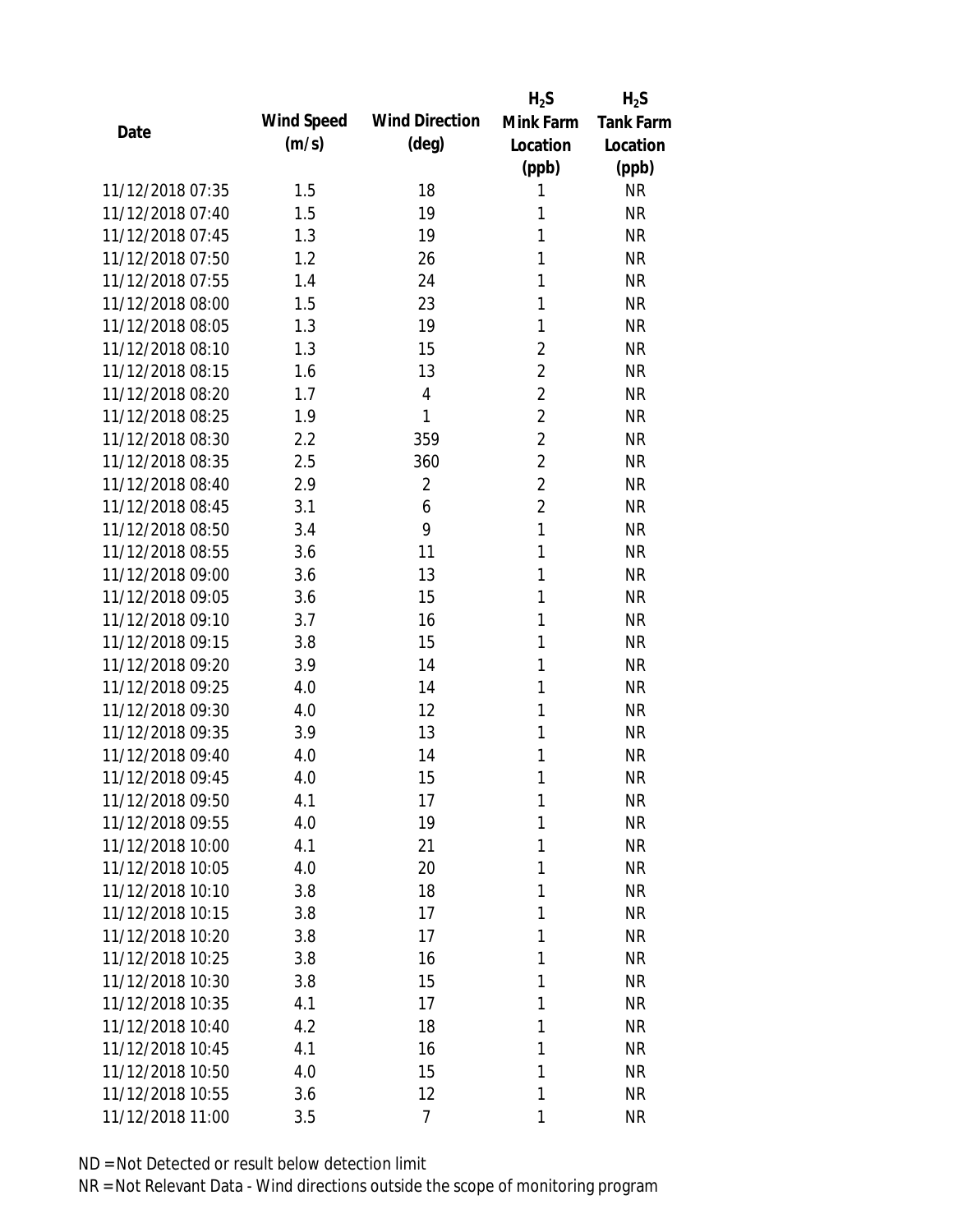| Date | Wind Speed (m/s) | Wind Direction (deg) | $H_2S$ Mink Farm Location (ppb) | $H_2S$ Tank Farm Location (ppb) |
|---|---|---|---|---|
| 11/12/2018 07:35 | 1.5 | 18 | 1 | NR |
| 11/12/2018 07:40 | 1.5 | 19 | 1 | NR |
| 11/12/2018 07:45 | 1.3 | 19 | 1 | NR |
| 11/12/2018 07:50 | 1.2 | 26 | 1 | NR |
| 11/12/2018 07:55 | 1.4 | 24 | 1 | NR |
| 11/12/2018 08:00 | 1.5 | 23 | 1 | NR |
| 11/12/2018 08:05 | 1.3 | 19 | 1 | NR |
| 11/12/2018 08:10 | 1.3 | 15 | 2 | NR |
| 11/12/2018 08:15 | 1.6 | 13 | 2 | NR |
| 11/12/2018 08:20 | 1.7 | 4 | 2 | NR |
| 11/12/2018 08:25 | 1.9 | 1 | 2 | NR |
| 11/12/2018 08:30 | 2.2 | 359 | 2 | NR |
| 11/12/2018 08:35 | 2.5 | 360 | 2 | NR |
| 11/12/2018 08:40 | 2.9 | 2 | 2 | NR |
| 11/12/2018 08:45 | 3.1 | 6 | 2 | NR |
| 11/12/2018 08:50 | 3.4 | 9 | 1 | NR |
| 11/12/2018 08:55 | 3.6 | 11 | 1 | NR |
| 11/12/2018 09:00 | 3.6 | 13 | 1 | NR |
| 11/12/2018 09:05 | 3.6 | 15 | 1 | NR |
| 11/12/2018 09:10 | 3.7 | 16 | 1 | NR |
| 11/12/2018 09:15 | 3.8 | 15 | 1 | NR |
| 11/12/2018 09:20 | 3.9 | 14 | 1 | NR |
| 11/12/2018 09:25 | 4.0 | 14 | 1 | NR |
| 11/12/2018 09:30 | 4.0 | 12 | 1 | NR |
| 11/12/2018 09:35 | 3.9 | 13 | 1 | NR |
| 11/12/2018 09:40 | 4.0 | 14 | 1 | NR |
| 11/12/2018 09:45 | 4.0 | 15 | 1 | NR |
| 11/12/2018 09:50 | 4.1 | 17 | 1 | NR |
| 11/12/2018 09:55 | 4.0 | 19 | 1 | NR |
| 11/12/2018 10:00 | 4.1 | 21 | 1 | NR |
| 11/12/2018 10:05 | 4.0 | 20 | 1 | NR |
| 11/12/2018 10:10 | 3.8 | 18 | 1 | NR |
| 11/12/2018 10:15 | 3.8 | 17 | 1 | NR |
| 11/12/2018 10:20 | 3.8 | 17 | 1 | NR |
| 11/12/2018 10:25 | 3.8 | 16 | 1 | NR |
| 11/12/2018 10:30 | 3.8 | 15 | 1 | NR |
| 11/12/2018 10:35 | 4.1 | 17 | 1 | NR |
| 11/12/2018 10:40 | 4.2 | 18 | 1 | NR |
| 11/12/2018 10:45 | 4.1 | 16 | 1 | NR |
| 11/12/2018 10:50 | 4.0 | 15 | 1 | NR |
| 11/12/2018 10:55 | 3.6 | 12 | 1 | NR |
| 11/12/2018 11:00 | 3.5 | 7 | 1 | NR |

ND = Not Detected or result below detection limit

NR = Not Relevant Data - Wind directions outside the scope of monitoring program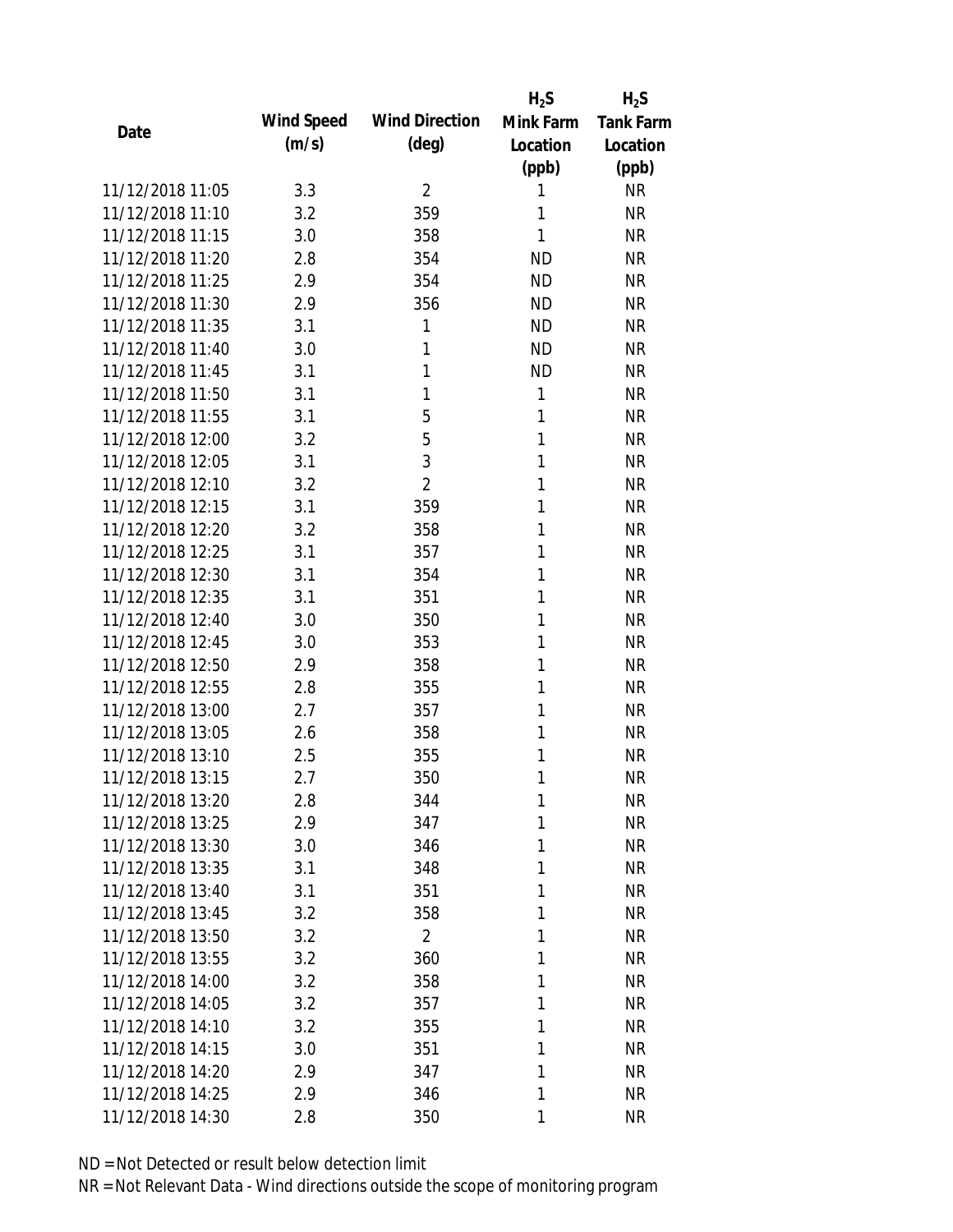| Date | Wind Speed (m/s) | Wind Direction (deg) | $H_2S$ Mink Farm Location (ppb) | $H_2S$ Tank Farm Location (ppb) |
|---|---|---|---|---|
| 11/12/2018 11:05 | 3.3 | 2 | 1 | NR |
| 11/12/2018 11:10 | 3.2 | 359 | 1 | NR |
| 11/12/2018 11:15 | 3.0 | 358 | 1 | NR |
| 11/12/2018 11:20 | 2.8 | 354 | ND | NR |
| 11/12/2018 11:25 | 2.9 | 354 | ND | NR |
| 11/12/2018 11:30 | 2.9 | 356 | ND | NR |
| 11/12/2018 11:35 | 3.1 | 1 | ND | NR |
| 11/12/2018 11:40 | 3.0 | 1 | ND | NR |
| 11/12/2018 11:45 | 3.1 | 1 | ND | NR |
| 11/12/2018 11:50 | 3.1 | 1 | 1 | NR |
| 11/12/2018 11:55 | 3.1 | 5 | 1 | NR |
| 11/12/2018 12:00 | 3.2 | 5 | 1 | NR |
| 11/12/2018 12:05 | 3.1 | 3 | 1 | NR |
| 11/12/2018 12:10 | 3.2 | 2 | 1 | NR |
| 11/12/2018 12:15 | 3.1 | 359 | 1 | NR |
| 11/12/2018 12:20 | 3.2 | 358 | 1 | NR |
| 11/12/2018 12:25 | 3.1 | 357 | 1 | NR |
| 11/12/2018 12:30 | 3.1 | 354 | 1 | NR |
| 11/12/2018 12:35 | 3.1 | 351 | 1 | NR |
| 11/12/2018 12:40 | 3.0 | 350 | 1 | NR |
| 11/12/2018 12:45 | 3.0 | 353 | 1 | NR |
| 11/12/2018 12:50 | 2.9 | 358 | 1 | NR |
| 11/12/2018 12:55 | 2.8 | 355 | 1 | NR |
| 11/12/2018 13:00 | 2.7 | 357 | 1 | NR |
| 11/12/2018 13:05 | 2.6 | 358 | 1 | NR |
| 11/12/2018 13:10 | 2.5 | 355 | 1 | NR |
| 11/12/2018 13:15 | 2.7 | 350 | 1 | NR |
| 11/12/2018 13:20 | 2.8 | 344 | 1 | NR |
| 11/12/2018 13:25 | 2.9 | 347 | 1 | NR |
| 11/12/2018 13:30 | 3.0 | 346 | 1 | NR |
| 11/12/2018 13:35 | 3.1 | 348 | 1 | NR |
| 11/12/2018 13:40 | 3.1 | 351 | 1 | NR |
| 11/12/2018 13:45 | 3.2 | 358 | 1 | NR |
| 11/12/2018 13:50 | 3.2 | 2 | 1 | NR |
| 11/12/2018 13:55 | 3.2 | 360 | 1 | NR |
| 11/12/2018 14:00 | 3.2 | 358 | 1 | NR |
| 11/12/2018 14:05 | 3.2 | 357 | 1 | NR |
| 11/12/2018 14:10 | 3.2 | 355 | 1 | NR |
| 11/12/2018 14:15 | 3.0 | 351 | 1 | NR |
| 11/12/2018 14:20 | 2.9 | 347 | 1 | NR |
| 11/12/2018 14:25 | 2.9 | 346 | 1 | NR |
| 11/12/2018 14:30 | 2.8 | 350 | 1 | NR |

ND = Not Detected or result below detection limit

NR = Not Relevant Data - Wind directions outside the scope of monitoring program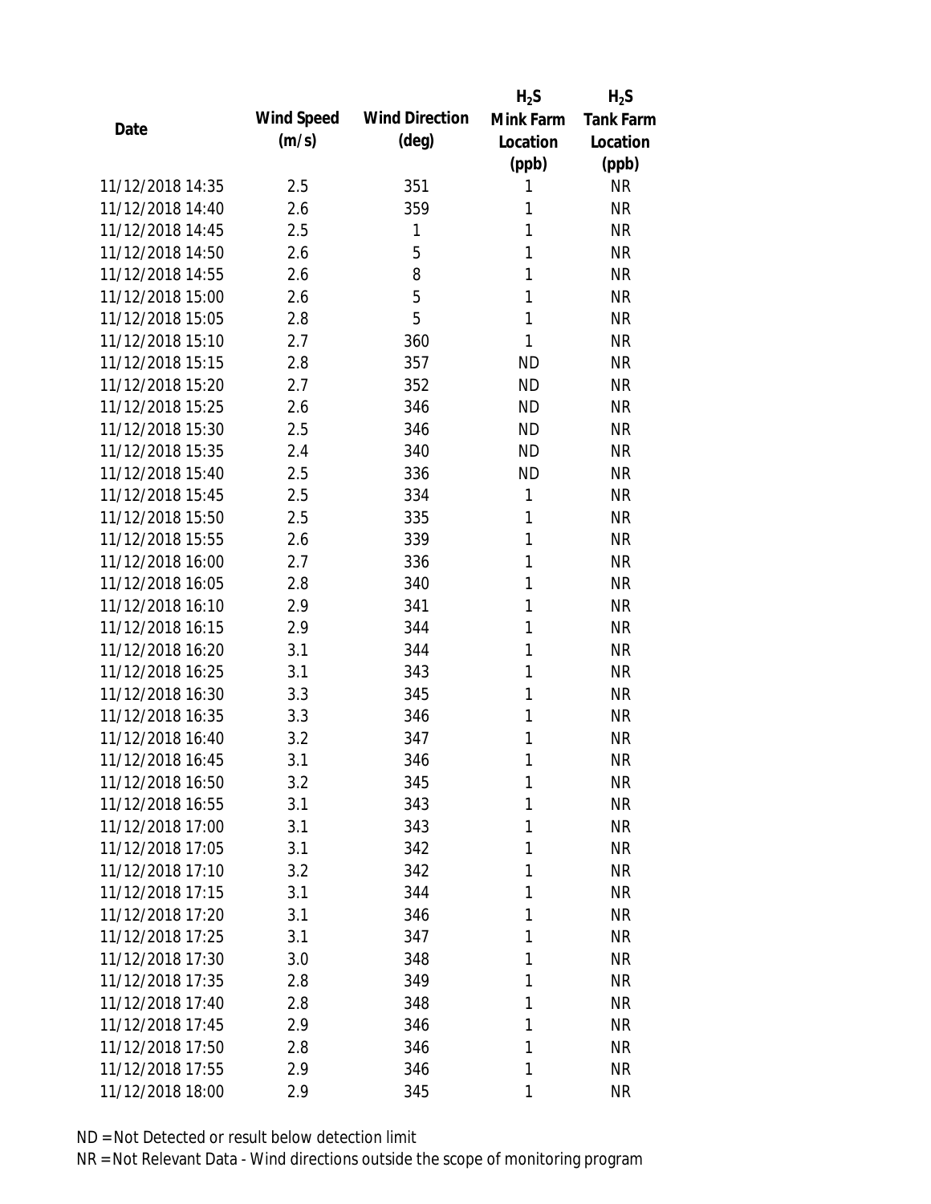| Date | Wind Speed (m/s) | Wind Direction (deg) | $H_2S$ Mink Farm Location (ppb) | $H_2S$ Tank Farm Location (ppb) |
|---|---|---|---|---|
| 11/12/2018 14:35 | 2.5 | 351 | 1 | NR |
| 11/12/2018 14:40 | 2.6 | 359 | 1 | NR |
| 11/12/2018 14:45 | 2.5 | 1 | 1 | NR |
| 11/12/2018 14:50 | 2.6 | 5 | 1 | NR |
| 11/12/2018 14:55 | 2.6 | 8 | 1 | NR |
| 11/12/2018 15:00 | 2.6 | 5 | 1 | NR |
| 11/12/2018 15:05 | 2.8 | 5 | 1 | NR |
| 11/12/2018 15:10 | 2.7 | 360 | 1 | NR |
| 11/12/2018 15:15 | 2.8 | 357 | ND | NR |
| 11/12/2018 15:20 | 2.7 | 352 | ND | NR |
| 11/12/2018 15:25 | 2.6 | 346 | ND | NR |
| 11/12/2018 15:30 | 2.5 | 346 | ND | NR |
| 11/12/2018 15:35 | 2.4 | 340 | ND | NR |
| 11/12/2018 15:40 | 2.5 | 336 | ND | NR |
| 11/12/2018 15:45 | 2.5 | 334 | 1 | NR |
| 11/12/2018 15:50 | 2.5 | 335 | 1 | NR |
| 11/12/2018 15:55 | 2.6 | 339 | 1 | NR |
| 11/12/2018 16:00 | 2.7 | 336 | 1 | NR |
| 11/12/2018 16:05 | 2.8 | 340 | 1 | NR |
| 11/12/2018 16:10 | 2.9 | 341 | 1 | NR |
| 11/12/2018 16:15 | 2.9 | 344 | 1 | NR |
| 11/12/2018 16:20 | 3.1 | 344 | 1 | NR |
| 11/12/2018 16:25 | 3.1 | 343 | 1 | NR |
| 11/12/2018 16:30 | 3.3 | 345 | 1 | NR |
| 11/12/2018 16:35 | 3.3 | 346 | 1 | NR |
| 11/12/2018 16:40 | 3.2 | 347 | 1 | NR |
| 11/12/2018 16:45 | 3.1 | 346 | 1 | NR |
| 11/12/2018 16:50 | 3.2 | 345 | 1 | NR |
| 11/12/2018 16:55 | 3.1 | 343 | 1 | NR |
| 11/12/2018 17:00 | 3.1 | 343 | 1 | NR |
| 11/12/2018 17:05 | 3.1 | 342 | 1 | NR |
| 11/12/2018 17:10 | 3.2 | 342 | 1 | NR |
| 11/12/2018 17:15 | 3.1 | 344 | 1 | NR |
| 11/12/2018 17:20 | 3.1 | 346 | 1 | NR |
| 11/12/2018 17:25 | 3.1 | 347 | 1 | NR |
| 11/12/2018 17:30 | 3.0 | 348 | 1 | NR |
| 11/12/2018 17:35 | 2.8 | 349 | 1 | NR |
| 11/12/2018 17:40 | 2.8 | 348 | 1 | NR |
| 11/12/2018 17:45 | 2.9 | 346 | 1 | NR |
| 11/12/2018 17:50 | 2.8 | 346 | 1 | NR |
| 11/12/2018 17:55 | 2.9 | 346 | 1 | NR |
| 11/12/2018 18:00 | 2.9 | 345 | 1 | NR |

ND = Not Detected or result below detection limit

NR = Not Relevant Data - Wind directions outside the scope of monitoring program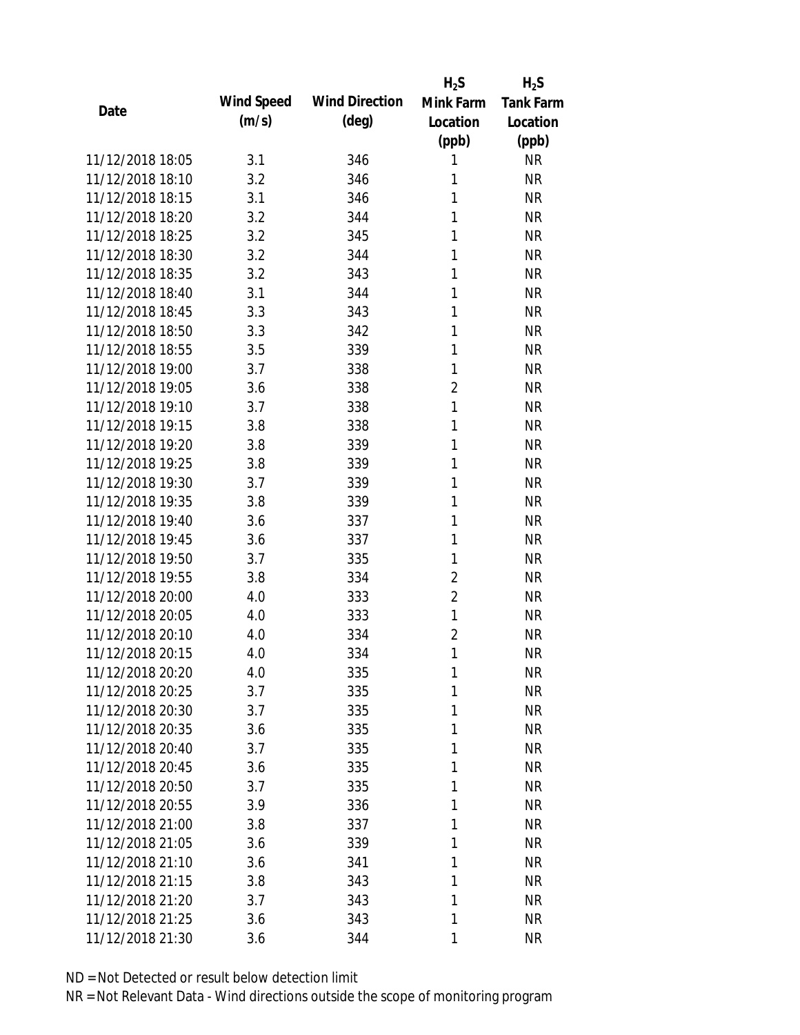| Date | Wind Speed (m/s) | Wind Direction (deg) | $H_2S$ Mink Farm Location (ppb) | $H_2S$ Tank Farm Location (ppb) |
|---|---|---|---|---|
| 11/12/2018 18:05 | 3.1 | 346 | 1 | NR |
| 11/12/2018 18:10 | 3.2 | 346 | 1 | NR |
| 11/12/2018 18:15 | 3.1 | 346 | 1 | NR |
| 11/12/2018 18:20 | 3.2 | 344 | 1 | NR |
| 11/12/2018 18:25 | 3.2 | 345 | 1 | NR |
| 11/12/2018 18:30 | 3.2 | 344 | 1 | NR |
| 11/12/2018 18:35 | 3.2 | 343 | 1 | NR |
| 11/12/2018 18:40 | 3.1 | 344 | 1 | NR |
| 11/12/2018 18:45 | 3.3 | 343 | 1 | NR |
| 11/12/2018 18:50 | 3.3 | 342 | 1 | NR |
| 11/12/2018 18:55 | 3.5 | 339 | 1 | NR |
| 11/12/2018 19:00 | 3.7 | 338 | 1 | NR |
| 11/12/2018 19:05 | 3.6 | 338 | 2 | NR |
| 11/12/2018 19:10 | 3.7 | 338 | 1 | NR |
| 11/12/2018 19:15 | 3.8 | 338 | 1 | NR |
| 11/12/2018 19:20 | 3.8 | 339 | 1 | NR |
| 11/12/2018 19:25 | 3.8 | 339 | 1 | NR |
| 11/12/2018 19:30 | 3.7 | 339 | 1 | NR |
| 11/12/2018 19:35 | 3.8 | 339 | 1 | NR |
| 11/12/2018 19:40 | 3.6 | 337 | 1 | NR |
| 11/12/2018 19:45 | 3.6 | 337 | 1 | NR |
| 11/12/2018 19:50 | 3.7 | 335 | 1 | NR |
| 11/12/2018 19:55 | 3.8 | 334 | 2 | NR |
| 11/12/2018 20:00 | 4.0 | 333 | 2 | NR |
| 11/12/2018 20:05 | 4.0 | 333 | 1 | NR |
| 11/12/2018 20:10 | 4.0 | 334 | 2 | NR |
| 11/12/2018 20:15 | 4.0 | 334 | 1 | NR |
| 11/12/2018 20:20 | 4.0 | 335 | 1 | NR |
| 11/12/2018 20:25 | 3.7 | 335 | 1 | NR |
| 11/12/2018 20:30 | 3.7 | 335 | 1 | NR |
| 11/12/2018 20:35 | 3.6 | 335 | 1 | NR |
| 11/12/2018 20:40 | 3.7 | 335 | 1 | NR |
| 11/12/2018 20:45 | 3.6 | 335 | 1 | NR |
| 11/12/2018 20:50 | 3.7 | 335 | 1 | NR |
| 11/12/2018 20:55 | 3.9 | 336 | 1 | NR |
| 11/12/2018 21:00 | 3.8 | 337 | 1 | NR |
| 11/12/2018 21:05 | 3.6 | 339 | 1 | NR |
| 11/12/2018 21:10 | 3.6 | 341 | 1 | NR |
| 11/12/2018 21:15 | 3.8 | 343 | 1 | NR |
| 11/12/2018 21:20 | 3.7 | 343 | 1 | NR |
| 11/12/2018 21:25 | 3.6 | 343 | 1 | NR |
| 11/12/2018 21:30 | 3.6 | 344 | 1 | NR |

ND = Not Detected or result below detection limit

NR = Not Relevant Data - Wind directions outside the scope of monitoring program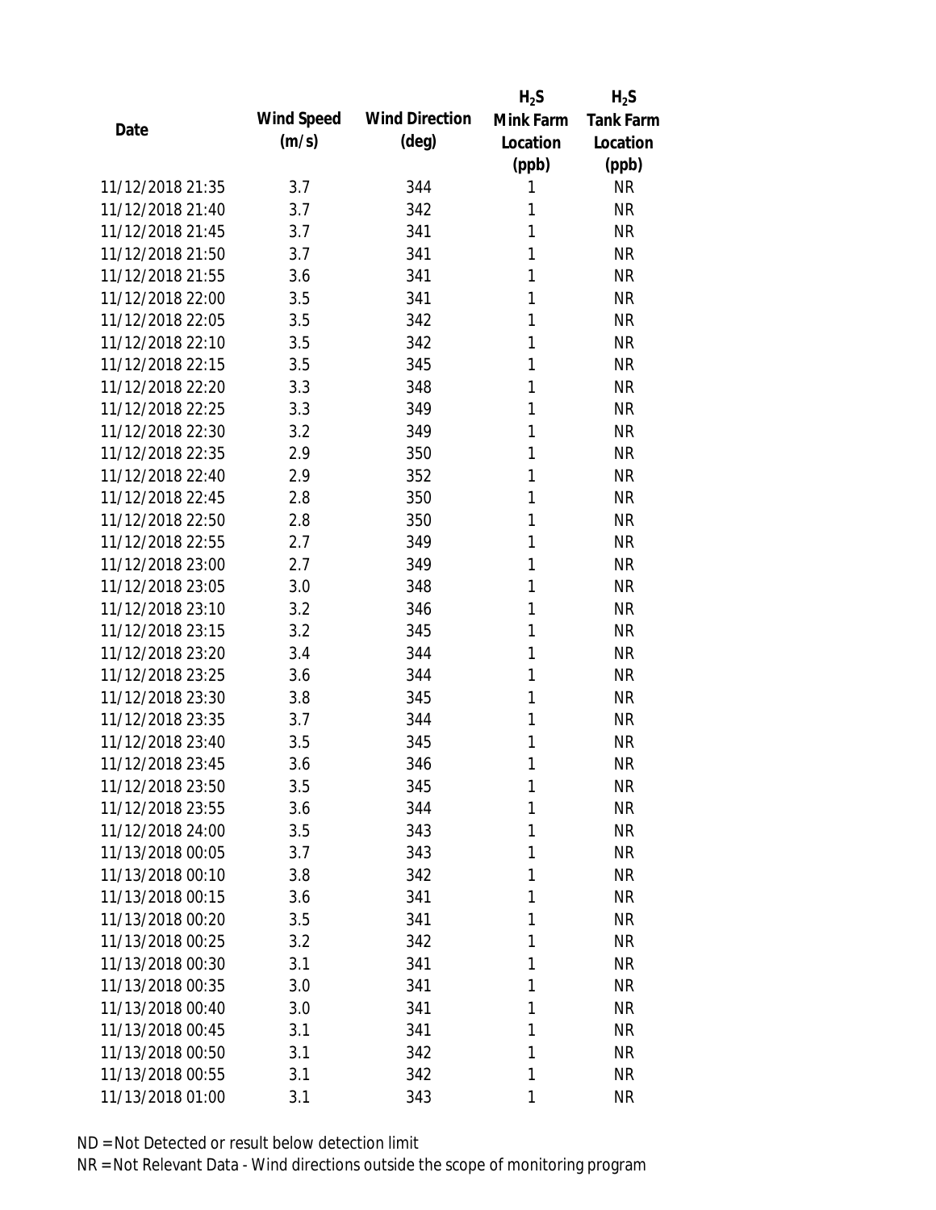| Date | Wind Speed (m/s) | Wind Direction (deg) | $H_2S$ Mink Farm Location (ppb) | $H_2S$ Tank Farm Location (ppb) |
|---|---|---|---|---|
| 11/12/2018 21:35 | 3.7 | 344 | 1 | NR |
| 11/12/2018 21:40 | 3.7 | 342 | 1 | NR |
| 11/12/2018 21:45 | 3.7 | 341 | 1 | NR |
| 11/12/2018 21:50 | 3.7 | 341 | 1 | NR |
| 11/12/2018 21:55 | 3.6 | 341 | 1 | NR |
| 11/12/2018 22:00 | 3.5 | 341 | 1 | NR |
| 11/12/2018 22:05 | 3.5 | 342 | 1 | NR |
| 11/12/2018 22:10 | 3.5 | 342 | 1 | NR |
| 11/12/2018 22:15 | 3.5 | 345 | 1 | NR |
| 11/12/2018 22:20 | 3.3 | 348 | 1 | NR |
| 11/12/2018 22:25 | 3.3 | 349 | 1 | NR |
| 11/12/2018 22:30 | 3.2 | 349 | 1 | NR |
| 11/12/2018 22:35 | 2.9 | 350 | 1 | NR |
| 11/12/2018 22:40 | 2.9 | 352 | 1 | NR |
| 11/12/2018 22:45 | 2.8 | 350 | 1 | NR |
| 11/12/2018 22:50 | 2.8 | 350 | 1 | NR |
| 11/12/2018 22:55 | 2.7 | 349 | 1 | NR |
| 11/12/2018 23:00 | 2.7 | 349 | 1 | NR |
| 11/12/2018 23:05 | 3.0 | 348 | 1 | NR |
| 11/12/2018 23:10 | 3.2 | 346 | 1 | NR |
| 11/12/2018 23:15 | 3.2 | 345 | 1 | NR |
| 11/12/2018 23:20 | 3.4 | 344 | 1 | NR |
| 11/12/2018 23:25 | 3.6 | 344 | 1 | NR |
| 11/12/2018 23:30 | 3.8 | 345 | 1 | NR |
| 11/12/2018 23:35 | 3.7 | 344 | 1 | NR |
| 11/12/2018 23:40 | 3.5 | 345 | 1 | NR |
| 11/12/2018 23:45 | 3.6 | 346 | 1 | NR |
| 11/12/2018 23:50 | 3.5 | 345 | 1 | NR |
| 11/12/2018 23:55 | 3.6 | 344 | 1 | NR |
| 11/12/2018 24:00 | 3.5 | 343 | 1 | NR |
| 11/13/2018 00:05 | 3.7 | 343 | 1 | NR |
| 11/13/2018 00:10 | 3.8 | 342 | 1 | NR |
| 11/13/2018 00:15 | 3.6 | 341 | 1 | NR |
| 11/13/2018 00:20 | 3.5 | 341 | 1 | NR |
| 11/13/2018 00:25 | 3.2 | 342 | 1 | NR |
| 11/13/2018 00:30 | 3.1 | 341 | 1 | NR |
| 11/13/2018 00:35 | 3.0 | 341 | 1 | NR |
| 11/13/2018 00:40 | 3.0 | 341 | 1 | NR |
| 11/13/2018 00:45 | 3.1 | 341 | 1 | NR |
| 11/13/2018 00:50 | 3.1 | 342 | 1 | NR |
| 11/13/2018 00:55 | 3.1 | 342 | 1 | NR |
| 11/13/2018 01:00 | 3.1 | 343 | 1 | NR |

ND = Not Detected or result below detection limit

NR = Not Relevant Data - Wind directions outside the scope of monitoring program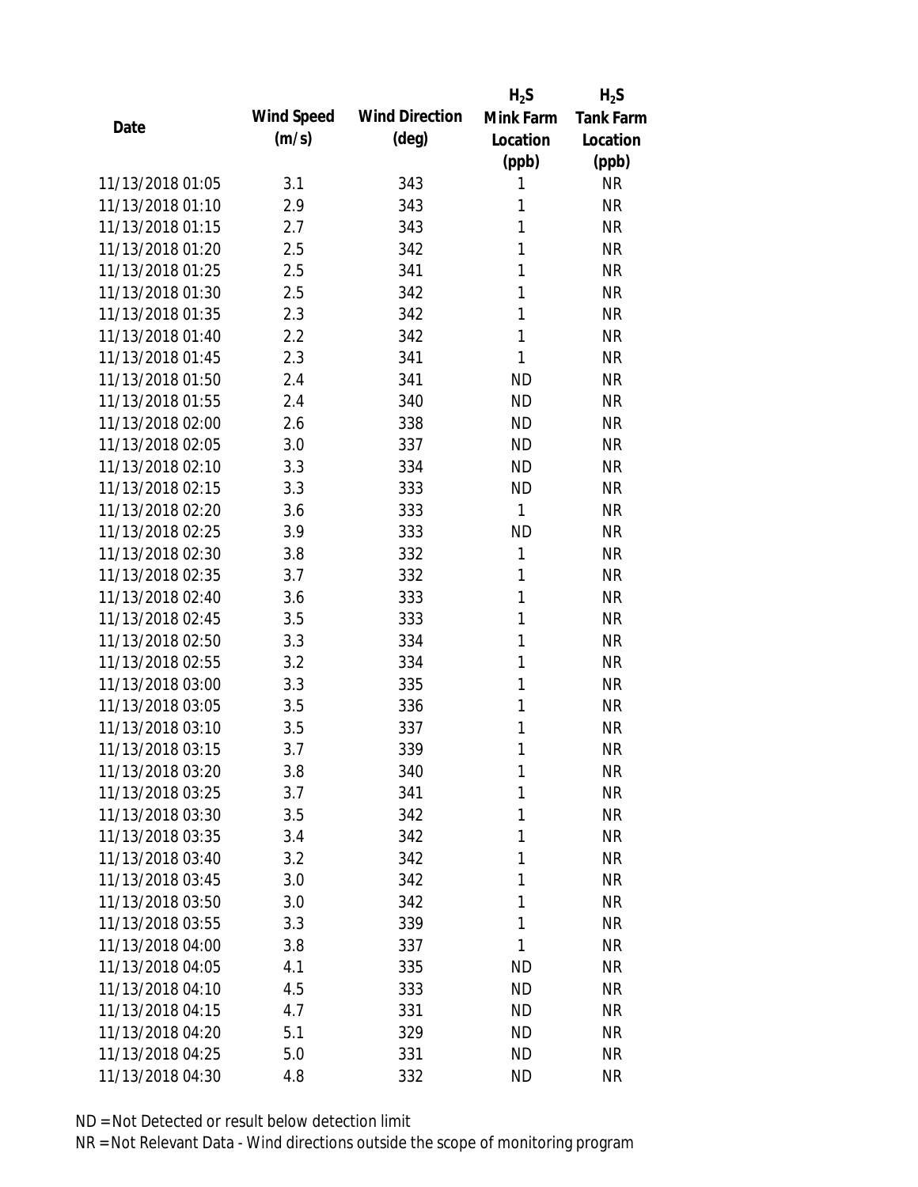| Date | Wind Speed (m/s) | Wind Direction (deg) | $H_2S$ Mink Farm Location (ppb) | $H_2S$ Tank Farm Location (ppb) |
|---|---|---|---|---|
| 11/13/2018 01:05 | 3.1 | 343 | 1 | NR |
| 11/13/2018 01:10 | 2.9 | 343 | 1 | NR |
| 11/13/2018 01:15 | 2.7 | 343 | 1 | NR |
| 11/13/2018 01:20 | 2.5 | 342 | 1 | NR |
| 11/13/2018 01:25 | 2.5 | 341 | 1 | NR |
| 11/13/2018 01:30 | 2.5 | 342 | 1 | NR |
| 11/13/2018 01:35 | 2.3 | 342 | 1 | NR |
| 11/13/2018 01:40 | 2.2 | 342 | 1 | NR |
| 11/13/2018 01:45 | 2.3 | 341 | 1 | NR |
| 11/13/2018 01:50 | 2.4 | 341 | ND | NR |
| 11/13/2018 01:55 | 2.4 | 340 | ND | NR |
| 11/13/2018 02:00 | 2.6 | 338 | ND | NR |
| 11/13/2018 02:05 | 3.0 | 337 | ND | NR |
| 11/13/2018 02:10 | 3.3 | 334 | ND | NR |
| 11/13/2018 02:15 | 3.3 | 333 | ND | NR |
| 11/13/2018 02:20 | 3.6 | 333 | 1 | NR |
| 11/13/2018 02:25 | 3.9 | 333 | ND | NR |
| 11/13/2018 02:30 | 3.8 | 332 | 1 | NR |
| 11/13/2018 02:35 | 3.7 | 332 | 1 | NR |
| 11/13/2018 02:40 | 3.6 | 333 | 1 | NR |
| 11/13/2018 02:45 | 3.5 | 333 | 1 | NR |
| 11/13/2018 02:50 | 3.3 | 334 | 1 | NR |
| 11/13/2018 02:55 | 3.2 | 334 | 1 | NR |
| 11/13/2018 03:00 | 3.3 | 335 | 1 | NR |
| 11/13/2018 03:05 | 3.5 | 336 | 1 | NR |
| 11/13/2018 03:10 | 3.5 | 337 | 1 | NR |
| 11/13/2018 03:15 | 3.7 | 339 | 1 | NR |
| 11/13/2018 03:20 | 3.8 | 340 | 1 | NR |
| 11/13/2018 03:25 | 3.7 | 341 | 1 | NR |
| 11/13/2018 03:30 | 3.5 | 342 | 1 | NR |
| 11/13/2018 03:35 | 3.4 | 342 | 1 | NR |
| 11/13/2018 03:40 | 3.2 | 342 | 1 | NR |
| 11/13/2018 03:45 | 3.0 | 342 | 1 | NR |
| 11/13/2018 03:50 | 3.0 | 342 | 1 | NR |
| 11/13/2018 03:55 | 3.3 | 339 | 1 | NR |
| 11/13/2018 04:00 | 3.8 | 337 | 1 | NR |
| 11/13/2018 04:05 | 4.1 | 335 | ND | NR |
| 11/13/2018 04:10 | 4.5 | 333 | ND | NR |
| 11/13/2018 04:15 | 4.7 | 331 | ND | NR |
| 11/13/2018 04:20 | 5.1 | 329 | ND | NR |
| 11/13/2018 04:25 | 5.0 | 331 | ND | NR |
| 11/13/2018 04:30 | 4.8 | 332 | ND | NR |

ND = Not Detected or result below detection limit

NR = Not Relevant Data - Wind directions outside the scope of monitoring program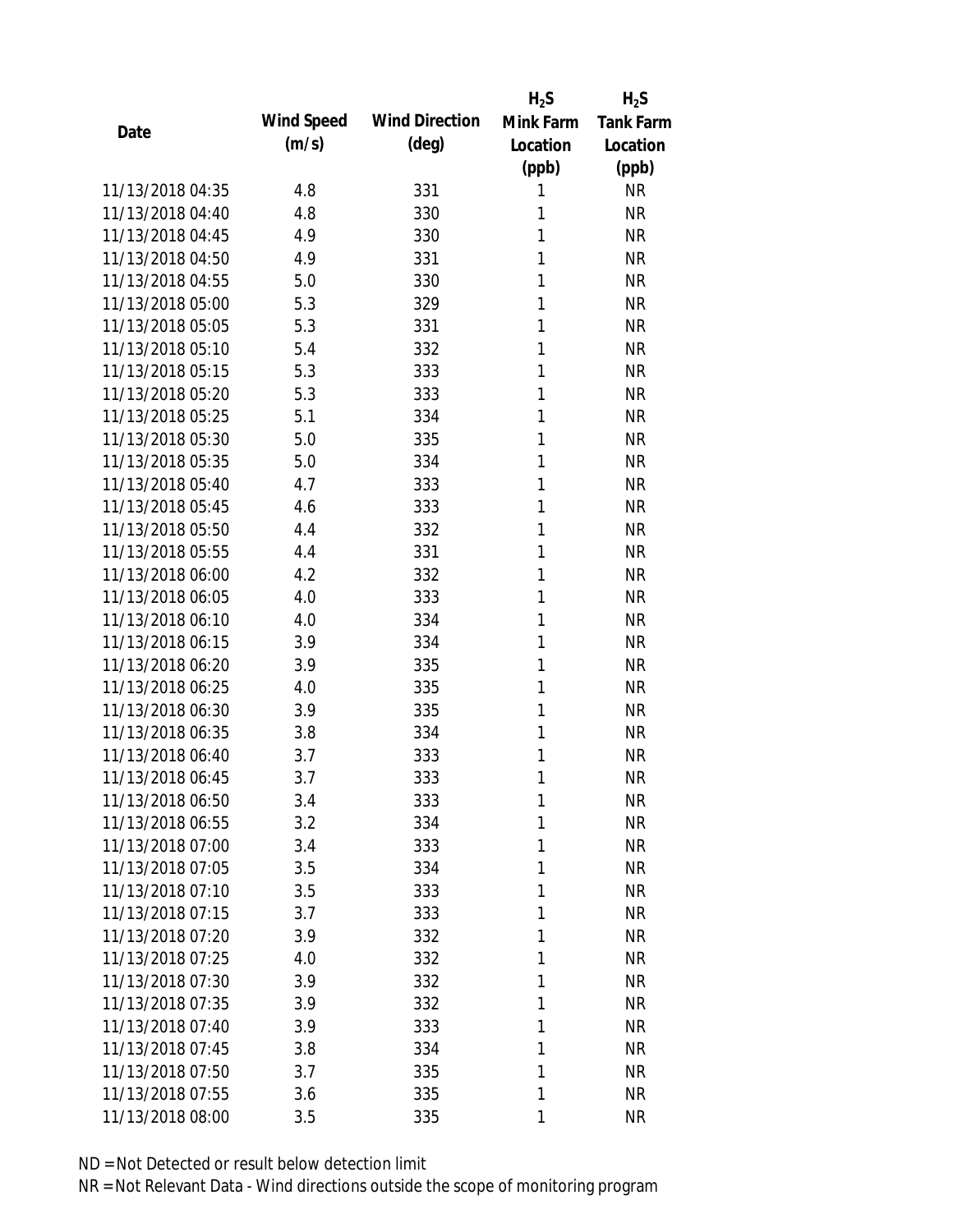| Date | Wind Speed (m/s) | Wind Direction (deg) | $H_2S$ Mink Farm Location (ppb) | $H_2S$ Tank Farm Location (ppb) |
|---|---|---|---|---|
| 11/13/2018 04:35 | 4.8 | 331 | 1 | NR |
| 11/13/2018 04:40 | 4.8 | 330 | 1 | NR |
| 11/13/2018 04:45 | 4.9 | 330 | 1 | NR |
| 11/13/2018 04:50 | 4.9 | 331 | 1 | NR |
| 11/13/2018 04:55 | 5.0 | 330 | 1 | NR |
| 11/13/2018 05:00 | 5.3 | 329 | 1 | NR |
| 11/13/2018 05:05 | 5.3 | 331 | 1 | NR |
| 11/13/2018 05:10 | 5.4 | 332 | 1 | NR |
| 11/13/2018 05:15 | 5.3 | 333 | 1 | NR |
| 11/13/2018 05:20 | 5.3 | 333 | 1 | NR |
| 11/13/2018 05:25 | 5.1 | 334 | 1 | NR |
| 11/13/2018 05:30 | 5.0 | 335 | 1 | NR |
| 11/13/2018 05:35 | 5.0 | 334 | 1 | NR |
| 11/13/2018 05:40 | 4.7 | 333 | 1 | NR |
| 11/13/2018 05:45 | 4.6 | 333 | 1 | NR |
| 11/13/2018 05:50 | 4.4 | 332 | 1 | NR |
| 11/13/2018 05:55 | 4.4 | 331 | 1 | NR |
| 11/13/2018 06:00 | 4.2 | 332 | 1 | NR |
| 11/13/2018 06:05 | 4.0 | 333 | 1 | NR |
| 11/13/2018 06:10 | 4.0 | 334 | 1 | NR |
| 11/13/2018 06:15 | 3.9 | 334 | 1 | NR |
| 11/13/2018 06:20 | 3.9 | 335 | 1 | NR |
| 11/13/2018 06:25 | 4.0 | 335 | 1 | NR |
| 11/13/2018 06:30 | 3.9 | 335 | 1 | NR |
| 11/13/2018 06:35 | 3.8 | 334 | 1 | NR |
| 11/13/2018 06:40 | 3.7 | 333 | 1 | NR |
| 11/13/2018 06:45 | 3.7 | 333 | 1 | NR |
| 11/13/2018 06:50 | 3.4 | 333 | 1 | NR |
| 11/13/2018 06:55 | 3.2 | 334 | 1 | NR |
| 11/13/2018 07:00 | 3.4 | 333 | 1 | NR |
| 11/13/2018 07:05 | 3.5 | 334 | 1 | NR |
| 11/13/2018 07:10 | 3.5 | 333 | 1 | NR |
| 11/13/2018 07:15 | 3.7 | 333 | 1 | NR |
| 11/13/2018 07:20 | 3.9 | 332 | 1 | NR |
| 11/13/2018 07:25 | 4.0 | 332 | 1 | NR |
| 11/13/2018 07:30 | 3.9 | 332 | 1 | NR |
| 11/13/2018 07:35 | 3.9 | 332 | 1 | NR |
| 11/13/2018 07:40 | 3.9 | 333 | 1 | NR |
| 11/13/2018 07:45 | 3.8 | 334 | 1 | NR |
| 11/13/2018 07:50 | 3.7 | 335 | 1 | NR |
| 11/13/2018 07:55 | 3.6 | 335 | 1 | NR |
| 11/13/2018 08:00 | 3.5 | 335 | 1 | NR |

ND = Not Detected or result below detection limit

NR = Not Relevant Data - Wind directions outside the scope of monitoring program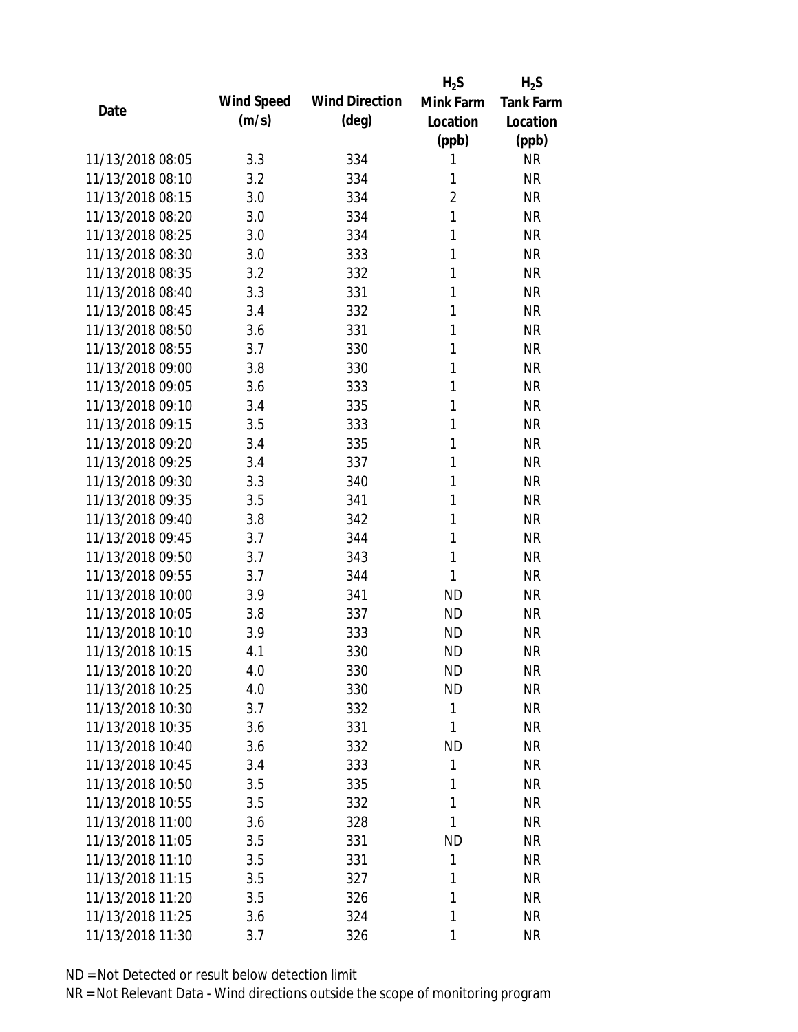| Date | Wind Speed (m/s) | Wind Direction (deg) | $H_2S$ Mink Farm Location (ppb) | $H_2S$ Tank Farm Location (ppb) |
|---|---|---|---|---|
| 11/13/2018 08:05 | 3.3 | 334 | 1 | NR |
| 11/13/2018 08:10 | 3.2 | 334 | 1 | NR |
| 11/13/2018 08:15 | 3.0 | 334 | 2 | NR |
| 11/13/2018 08:20 | 3.0 | 334 | 1 | NR |
| 11/13/2018 08:25 | 3.0 | 334 | 1 | NR |
| 11/13/2018 08:30 | 3.0 | 333 | 1 | NR |
| 11/13/2018 08:35 | 3.2 | 332 | 1 | NR |
| 11/13/2018 08:40 | 3.3 | 331 | 1 | NR |
| 11/13/2018 08:45 | 3.4 | 332 | 1 | NR |
| 11/13/2018 08:50 | 3.6 | 331 | 1 | NR |
| 11/13/2018 08:55 | 3.7 | 330 | 1 | NR |
| 11/13/2018 09:00 | 3.8 | 330 | 1 | NR |
| 11/13/2018 09:05 | 3.6 | 333 | 1 | NR |
| 11/13/2018 09:10 | 3.4 | 335 | 1 | NR |
| 11/13/2018 09:15 | 3.5 | 333 | 1 | NR |
| 11/13/2018 09:20 | 3.4 | 335 | 1 | NR |
| 11/13/2018 09:25 | 3.4 | 337 | 1 | NR |
| 11/13/2018 09:30 | 3.3 | 340 | 1 | NR |
| 11/13/2018 09:35 | 3.5 | 341 | 1 | NR |
| 11/13/2018 09:40 | 3.8 | 342 | 1 | NR |
| 11/13/2018 09:45 | 3.7 | 344 | 1 | NR |
| 11/13/2018 09:50 | 3.7 | 343 | 1 | NR |
| 11/13/2018 09:55 | 3.7 | 344 | 1 | NR |
| 11/13/2018 10:00 | 3.9 | 341 | ND | NR |
| 11/13/2018 10:05 | 3.8 | 337 | ND | NR |
| 11/13/2018 10:10 | 3.9 | 333 | ND | NR |
| 11/13/2018 10:15 | 4.1 | 330 | ND | NR |
| 11/13/2018 10:20 | 4.0 | 330 | ND | NR |
| 11/13/2018 10:25 | 4.0 | 330 | ND | NR |
| 11/13/2018 10:30 | 3.7 | 332 | 1 | NR |
| 11/13/2018 10:35 | 3.6 | 331 | 1 | NR |
| 11/13/2018 10:40 | 3.6 | 332 | ND | NR |
| 11/13/2018 10:45 | 3.4 | 333 | 1 | NR |
| 11/13/2018 10:50 | 3.5 | 335 | 1 | NR |
| 11/13/2018 10:55 | 3.5 | 332 | 1 | NR |
| 11/13/2018 11:00 | 3.6 | 328 | 1 | NR |
| 11/13/2018 11:05 | 3.5 | 331 | ND | NR |
| 11/13/2018 11:10 | 3.5 | 331 | 1 | NR |
| 11/13/2018 11:15 | 3.5 | 327 | 1 | NR |
| 11/13/2018 11:20 | 3.5 | 326 | 1 | NR |
| 11/13/2018 11:25 | 3.6 | 324 | 1 | NR |
| 11/13/2018 11:30 | 3.7 | 326 | 1 | NR |

ND = Not Detected or result below detection limit

NR = Not Relevant Data - Wind directions outside the scope of monitoring program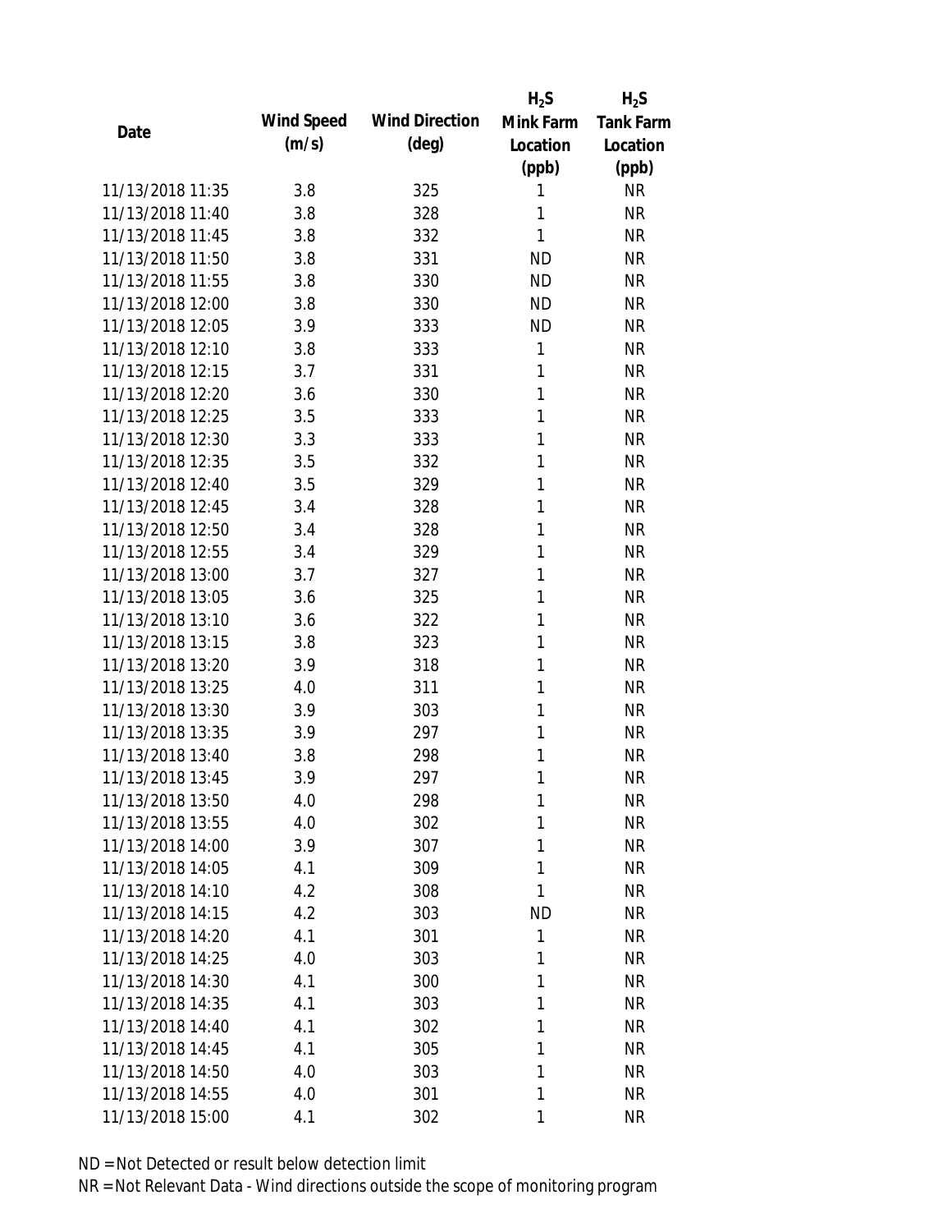| Date | Wind Speed (m/s) | Wind Direction (deg) | $H_2S$ Mink Farm Location (ppb) | $H_2S$ Tank Farm Location (ppb) |
|---|---|---|---|---|
| 11/13/2018 11:35 | 3.8 | 325 | 1 | NR |
| 11/13/2018 11:40 | 3.8 | 328 | 1 | NR |
| 11/13/2018 11:45 | 3.8 | 332 | 1 | NR |
| 11/13/2018 11:50 | 3.8 | 331 | ND | NR |
| 11/13/2018 11:55 | 3.8 | 330 | ND | NR |
| 11/13/2018 12:00 | 3.8 | 330 | ND | NR |
| 11/13/2018 12:05 | 3.9 | 333 | ND | NR |
| 11/13/2018 12:10 | 3.8 | 333 | 1 | NR |
| 11/13/2018 12:15 | 3.7 | 331 | 1 | NR |
| 11/13/2018 12:20 | 3.6 | 330 | 1 | NR |
| 11/13/2018 12:25 | 3.5 | 333 | 1 | NR |
| 11/13/2018 12:30 | 3.3 | 333 | 1 | NR |
| 11/13/2018 12:35 | 3.5 | 332 | 1 | NR |
| 11/13/2018 12:40 | 3.5 | 329 | 1 | NR |
| 11/13/2018 12:45 | 3.4 | 328 | 1 | NR |
| 11/13/2018 12:50 | 3.4 | 328 | 1 | NR |
| 11/13/2018 12:55 | 3.4 | 329 | 1 | NR |
| 11/13/2018 13:00 | 3.7 | 327 | 1 | NR |
| 11/13/2018 13:05 | 3.6 | 325 | 1 | NR |
| 11/13/2018 13:10 | 3.6 | 322 | 1 | NR |
| 11/13/2018 13:15 | 3.8 | 323 | 1 | NR |
| 11/13/2018 13:20 | 3.9 | 318 | 1 | NR |
| 11/13/2018 13:25 | 4.0 | 311 | 1 | NR |
| 11/13/2018 13:30 | 3.9 | 303 | 1 | NR |
| 11/13/2018 13:35 | 3.9 | 297 | 1 | NR |
| 11/13/2018 13:40 | 3.8 | 298 | 1 | NR |
| 11/13/2018 13:45 | 3.9 | 297 | 1 | NR |
| 11/13/2018 13:50 | 4.0 | 298 | 1 | NR |
| 11/13/2018 13:55 | 4.0 | 302 | 1 | NR |
| 11/13/2018 14:00 | 3.9 | 307 | 1 | NR |
| 11/13/2018 14:05 | 4.1 | 309 | 1 | NR |
| 11/13/2018 14:10 | 4.2 | 308 | 1 | NR |
| 11/13/2018 14:15 | 4.2 | 303 | ND | NR |
| 11/13/2018 14:20 | 4.1 | 301 | 1 | NR |
| 11/13/2018 14:25 | 4.0 | 303 | 1 | NR |
| 11/13/2018 14:30 | 4.1 | 300 | 1 | NR |
| 11/13/2018 14:35 | 4.1 | 303 | 1 | NR |
| 11/13/2018 14:40 | 4.1 | 302 | 1 | NR |
| 11/13/2018 14:45 | 4.1 | 305 | 1 | NR |
| 11/13/2018 14:50 | 4.0 | 303 | 1 | NR |
| 11/13/2018 14:55 | 4.0 | 301 | 1 | NR |
| 11/13/2018 15:00 | 4.1 | 302 | 1 | NR |

ND = Not Detected or result below detection limit

NR = Not Relevant Data - Wind directions outside the scope of monitoring program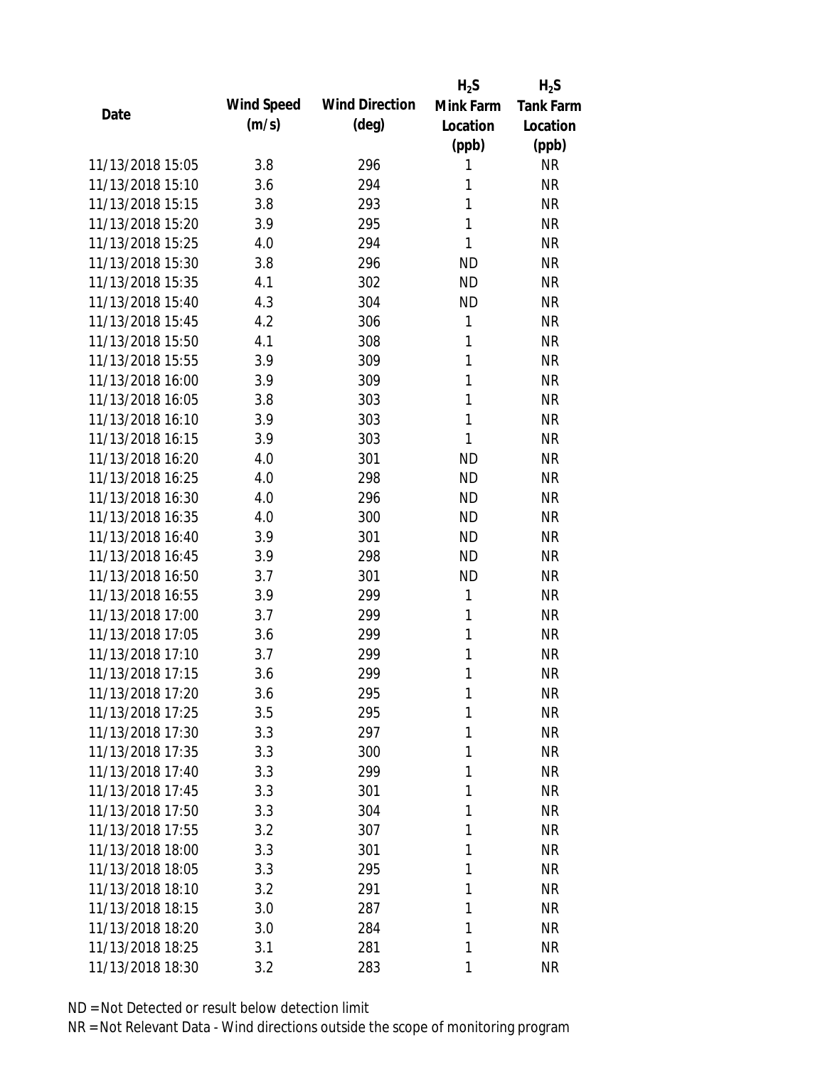| Date | Wind Speed (m/s) | Wind Direction (deg) | $H_2S$ Mink Farm Location (ppb) | $H_2S$ Tank Farm Location (ppb) |
|---|---|---|---|---|
| 11/13/2018 15:05 | 3.8 | 296 | 1 | NR |
| 11/13/2018 15:10 | 3.6 | 294 | 1 | NR |
| 11/13/2018 15:15 | 3.8 | 293 | 1 | NR |
| 11/13/2018 15:20 | 3.9 | 295 | 1 | NR |
| 11/13/2018 15:25 | 4.0 | 294 | 1 | NR |
| 11/13/2018 15:30 | 3.8 | 296 | ND | NR |
| 11/13/2018 15:35 | 4.1 | 302 | ND | NR |
| 11/13/2018 15:40 | 4.3 | 304 | ND | NR |
| 11/13/2018 15:45 | 4.2 | 306 | 1 | NR |
| 11/13/2018 15:50 | 4.1 | 308 | 1 | NR |
| 11/13/2018 15:55 | 3.9 | 309 | 1 | NR |
| 11/13/2018 16:00 | 3.9 | 309 | 1 | NR |
| 11/13/2018 16:05 | 3.8 | 303 | 1 | NR |
| 11/13/2018 16:10 | 3.9 | 303 | 1 | NR |
| 11/13/2018 16:15 | 3.9 | 303 | 1 | NR |
| 11/13/2018 16:20 | 4.0 | 301 | ND | NR |
| 11/13/2018 16:25 | 4.0 | 298 | ND | NR |
| 11/13/2018 16:30 | 4.0 | 296 | ND | NR |
| 11/13/2018 16:35 | 4.0 | 300 | ND | NR |
| 11/13/2018 16:40 | 3.9 | 301 | ND | NR |
| 11/13/2018 16:45 | 3.9 | 298 | ND | NR |
| 11/13/2018 16:50 | 3.7 | 301 | ND | NR |
| 11/13/2018 16:55 | 3.9 | 299 | 1 | NR |
| 11/13/2018 17:00 | 3.7 | 299 | 1 | NR |
| 11/13/2018 17:05 | 3.6 | 299 | 1 | NR |
| 11/13/2018 17:10 | 3.7 | 299 | 1 | NR |
| 11/13/2018 17:15 | 3.6 | 299 | 1 | NR |
| 11/13/2018 17:20 | 3.6 | 295 | 1 | NR |
| 11/13/2018 17:25 | 3.5 | 295 | 1 | NR |
| 11/13/2018 17:30 | 3.3 | 297 | 1 | NR |
| 11/13/2018 17:35 | 3.3 | 300 | 1 | NR |
| 11/13/2018 17:40 | 3.3 | 299 | 1 | NR |
| 11/13/2018 17:45 | 3.3 | 301 | 1 | NR |
| 11/13/2018 17:50 | 3.3 | 304 | 1 | NR |
| 11/13/2018 17:55 | 3.2 | 307 | 1 | NR |
| 11/13/2018 18:00 | 3.3 | 301 | 1 | NR |
| 11/13/2018 18:05 | 3.3 | 295 | 1 | NR |
| 11/13/2018 18:10 | 3.2 | 291 | 1 | NR |
| 11/13/2018 18:15 | 3.0 | 287 | 1 | NR |
| 11/13/2018 18:20 | 3.0 | 284 | 1 | NR |
| 11/13/2018 18:25 | 3.1 | 281 | 1 | NR |
| 11/13/2018 18:30 | 3.2 | 283 | 1 | NR |

ND = Not Detected or result below detection limit

NR = Not Relevant Data - Wind directions outside the scope of monitoring program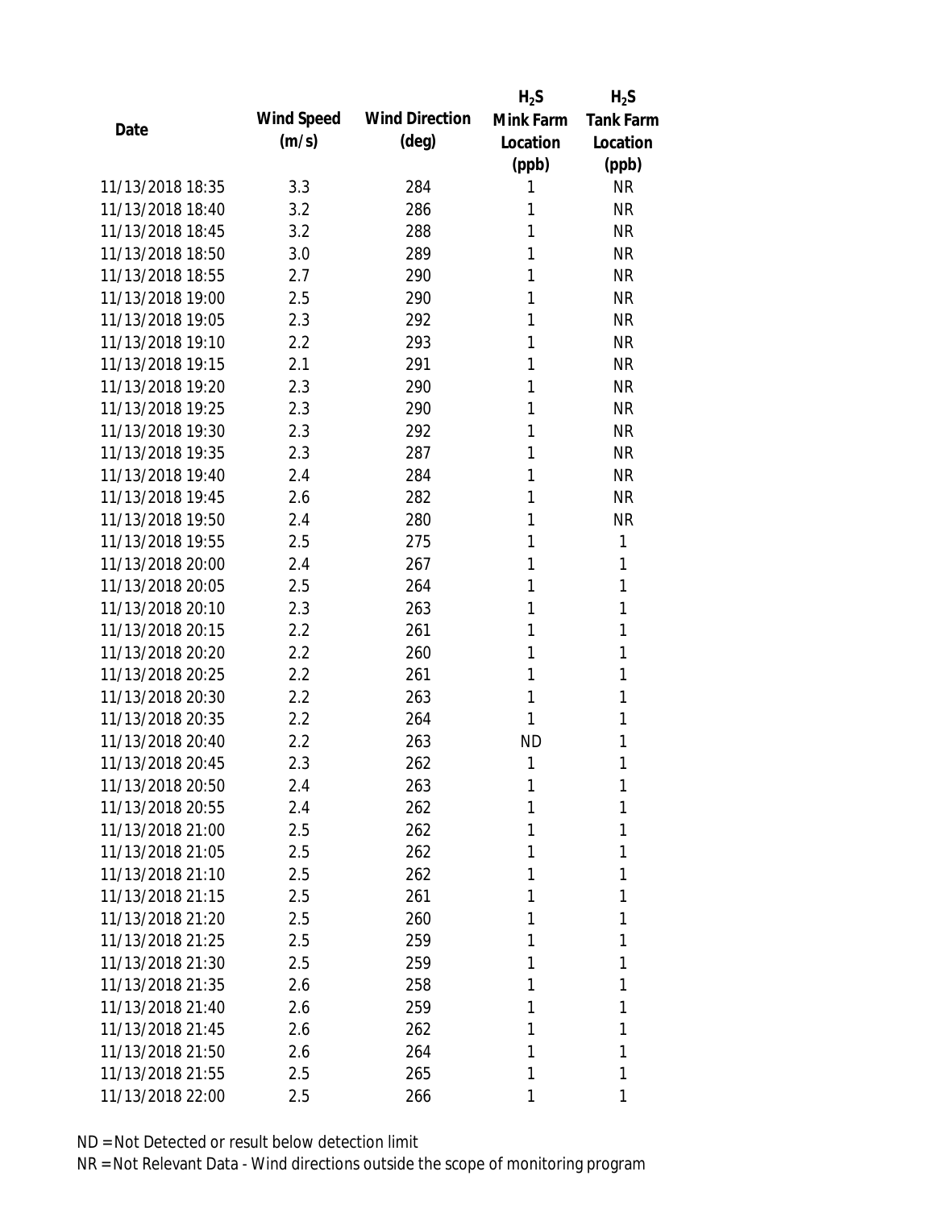| Date | Wind Speed (m/s) | Wind Direction (deg) | $H_2S$ Mink Farm Location (ppb) | $H_2S$ Tank Farm Location (ppb) |
|---|---|---|---|---|
| 11/13/2018 18:35 | 3.3 | 284 | 1 | NR |
| 11/13/2018 18:40 | 3.2 | 286 | 1 | NR |
| 11/13/2018 18:45 | 3.2 | 288 | 1 | NR |
| 11/13/2018 18:50 | 3.0 | 289 | 1 | NR |
| 11/13/2018 18:55 | 2.7 | 290 | 1 | NR |
| 11/13/2018 19:00 | 2.5 | 290 | 1 | NR |
| 11/13/2018 19:05 | 2.3 | 292 | 1 | NR |
| 11/13/2018 19:10 | 2.2 | 293 | 1 | NR |
| 11/13/2018 19:15 | 2.1 | 291 | 1 | NR |
| 11/13/2018 19:20 | 2.3 | 290 | 1 | NR |
| 11/13/2018 19:25 | 2.3 | 290 | 1 | NR |
| 11/13/2018 19:30 | 2.3 | 292 | 1 | NR |
| 11/13/2018 19:35 | 2.3 | 287 | 1 | NR |
| 11/13/2018 19:40 | 2.4 | 284 | 1 | NR |
| 11/13/2018 19:45 | 2.6 | 282 | 1 | NR |
| 11/13/2018 19:50 | 2.4 | 280 | 1 | NR |
| 11/13/2018 19:55 | 2.5 | 275 | 1 | 1 |
| 11/13/2018 20:00 | 2.4 | 267 | 1 | 1 |
| 11/13/2018 20:05 | 2.5 | 264 | 1 | 1 |
| 11/13/2018 20:10 | 2.3 | 263 | 1 | 1 |
| 11/13/2018 20:15 | 2.2 | 261 | 1 | 1 |
| 11/13/2018 20:20 | 2.2 | 260 | 1 | 1 |
| 11/13/2018 20:25 | 2.2 | 261 | 1 | 1 |
| 11/13/2018 20:30 | 2.2 | 263 | 1 | 1 |
| 11/13/2018 20:35 | 2.2 | 264 | 1 | 1 |
| 11/13/2018 20:40 | 2.2 | 263 | ND | 1 |
| 11/13/2018 20:45 | 2.3 | 262 | 1 | 1 |
| 11/13/2018 20:50 | 2.4 | 263 | 1 | 1 |
| 11/13/2018 20:55 | 2.4 | 262 | 1 | 1 |
| 11/13/2018 21:00 | 2.5 | 262 | 1 | 1 |
| 11/13/2018 21:05 | 2.5 | 262 | 1 | 1 |
| 11/13/2018 21:10 | 2.5 | 262 | 1 | 1 |
| 11/13/2018 21:15 | 2.5 | 261 | 1 | 1 |
| 11/13/2018 21:20 | 2.5 | 260 | 1 | 1 |
| 11/13/2018 21:25 | 2.5 | 259 | 1 | 1 |
| 11/13/2018 21:30 | 2.5 | 259 | 1 | 1 |
| 11/13/2018 21:35 | 2.6 | 258 | 1 | 1 |
| 11/13/2018 21:40 | 2.6 | 259 | 1 | 1 |
| 11/13/2018 21:45 | 2.6 | 262 | 1 | 1 |
| 11/13/2018 21:50 | 2.6 | 264 | 1 | 1 |
| 11/13/2018 21:55 | 2.5 | 265 | 1 | 1 |
| 11/13/2018 22:00 | 2.5 | 266 | 1 | 1 |

ND = Not Detected or result below detection limit
NR = Not Relevant Data - Wind directions outside the scope of monitoring program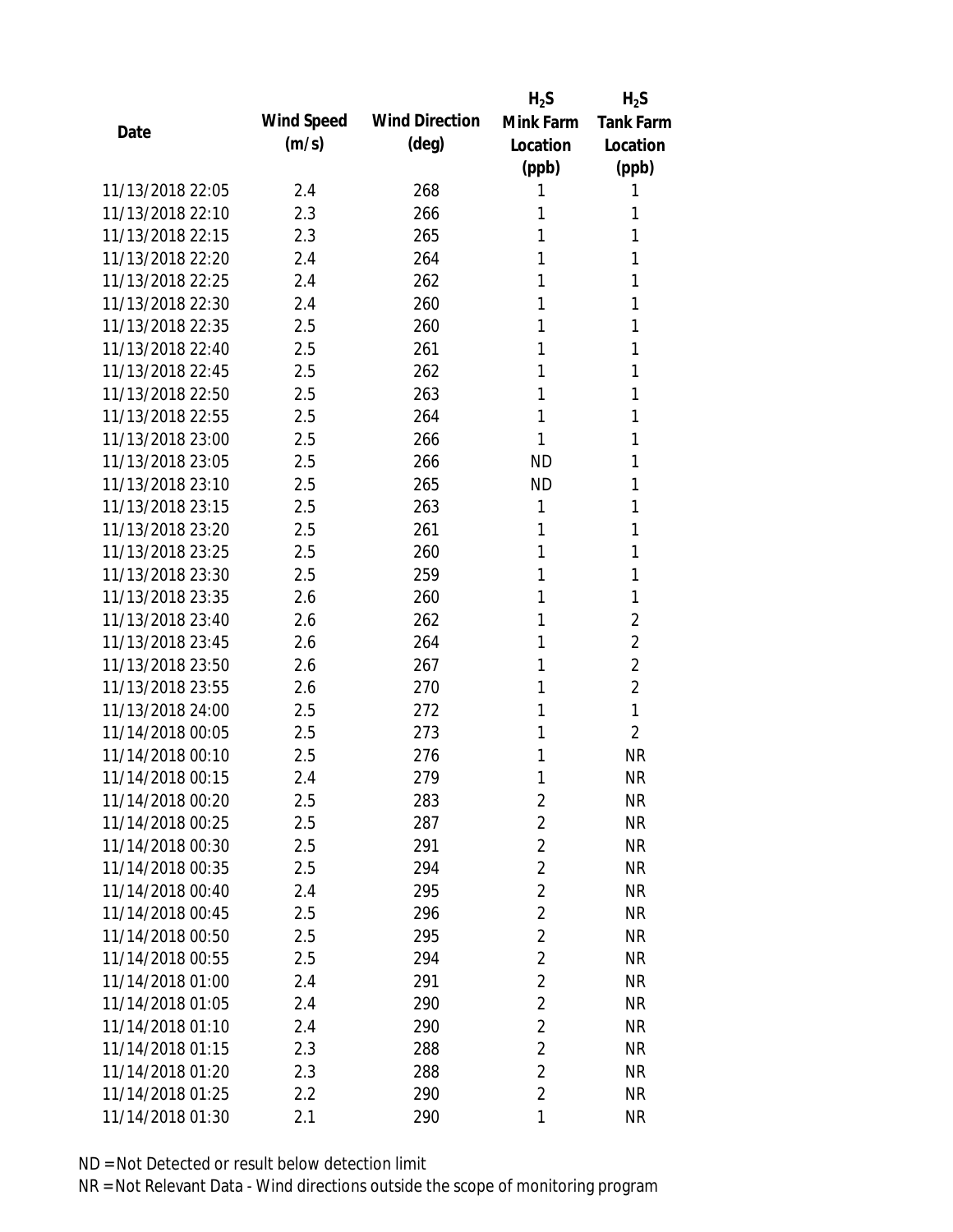| Date | Wind Speed (m/s) | Wind Direction (deg) | $H_2S$ Mink Farm Location (ppb) | $H_2S$ Tank Farm Location (ppb) |
|---|---|---|---|---|
| 11/13/2018 22:05 | 2.4 | 268 | 1 | 1 |
| 11/13/2018 22:10 | 2.3 | 266 | 1 | 1 |
| 11/13/2018 22:15 | 2.3 | 265 | 1 | 1 |
| 11/13/2018 22:20 | 2.4 | 264 | 1 | 1 |
| 11/13/2018 22:25 | 2.4 | 262 | 1 | 1 |
| 11/13/2018 22:30 | 2.4 | 260 | 1 | 1 |
| 11/13/2018 22:35 | 2.5 | 260 | 1 | 1 |
| 11/13/2018 22:40 | 2.5 | 261 | 1 | 1 |
| 11/13/2018 22:45 | 2.5 | 262 | 1 | 1 |
| 11/13/2018 22:50 | 2.5 | 263 | 1 | 1 |
| 11/13/2018 22:55 | 2.5 | 264 | 1 | 1 |
| 11/13/2018 23:00 | 2.5 | 266 | 1 | 1 |
| 11/13/2018 23:05 | 2.5 | 266 | ND | 1 |
| 11/13/2018 23:10 | 2.5 | 265 | ND | 1 |
| 11/13/2018 23:15 | 2.5 | 263 | 1 | 1 |
| 11/13/2018 23:20 | 2.5 | 261 | 1 | 1 |
| 11/13/2018 23:25 | 2.5 | 260 | 1 | 1 |
| 11/13/2018 23:30 | 2.5 | 259 | 1 | 1 |
| 11/13/2018 23:35 | 2.6 | 260 | 1 | 1 |
| 11/13/2018 23:40 | 2.6 | 262 | 1 | 2 |
| 11/13/2018 23:45 | 2.6 | 264 | 1 | 2 |
| 11/13/2018 23:50 | 2.6 | 267 | 1 | 2 |
| 11/13/2018 23:55 | 2.6 | 270 | 1 | 2 |
| 11/13/2018 24:00 | 2.5 | 272 | 1 | 1 |
| 11/14/2018 00:05 | 2.5 | 273 | 1 | 2 |
| 11/14/2018 00:10 | 2.5 | 276 | 1 | NR |
| 11/14/2018 00:15 | 2.4 | 279 | 1 | NR |
| 11/14/2018 00:20 | 2.5 | 283 | 2 | NR |
| 11/14/2018 00:25 | 2.5 | 287 | 2 | NR |
| 11/14/2018 00:30 | 2.5 | 291 | 2 | NR |
| 11/14/2018 00:35 | 2.5 | 294 | 2 | NR |
| 11/14/2018 00:40 | 2.4 | 295 | 2 | NR |
| 11/14/2018 00:45 | 2.5 | 296 | 2 | NR |
| 11/14/2018 00:50 | 2.5 | 295 | 2 | NR |
| 11/14/2018 00:55 | 2.5 | 294 | 2 | NR |
| 11/14/2018 01:00 | 2.4 | 291 | 2 | NR |
| 11/14/2018 01:05 | 2.4 | 290 | 2 | NR |
| 11/14/2018 01:10 | 2.4 | 290 | 2 | NR |
| 11/14/2018 01:15 | 2.3 | 288 | 2 | NR |
| 11/14/2018 01:20 | 2.3 | 288 | 2 | NR |
| 11/14/2018 01:25 | 2.2 | 290 | 2 | NR |
| 11/14/2018 01:30 | 2.1 | 290 | 1 | NR |

ND = Not Detected or result below detection limit

NR = Not Relevant Data - Wind directions outside the scope of monitoring program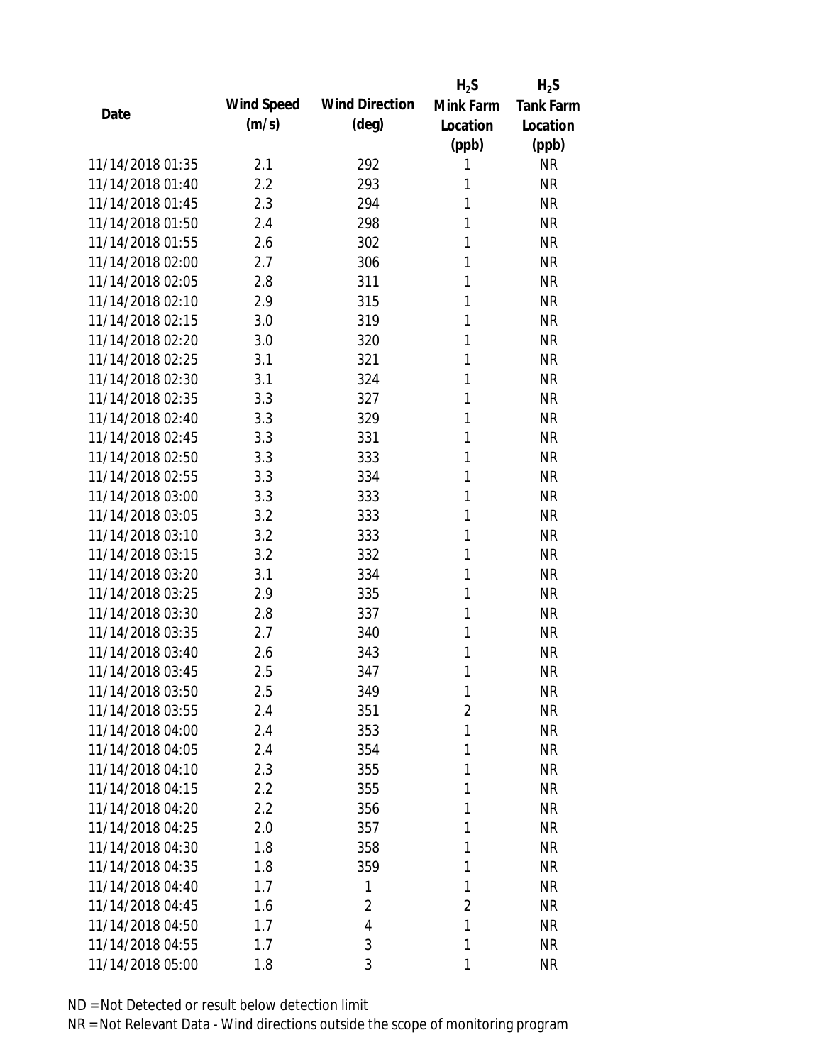| Date | Wind Speed (m/s) | Wind Direction (deg) | $H_2S$ Mink Farm Location (ppb) | $H_2S$ Tank Farm Location (ppb) |
|---|---|---|---|---|
| 11/14/2018 01:35 | 2.1 | 292 | 1 | NR |
| 11/14/2018 01:40 | 2.2 | 293 | 1 | NR |
| 11/14/2018 01:45 | 2.3 | 294 | 1 | NR |
| 11/14/2018 01:50 | 2.4 | 298 | 1 | NR |
| 11/14/2018 01:55 | 2.6 | 302 | 1 | NR |
| 11/14/2018 02:00 | 2.7 | 306 | 1 | NR |
| 11/14/2018 02:05 | 2.8 | 311 | 1 | NR |
| 11/14/2018 02:10 | 2.9 | 315 | 1 | NR |
| 11/14/2018 02:15 | 3.0 | 319 | 1 | NR |
| 11/14/2018 02:20 | 3.0 | 320 | 1 | NR |
| 11/14/2018 02:25 | 3.1 | 321 | 1 | NR |
| 11/14/2018 02:30 | 3.1 | 324 | 1 | NR |
| 11/14/2018 02:35 | 3.3 | 327 | 1 | NR |
| 11/14/2018 02:40 | 3.3 | 329 | 1 | NR |
| 11/14/2018 02:45 | 3.3 | 331 | 1 | NR |
| 11/14/2018 02:50 | 3.3 | 333 | 1 | NR |
| 11/14/2018 02:55 | 3.3 | 334 | 1 | NR |
| 11/14/2018 03:00 | 3.3 | 333 | 1 | NR |
| 11/14/2018 03:05 | 3.2 | 333 | 1 | NR |
| 11/14/2018 03:10 | 3.2 | 333 | 1 | NR |
| 11/14/2018 03:15 | 3.2 | 332 | 1 | NR |
| 11/14/2018 03:20 | 3.1 | 334 | 1 | NR |
| 11/14/2018 03:25 | 2.9 | 335 | 1 | NR |
| 11/14/2018 03:30 | 2.8 | 337 | 1 | NR |
| 11/14/2018 03:35 | 2.7 | 340 | 1 | NR |
| 11/14/2018 03:40 | 2.6 | 343 | 1 | NR |
| 11/14/2018 03:45 | 2.5 | 347 | 1 | NR |
| 11/14/2018 03:50 | 2.5 | 349 | 1 | NR |
| 11/14/2018 03:55 | 2.4 | 351 | 2 | NR |
| 11/14/2018 04:00 | 2.4 | 353 | 1 | NR |
| 11/14/2018 04:05 | 2.4 | 354 | 1 | NR |
| 11/14/2018 04:10 | 2.3 | 355 | 1 | NR |
| 11/14/2018 04:15 | 2.2 | 355 | 1 | NR |
| 11/14/2018 04:20 | 2.2 | 356 | 1 | NR |
| 11/14/2018 04:25 | 2.0 | 357 | 1 | NR |
| 11/14/2018 04:30 | 1.8 | 358 | 1 | NR |
| 11/14/2018 04:35 | 1.8 | 359 | 1 | NR |
| 11/14/2018 04:40 | 1.7 | 1 | 1 | NR |
| 11/14/2018 04:45 | 1.6 | 2 | 2 | NR |
| 11/14/2018 04:50 | 1.7 | 4 | 1 | NR |
| 11/14/2018 04:55 | 1.7 | 3 | 1 | NR |
| 11/14/2018 05:00 | 1.8 | 3 | 1 | NR |

ND = Not Detected or result below detection limit

NR = Not Relevant Data - Wind directions outside the scope of monitoring program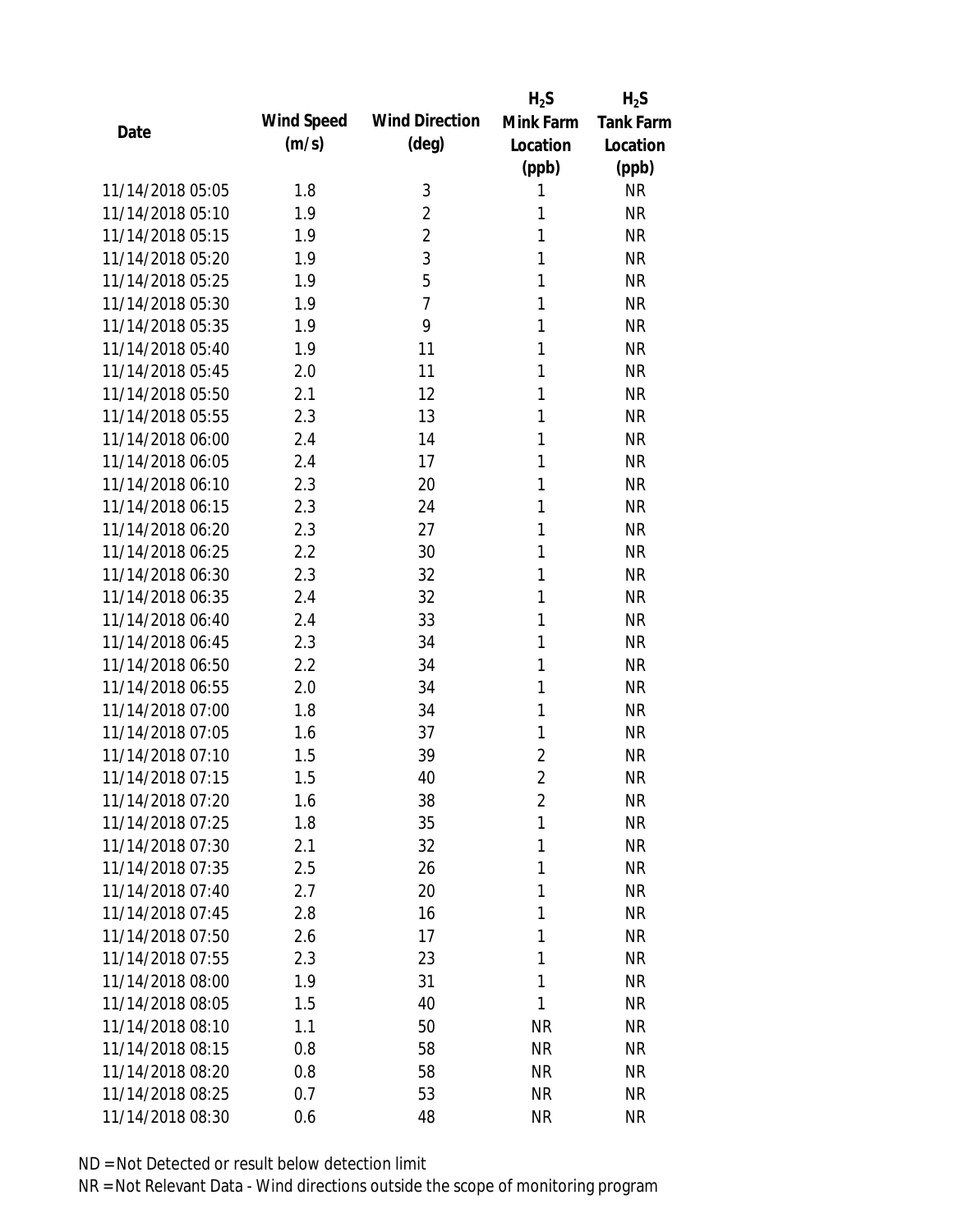| Date | Wind Speed (m/s) | Wind Direction (deg) | $H_2S$ Mink Farm Location (ppb) | $H_2S$ Tank Farm Location (ppb) |
|---|---|---|---|---|
| 11/14/2018 05:05 | 1.8 | 3 | 1 | NR |
| 11/14/2018 05:10 | 1.9 | 2 | 1 | NR |
| 11/14/2018 05:15 | 1.9 | 2 | 1 | NR |
| 11/14/2018 05:20 | 1.9 | 3 | 1 | NR |
| 11/14/2018 05:25 | 1.9 | 5 | 1 | NR |
| 11/14/2018 05:30 | 1.9 | 7 | 1 | NR |
| 11/14/2018 05:35 | 1.9 | 9 | 1 | NR |
| 11/14/2018 05:40 | 1.9 | 11 | 1 | NR |
| 11/14/2018 05:45 | 2.0 | 11 | 1 | NR |
| 11/14/2018 05:50 | 2.1 | 12 | 1 | NR |
| 11/14/2018 05:55 | 2.3 | 13 | 1 | NR |
| 11/14/2018 06:00 | 2.4 | 14 | 1 | NR |
| 11/14/2018 06:05 | 2.4 | 17 | 1 | NR |
| 11/14/2018 06:10 | 2.3 | 20 | 1 | NR |
| 11/14/2018 06:15 | 2.3 | 24 | 1 | NR |
| 11/14/2018 06:20 | 2.3 | 27 | 1 | NR |
| 11/14/2018 06:25 | 2.2 | 30 | 1 | NR |
| 11/14/2018 06:30 | 2.3 | 32 | 1 | NR |
| 11/14/2018 06:35 | 2.4 | 32 | 1 | NR |
| 11/14/2018 06:40 | 2.4 | 33 | 1 | NR |
| 11/14/2018 06:45 | 2.3 | 34 | 1 | NR |
| 11/14/2018 06:50 | 2.2 | 34 | 1 | NR |
| 11/14/2018 06:55 | 2.0 | 34 | 1 | NR |
| 11/14/2018 07:00 | 1.8 | 34 | 1 | NR |
| 11/14/2018 07:05 | 1.6 | 37 | 1 | NR |
| 11/14/2018 07:10 | 1.5 | 39 | 2 | NR |
| 11/14/2018 07:15 | 1.5 | 40 | 2 | NR |
| 11/14/2018 07:20 | 1.6 | 38 | 2 | NR |
| 11/14/2018 07:25 | 1.8 | 35 | 1 | NR |
| 11/14/2018 07:30 | 2.1 | 32 | 1 | NR |
| 11/14/2018 07:35 | 2.5 | 26 | 1 | NR |
| 11/14/2018 07:40 | 2.7 | 20 | 1 | NR |
| 11/14/2018 07:45 | 2.8 | 16 | 1 | NR |
| 11/14/2018 07:50 | 2.6 | 17 | 1 | NR |
| 11/14/2018 07:55 | 2.3 | 23 | 1 | NR |
| 11/14/2018 08:00 | 1.9 | 31 | 1 | NR |
| 11/14/2018 08:05 | 1.5 | 40 | 1 | NR |
| 11/14/2018 08:10 | 1.1 | 50 | NR | NR |
| 11/14/2018 08:15 | 0.8 | 58 | NR | NR |
| 11/14/2018 08:20 | 0.8 | 58 | NR | NR |
| 11/14/2018 08:25 | 0.7 | 53 | NR | NR |
| 11/14/2018 08:30 | 0.6 | 48 | NR | NR |

ND = Not Detected or result below detection limit

NR = Not Relevant Data - Wind directions outside the scope of monitoring program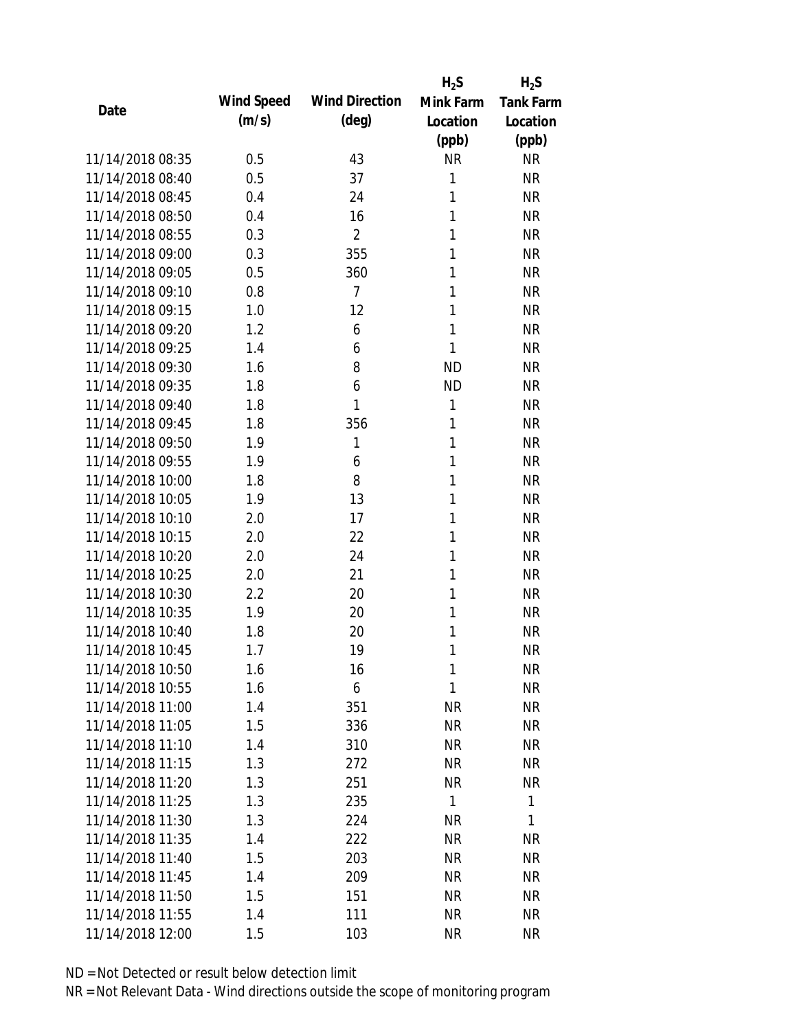| Date | Wind Speed (m/s) | Wind Direction (deg) | $H_2S$ Mink Farm Location (ppb) | $H_2S$ Tank Farm Location (ppb) |
|---|---|---|---|---|
| 11/14/2018 08:35 | 0.5 | 43 | NR | NR |
| 11/14/2018 08:40 | 0.5 | 37 | 1 | NR |
| 11/14/2018 08:45 | 0.4 | 24 | 1 | NR |
| 11/14/2018 08:50 | 0.4 | 16 | 1 | NR |
| 11/14/2018 08:55 | 0.3 | 2 | 1 | NR |
| 11/14/2018 09:00 | 0.3 | 355 | 1 | NR |
| 11/14/2018 09:05 | 0.5 | 360 | 1 | NR |
| 11/14/2018 09:10 | 0.8 | 7 | 1 | NR |
| 11/14/2018 09:15 | 1.0 | 12 | 1 | NR |
| 11/14/2018 09:20 | 1.2 | 6 | 1 | NR |
| 11/14/2018 09:25 | 1.4 | 6 | 1 | NR |
| 11/14/2018 09:30 | 1.6 | 8 | ND | NR |
| 11/14/2018 09:35 | 1.8 | 6 | ND | NR |
| 11/14/2018 09:40 | 1.8 | 1 | 1 | NR |
| 11/14/2018 09:45 | 1.8 | 356 | 1 | NR |
| 11/14/2018 09:50 | 1.9 | 1 | 1 | NR |
| 11/14/2018 09:55 | 1.9 | 6 | 1 | NR |
| 11/14/2018 10:00 | 1.8 | 8 | 1 | NR |
| 11/14/2018 10:05 | 1.9 | 13 | 1 | NR |
| 11/14/2018 10:10 | 2.0 | 17 | 1 | NR |
| 11/14/2018 10:15 | 2.0 | 22 | 1 | NR |
| 11/14/2018 10:20 | 2.0 | 24 | 1 | NR |
| 11/14/2018 10:25 | 2.0 | 21 | 1 | NR |
| 11/14/2018 10:30 | 2.2 | 20 | 1 | NR |
| 11/14/2018 10:35 | 1.9 | 20 | 1 | NR |
| 11/14/2018 10:40 | 1.8 | 20 | 1 | NR |
| 11/14/2018 10:45 | 1.7 | 19 | 1 | NR |
| 11/14/2018 10:50 | 1.6 | 16 | 1 | NR |
| 11/14/2018 10:55 | 1.6 | 6 | 1 | NR |
| 11/14/2018 11:00 | 1.4 | 351 | NR | NR |
| 11/14/2018 11:05 | 1.5 | 336 | NR | NR |
| 11/14/2018 11:10 | 1.4 | 310 | NR | NR |
| 11/14/2018 11:15 | 1.3 | 272 | NR | NR |
| 11/14/2018 11:20 | 1.3 | 251 | NR | NR |
| 11/14/2018 11:25 | 1.3 | 235 | 1 | 1 |
| 11/14/2018 11:30 | 1.3 | 224 | NR | 1 |
| 11/14/2018 11:35 | 1.4 | 222 | NR | NR |
| 11/14/2018 11:40 | 1.5 | 203 | NR | NR |
| 11/14/2018 11:45 | 1.4 | 209 | NR | NR |
| 11/14/2018 11:50 | 1.5 | 151 | NR | NR |
| 11/14/2018 11:55 | 1.4 | 111 | NR | NR |
| 11/14/2018 12:00 | 1.5 | 103 | NR | NR |

ND = Not Detected or result below detection limit

NR = Not Relevant Data - Wind directions outside the scope of monitoring program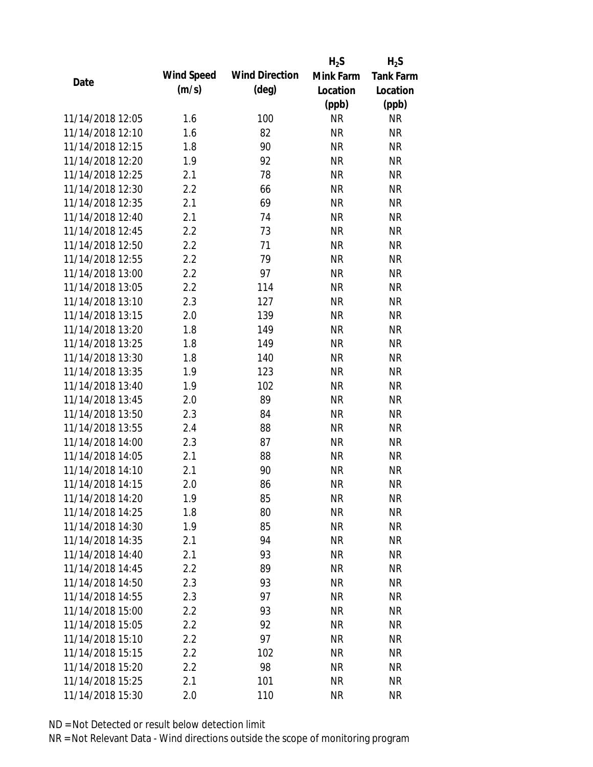| Date | Wind Speed (m/s) | Wind Direction (deg) | $H_2S$ Mink Farm Location (ppb) | $H_2S$ Tank Farm Location (ppb) |
|---|---|---|---|---|
| 11/14/2018 12:05 | 1.6 | 100 | NR | NR |
| 11/14/2018 12:10 | 1.6 | 82 | NR | NR |
| 11/14/2018 12:15 | 1.8 | 90 | NR | NR |
| 11/14/2018 12:20 | 1.9 | 92 | NR | NR |
| 11/14/2018 12:25 | 2.1 | 78 | NR | NR |
| 11/14/2018 12:30 | 2.2 | 66 | NR | NR |
| 11/14/2018 12:35 | 2.1 | 69 | NR | NR |
| 11/14/2018 12:40 | 2.1 | 74 | NR | NR |
| 11/14/2018 12:45 | 2.2 | 73 | NR | NR |
| 11/14/2018 12:50 | 2.2 | 71 | NR | NR |
| 11/14/2018 12:55 | 2.2 | 79 | NR | NR |
| 11/14/2018 13:00 | 2.2 | 97 | NR | NR |
| 11/14/2018 13:05 | 2.2 | 114 | NR | NR |
| 11/14/2018 13:10 | 2.3 | 127 | NR | NR |
| 11/14/2018 13:15 | 2.0 | 139 | NR | NR |
| 11/14/2018 13:20 | 1.8 | 149 | NR | NR |
| 11/14/2018 13:25 | 1.8 | 149 | NR | NR |
| 11/14/2018 13:30 | 1.8 | 140 | NR | NR |
| 11/14/2018 13:35 | 1.9 | 123 | NR | NR |
| 11/14/2018 13:40 | 1.9 | 102 | NR | NR |
| 11/14/2018 13:45 | 2.0 | 89 | NR | NR |
| 11/14/2018 13:50 | 2.3 | 84 | NR | NR |
| 11/14/2018 13:55 | 2.4 | 88 | NR | NR |
| 11/14/2018 14:00 | 2.3 | 87 | NR | NR |
| 11/14/2018 14:05 | 2.1 | 88 | NR | NR |
| 11/14/2018 14:10 | 2.1 | 90 | NR | NR |
| 11/14/2018 14:15 | 2.0 | 86 | NR | NR |
| 11/14/2018 14:20 | 1.9 | 85 | NR | NR |
| 11/14/2018 14:25 | 1.8 | 80 | NR | NR |
| 11/14/2018 14:30 | 1.9 | 85 | NR | NR |
| 11/14/2018 14:35 | 2.1 | 94 | NR | NR |
| 11/14/2018 14:40 | 2.1 | 93 | NR | NR |
| 11/14/2018 14:45 | 2.2 | 89 | NR | NR |
| 11/14/2018 14:50 | 2.3 | 93 | NR | NR |
| 11/14/2018 14:55 | 2.3 | 97 | NR | NR |
| 11/14/2018 15:00 | 2.2 | 93 | NR | NR |
| 11/14/2018 15:05 | 2.2 | 92 | NR | NR |
| 11/14/2018 15:10 | 2.2 | 97 | NR | NR |
| 11/14/2018 15:15 | 2.2 | 102 | NR | NR |
| 11/14/2018 15:20 | 2.2 | 98 | NR | NR |
| 11/14/2018 15:25 | 2.1 | 101 | NR | NR |
| 11/14/2018 15:30 | 2.0 | 110 | NR | NR |

ND = Not Detected or result below detection limit

NR = Not Relevant Data - Wind directions outside the scope of monitoring program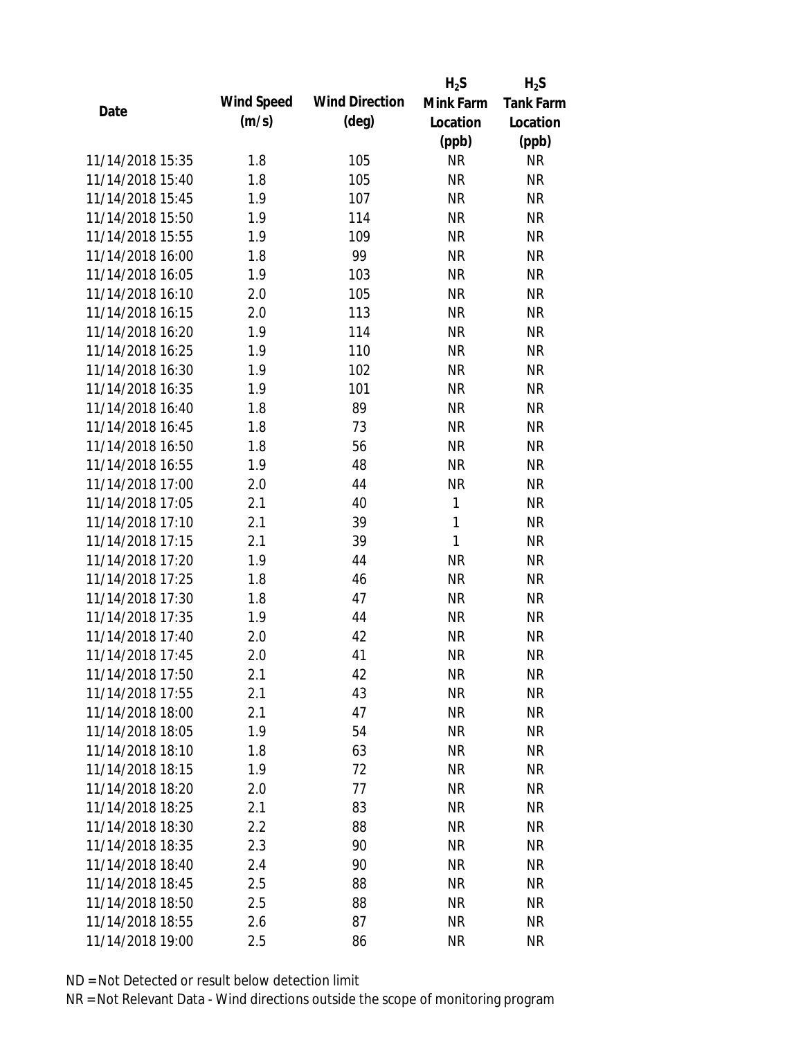| Date | Wind Speed (m/s) | Wind Direction (deg) | $H_2S$ Mink Farm Location (ppb) | $H_2S$ Tank Farm Location (ppb) |
|---|---|---|---|---|
| 11/14/2018 15:35 | 1.8 | 105 | NR | NR |
| 11/14/2018 15:40 | 1.8 | 105 | NR | NR |
| 11/14/2018 15:45 | 1.9 | 107 | NR | NR |
| 11/14/2018 15:50 | 1.9 | 114 | NR | NR |
| 11/14/2018 15:55 | 1.9 | 109 | NR | NR |
| 11/14/2018 16:00 | 1.8 | 99 | NR | NR |
| 11/14/2018 16:05 | 1.9 | 103 | NR | NR |
| 11/14/2018 16:10 | 2.0 | 105 | NR | NR |
| 11/14/2018 16:15 | 2.0 | 113 | NR | NR |
| 11/14/2018 16:20 | 1.9 | 114 | NR | NR |
| 11/14/2018 16:25 | 1.9 | 110 | NR | NR |
| 11/14/2018 16:30 | 1.9 | 102 | NR | NR |
| 11/14/2018 16:35 | 1.9 | 101 | NR | NR |
| 11/14/2018 16:40 | 1.8 | 89 | NR | NR |
| 11/14/2018 16:45 | 1.8 | 73 | NR | NR |
| 11/14/2018 16:50 | 1.8 | 56 | NR | NR |
| 11/14/2018 16:55 | 1.9 | 48 | NR | NR |
| 11/14/2018 17:00 | 2.0 | 44 | NR | NR |
| 11/14/2018 17:05 | 2.1 | 40 | 1 | NR |
| 11/14/2018 17:10 | 2.1 | 39 | 1 | NR |
| 11/14/2018 17:15 | 2.1 | 39 | 1 | NR |
| 11/14/2018 17:20 | 1.9 | 44 | NR | NR |
| 11/14/2018 17:25 | 1.8 | 46 | NR | NR |
| 11/14/2018 17:30 | 1.8 | 47 | NR | NR |
| 11/14/2018 17:35 | 1.9 | 44 | NR | NR |
| 11/14/2018 17:40 | 2.0 | 42 | NR | NR |
| 11/14/2018 17:45 | 2.0 | 41 | NR | NR |
| 11/14/2018 17:50 | 2.1 | 42 | NR | NR |
| 11/14/2018 17:55 | 2.1 | 43 | NR | NR |
| 11/14/2018 18:00 | 2.1 | 47 | NR | NR |
| 11/14/2018 18:05 | 1.9 | 54 | NR | NR |
| 11/14/2018 18:10 | 1.8 | 63 | NR | NR |
| 11/14/2018 18:15 | 1.9 | 72 | NR | NR |
| 11/14/2018 18:20 | 2.0 | 77 | NR | NR |
| 11/14/2018 18:25 | 2.1 | 83 | NR | NR |
| 11/14/2018 18:30 | 2.2 | 88 | NR | NR |
| 11/14/2018 18:35 | 2.3 | 90 | NR | NR |
| 11/14/2018 18:40 | 2.4 | 90 | NR | NR |
| 11/14/2018 18:45 | 2.5 | 88 | NR | NR |
| 11/14/2018 18:50 | 2.5 | 88 | NR | NR |
| 11/14/2018 18:55 | 2.6 | 87 | NR | NR |
| 11/14/2018 19:00 | 2.5 | 86 | NR | NR |

ND = Not Detected or result below detection limit

NR = Not Relevant Data - Wind directions outside the scope of monitoring program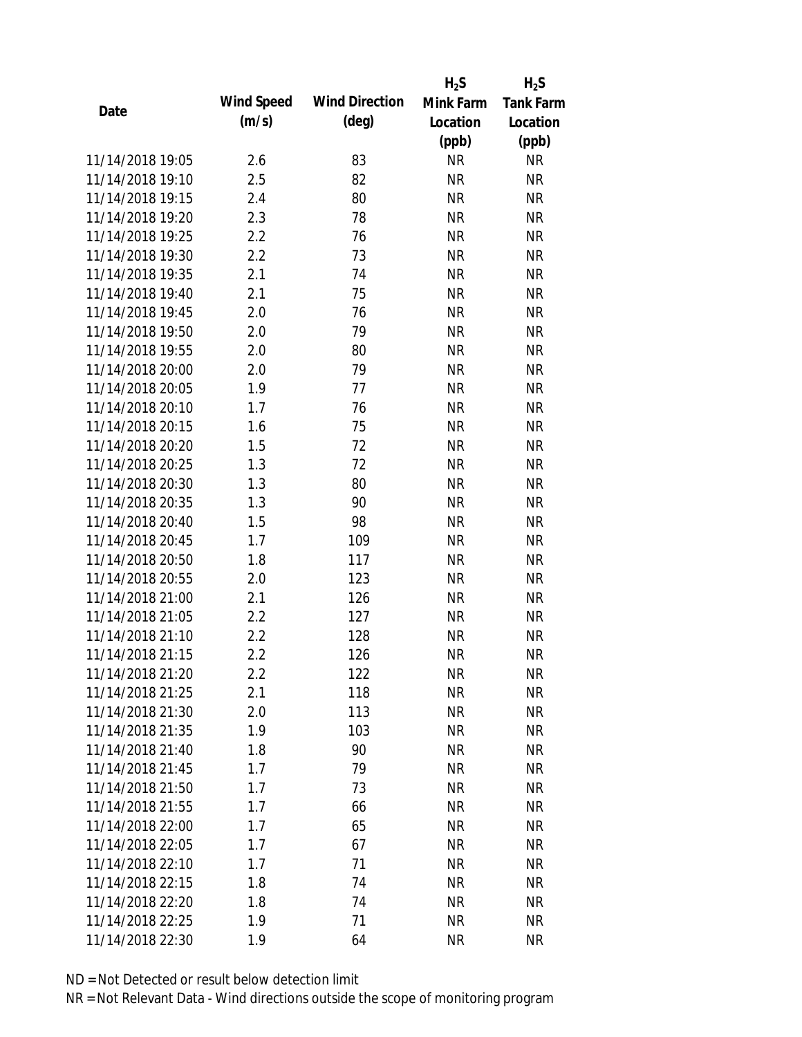| Date | Wind Speed (m/s) | Wind Direction (deg) | $H_2S$ Mink Farm Location (ppb) | $H_2S$ Tank Farm Location (ppb) |
|---|---|---|---|---|
| 11/14/2018 19:05 | 2.6 | 83 | NR | NR |
| 11/14/2018 19:10 | 2.5 | 82 | NR | NR |
| 11/14/2018 19:15 | 2.4 | 80 | NR | NR |
| 11/14/2018 19:20 | 2.3 | 78 | NR | NR |
| 11/14/2018 19:25 | 2.2 | 76 | NR | NR |
| 11/14/2018 19:30 | 2.2 | 73 | NR | NR |
| 11/14/2018 19:35 | 2.1 | 74 | NR | NR |
| 11/14/2018 19:40 | 2.1 | 75 | NR | NR |
| 11/14/2018 19:45 | 2.0 | 76 | NR | NR |
| 11/14/2018 19:50 | 2.0 | 79 | NR | NR |
| 11/14/2018 19:55 | 2.0 | 80 | NR | NR |
| 11/14/2018 20:00 | 2.0 | 79 | NR | NR |
| 11/14/2018 20:05 | 1.9 | 77 | NR | NR |
| 11/14/2018 20:10 | 1.7 | 76 | NR | NR |
| 11/14/2018 20:15 | 1.6 | 75 | NR | NR |
| 11/14/2018 20:20 | 1.5 | 72 | NR | NR |
| 11/14/2018 20:25 | 1.3 | 72 | NR | NR |
| 11/14/2018 20:30 | 1.3 | 80 | NR | NR |
| 11/14/2018 20:35 | 1.3 | 90 | NR | NR |
| 11/14/2018 20:40 | 1.5 | 98 | NR | NR |
| 11/14/2018 20:45 | 1.7 | 109 | NR | NR |
| 11/14/2018 20:50 | 1.8 | 117 | NR | NR |
| 11/14/2018 20:55 | 2.0 | 123 | NR | NR |
| 11/14/2018 21:00 | 2.1 | 126 | NR | NR |
| 11/14/2018 21:05 | 2.2 | 127 | NR | NR |
| 11/14/2018 21:10 | 2.2 | 128 | NR | NR |
| 11/14/2018 21:15 | 2.2 | 126 | NR | NR |
| 11/14/2018 21:20 | 2.2 | 122 | NR | NR |
| 11/14/2018 21:25 | 2.1 | 118 | NR | NR |
| 11/14/2018 21:30 | 2.0 | 113 | NR | NR |
| 11/14/2018 21:35 | 1.9 | 103 | NR | NR |
| 11/14/2018 21:40 | 1.8 | 90 | NR | NR |
| 11/14/2018 21:45 | 1.7 | 79 | NR | NR |
| 11/14/2018 21:50 | 1.7 | 73 | NR | NR |
| 11/14/2018 21:55 | 1.7 | 66 | NR | NR |
| 11/14/2018 22:00 | 1.7 | 65 | NR | NR |
| 11/14/2018 22:05 | 1.7 | 67 | NR | NR |
| 11/14/2018 22:10 | 1.7 | 71 | NR | NR |
| 11/14/2018 22:15 | 1.8 | 74 | NR | NR |
| 11/14/2018 22:20 | 1.8 | 74 | NR | NR |
| 11/14/2018 22:25 | 1.9 | 71 | NR | NR |
| 11/14/2018 22:30 | 1.9 | 64 | NR | NR |

ND = Not Detected or result below detection limit

NR = Not Relevant Data - Wind directions outside the scope of monitoring program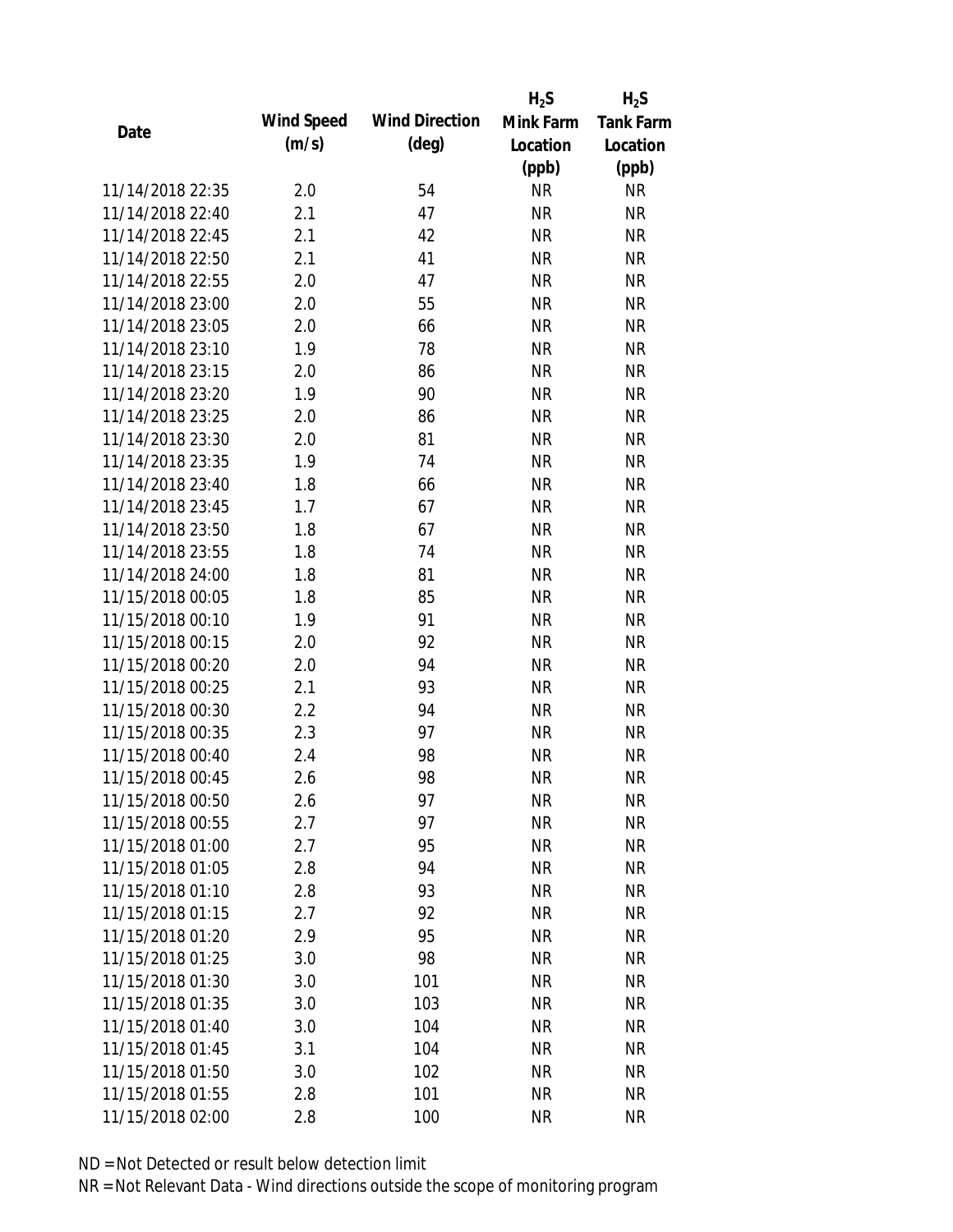| Date | Wind Speed (m/s) | Wind Direction (deg) | $H_2S$ Mink Farm Location (ppb) | $H_2S$ Tank Farm Location (ppb) |
|---|---|---|---|---|
| 11/14/2018 22:35 | 2.0 | 54 | NR | NR |
| 11/14/2018 22:40 | 2.1 | 47 | NR | NR |
| 11/14/2018 22:45 | 2.1 | 42 | NR | NR |
| 11/14/2018 22:50 | 2.1 | 41 | NR | NR |
| 11/14/2018 22:55 | 2.0 | 47 | NR | NR |
| 11/14/2018 23:00 | 2.0 | 55 | NR | NR |
| 11/14/2018 23:05 | 2.0 | 66 | NR | NR |
| 11/14/2018 23:10 | 1.9 | 78 | NR | NR |
| 11/14/2018 23:15 | 2.0 | 86 | NR | NR |
| 11/14/2018 23:20 | 1.9 | 90 | NR | NR |
| 11/14/2018 23:25 | 2.0 | 86 | NR | NR |
| 11/14/2018 23:30 | 2.0 | 81 | NR | NR |
| 11/14/2018 23:35 | 1.9 | 74 | NR | NR |
| 11/14/2018 23:40 | 1.8 | 66 | NR | NR |
| 11/14/2018 23:45 | 1.7 | 67 | NR | NR |
| 11/14/2018 23:50 | 1.8 | 67 | NR | NR |
| 11/14/2018 23:55 | 1.8 | 74 | NR | NR |
| 11/14/2018 24:00 | 1.8 | 81 | NR | NR |
| 11/15/2018 00:05 | 1.8 | 85 | NR | NR |
| 11/15/2018 00:10 | 1.9 | 91 | NR | NR |
| 11/15/2018 00:15 | 2.0 | 92 | NR | NR |
| 11/15/2018 00:20 | 2.0 | 94 | NR | NR |
| 11/15/2018 00:25 | 2.1 | 93 | NR | NR |
| 11/15/2018 00:30 | 2.2 | 94 | NR | NR |
| 11/15/2018 00:35 | 2.3 | 97 | NR | NR |
| 11/15/2018 00:40 | 2.4 | 98 | NR | NR |
| 11/15/2018 00:45 | 2.6 | 98 | NR | NR |
| 11/15/2018 00:50 | 2.6 | 97 | NR | NR |
| 11/15/2018 00:55 | 2.7 | 97 | NR | NR |
| 11/15/2018 01:00 | 2.7 | 95 | NR | NR |
| 11/15/2018 01:05 | 2.8 | 94 | NR | NR |
| 11/15/2018 01:10 | 2.8 | 93 | NR | NR |
| 11/15/2018 01:15 | 2.7 | 92 | NR | NR |
| 11/15/2018 01:20 | 2.9 | 95 | NR | NR |
| 11/15/2018 01:25 | 3.0 | 98 | NR | NR |
| 11/15/2018 01:30 | 3.0 | 101 | NR | NR |
| 11/15/2018 01:35 | 3.0 | 103 | NR | NR |
| 11/15/2018 01:40 | 3.0 | 104 | NR | NR |
| 11/15/2018 01:45 | 3.1 | 104 | NR | NR |
| 11/15/2018 01:50 | 3.0 | 102 | NR | NR |
| 11/15/2018 01:55 | 2.8 | 101 | NR | NR |
| 11/15/2018 02:00 | 2.8 | 100 | NR | NR |

ND = Not Detected or result below detection limit

NR = Not Relevant Data - Wind directions outside the scope of monitoring program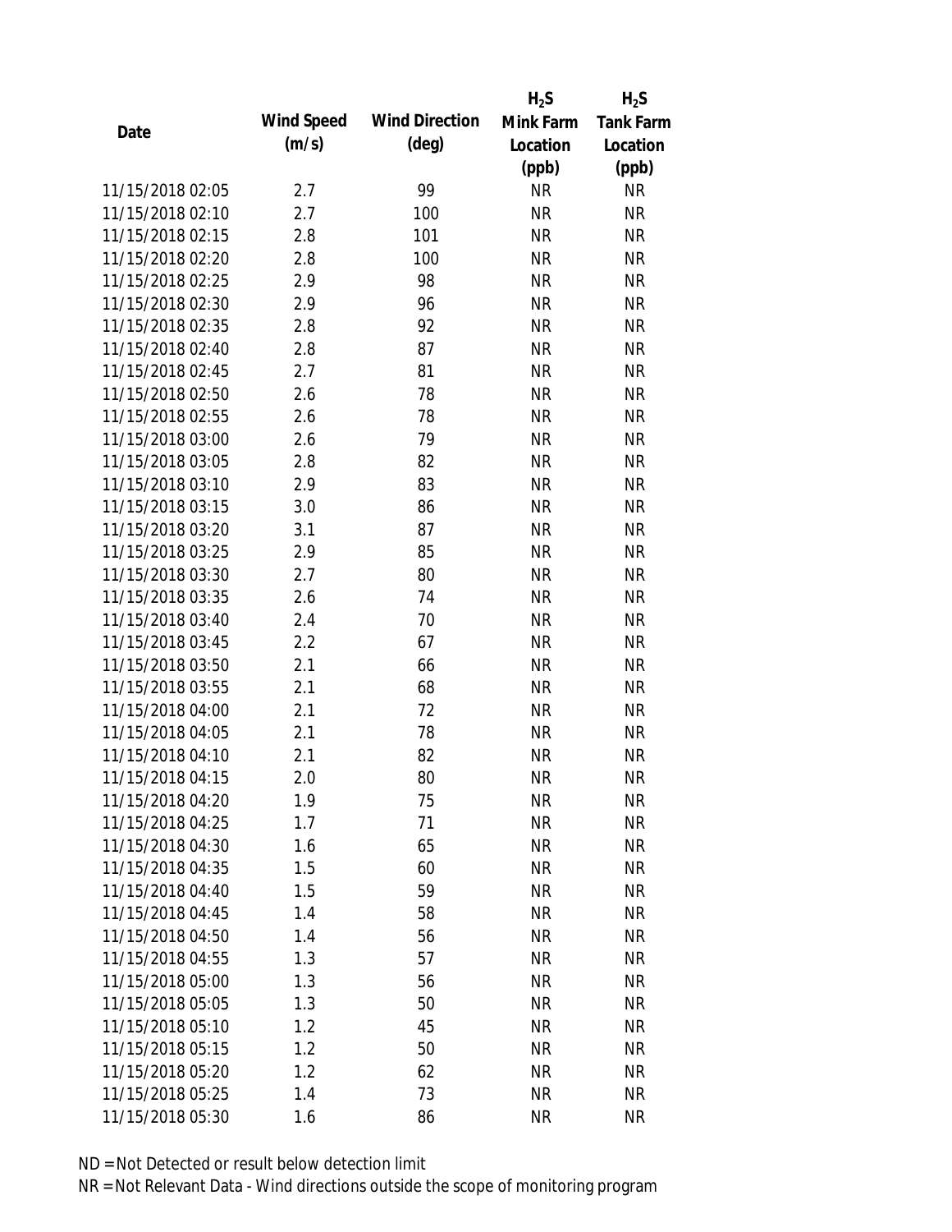| Date | Wind Speed (m/s) | Wind Direction (deg) | $H_2S$ Mink Farm Location (ppb) | $H_2S$ Tank Farm Location (ppb) |
|---|---|---|---|---|
| 11/15/2018 02:05 | 2.7 | 99 | NR | NR |
| 11/15/2018 02:10 | 2.7 | 100 | NR | NR |
| 11/15/2018 02:15 | 2.8 | 101 | NR | NR |
| 11/15/2018 02:20 | 2.8 | 100 | NR | NR |
| 11/15/2018 02:25 | 2.9 | 98 | NR | NR |
| 11/15/2018 02:30 | 2.9 | 96 | NR | NR |
| 11/15/2018 02:35 | 2.8 | 92 | NR | NR |
| 11/15/2018 02:40 | 2.8 | 87 | NR | NR |
| 11/15/2018 02:45 | 2.7 | 81 | NR | NR |
| 11/15/2018 02:50 | 2.6 | 78 | NR | NR |
| 11/15/2018 02:55 | 2.6 | 78 | NR | NR |
| 11/15/2018 03:00 | 2.6 | 79 | NR | NR |
| 11/15/2018 03:05 | 2.8 | 82 | NR | NR |
| 11/15/2018 03:10 | 2.9 | 83 | NR | NR |
| 11/15/2018 03:15 | 3.0 | 86 | NR | NR |
| 11/15/2018 03:20 | 3.1 | 87 | NR | NR |
| 11/15/2018 03:25 | 2.9 | 85 | NR | NR |
| 11/15/2018 03:30 | 2.7 | 80 | NR | NR |
| 11/15/2018 03:35 | 2.6 | 74 | NR | NR |
| 11/15/2018 03:40 | 2.4 | 70 | NR | NR |
| 11/15/2018 03:45 | 2.2 | 67 | NR | NR |
| 11/15/2018 03:50 | 2.1 | 66 | NR | NR |
| 11/15/2018 03:55 | 2.1 | 68 | NR | NR |
| 11/15/2018 04:00 | 2.1 | 72 | NR | NR |
| 11/15/2018 04:05 | 2.1 | 78 | NR | NR |
| 11/15/2018 04:10 | 2.1 | 82 | NR | NR |
| 11/15/2018 04:15 | 2.0 | 80 | NR | NR |
| 11/15/2018 04:20 | 1.9 | 75 | NR | NR |
| 11/15/2018 04:25 | 1.7 | 71 | NR | NR |
| 11/15/2018 04:30 | 1.6 | 65 | NR | NR |
| 11/15/2018 04:35 | 1.5 | 60 | NR | NR |
| 11/15/2018 04:40 | 1.5 | 59 | NR | NR |
| 11/15/2018 04:45 | 1.4 | 58 | NR | NR |
| 11/15/2018 04:50 | 1.4 | 56 | NR | NR |
| 11/15/2018 04:55 | 1.3 | 57 | NR | NR |
| 11/15/2018 05:00 | 1.3 | 56 | NR | NR |
| 11/15/2018 05:05 | 1.3 | 50 | NR | NR |
| 11/15/2018 05:10 | 1.2 | 45 | NR | NR |
| 11/15/2018 05:15 | 1.2 | 50 | NR | NR |
| 11/15/2018 05:20 | 1.2 | 62 | NR | NR |
| 11/15/2018 05:25 | 1.4 | 73 | NR | NR |
| 11/15/2018 05:30 | 1.6 | 86 | NR | NR |

ND = Not Detected or result below detection limit

NR = Not Relevant Data - Wind directions outside the scope of monitoring program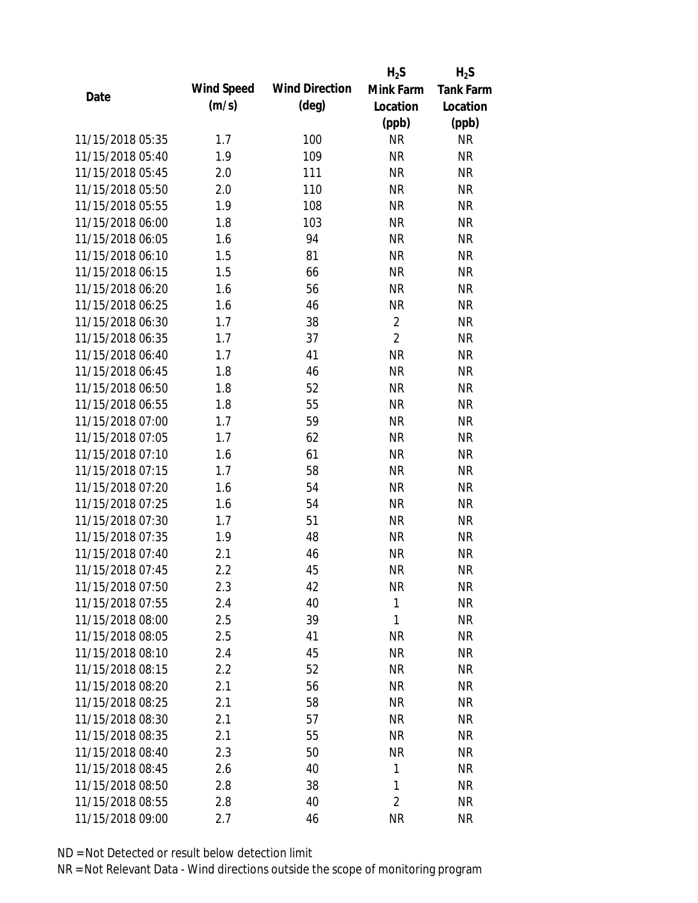| Date | Wind Speed (m/s) | Wind Direction (deg) | $H_2S$ Mink Farm Location (ppb) | $H_2S$ Tank Farm Location (ppb) |
|---|---|---|---|---|
| 11/15/2018 05:35 | 1.7 | 100 | NR | NR |
| 11/15/2018 05:40 | 1.9 | 109 | NR | NR |
| 11/15/2018 05:45 | 2.0 | 111 | NR | NR |
| 11/15/2018 05:50 | 2.0 | 110 | NR | NR |
| 11/15/2018 05:55 | 1.9 | 108 | NR | NR |
| 11/15/2018 06:00 | 1.8 | 103 | NR | NR |
| 11/15/2018 06:05 | 1.6 | 94 | NR | NR |
| 11/15/2018 06:10 | 1.5 | 81 | NR | NR |
| 11/15/2018 06:15 | 1.5 | 66 | NR | NR |
| 11/15/2018 06:20 | 1.6 | 56 | NR | NR |
| 11/15/2018 06:25 | 1.6 | 46 | NR | NR |
| 11/15/2018 06:30 | 1.7 | 38 | 2 | NR |
| 11/15/2018 06:35 | 1.7 | 37 | 2 | NR |
| 11/15/2018 06:40 | 1.7 | 41 | NR | NR |
| 11/15/2018 06:45 | 1.8 | 46 | NR | NR |
| 11/15/2018 06:50 | 1.8 | 52 | NR | NR |
| 11/15/2018 06:55 | 1.8 | 55 | NR | NR |
| 11/15/2018 07:00 | 1.7 | 59 | NR | NR |
| 11/15/2018 07:05 | 1.7 | 62 | NR | NR |
| 11/15/2018 07:10 | 1.6 | 61 | NR | NR |
| 11/15/2018 07:15 | 1.7 | 58 | NR | NR |
| 11/15/2018 07:20 | 1.6 | 54 | NR | NR |
| 11/15/2018 07:25 | 1.6 | 54 | NR | NR |
| 11/15/2018 07:30 | 1.7 | 51 | NR | NR |
| 11/15/2018 07:35 | 1.9 | 48 | NR | NR |
| 11/15/2018 07:40 | 2.1 | 46 | NR | NR |
| 11/15/2018 07:45 | 2.2 | 45 | NR | NR |
| 11/15/2018 07:50 | 2.3 | 42 | NR | NR |
| 11/15/2018 07:55 | 2.4 | 40 | 1 | NR |
| 11/15/2018 08:00 | 2.5 | 39 | 1 | NR |
| 11/15/2018 08:05 | 2.5 | 41 | NR | NR |
| 11/15/2018 08:10 | 2.4 | 45 | NR | NR |
| 11/15/2018 08:15 | 2.2 | 52 | NR | NR |
| 11/15/2018 08:20 | 2.1 | 56 | NR | NR |
| 11/15/2018 08:25 | 2.1 | 58 | NR | NR |
| 11/15/2018 08:30 | 2.1 | 57 | NR | NR |
| 11/15/2018 08:35 | 2.1 | 55 | NR | NR |
| 11/15/2018 08:40 | 2.3 | 50 | NR | NR |
| 11/15/2018 08:45 | 2.6 | 40 | 1 | NR |
| 11/15/2018 08:50 | 2.8 | 38 | 1 | NR |
| 11/15/2018 08:55 | 2.8 | 40 | 2 | NR |
| 11/15/2018 09:00 | 2.7 | 46 | NR | NR |

ND = Not Detected or result below detection limit

NR = Not Relevant Data - Wind directions outside the scope of monitoring program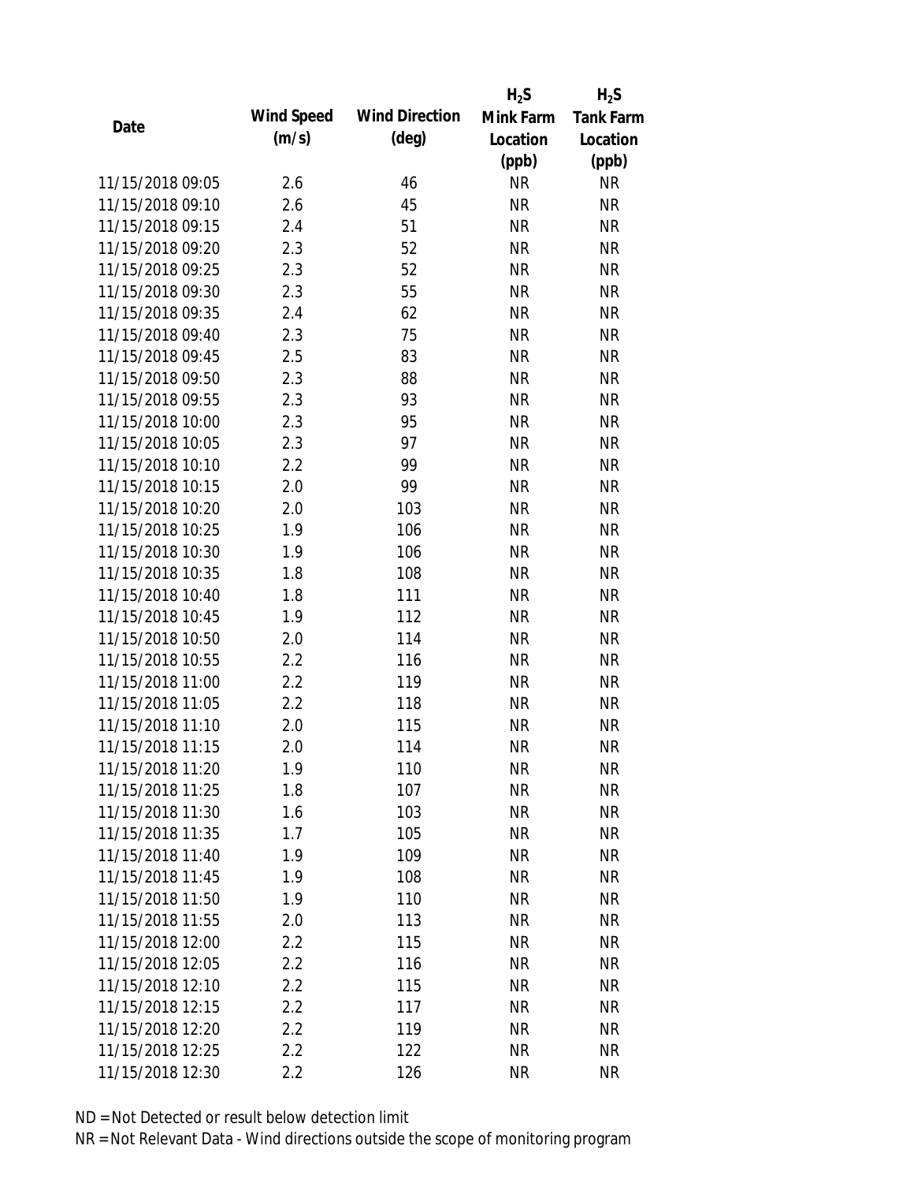| Date | Wind Speed (m/s) | Wind Direction (deg) | $H_2S$ Mink Farm Location (ppb) | $H_2S$ Tank Farm Location (ppb) |
|---|---|---|---|---|
| 11/15/2018 09:05 | 2.6 | 46 | NR | NR |
| 11/15/2018 09:10 | 2.6 | 45 | NR | NR |
| 11/15/2018 09:15 | 2.4 | 51 | NR | NR |
| 11/15/2018 09:20 | 2.3 | 52 | NR | NR |
| 11/15/2018 09:25 | 2.3 | 52 | NR | NR |
| 11/15/2018 09:30 | 2.3 | 55 | NR | NR |
| 11/15/2018 09:35 | 2.4 | 62 | NR | NR |
| 11/15/2018 09:40 | 2.3 | 75 | NR | NR |
| 11/15/2018 09:45 | 2.5 | 83 | NR | NR |
| 11/15/2018 09:50 | 2.3 | 88 | NR | NR |
| 11/15/2018 09:55 | 2.3 | 93 | NR | NR |
| 11/15/2018 10:00 | 2.3 | 95 | NR | NR |
| 11/15/2018 10:05 | 2.3 | 97 | NR | NR |
| 11/15/2018 10:10 | 2.2 | 99 | NR | NR |
| 11/15/2018 10:15 | 2.0 | 99 | NR | NR |
| 11/15/2018 10:20 | 2.0 | 103 | NR | NR |
| 11/15/2018 10:25 | 1.9 | 106 | NR | NR |
| 11/15/2018 10:30 | 1.9 | 106 | NR | NR |
| 11/15/2018 10:35 | 1.8 | 108 | NR | NR |
| 11/15/2018 10:40 | 1.8 | 111 | NR | NR |
| 11/15/2018 10:45 | 1.9 | 112 | NR | NR |
| 11/15/2018 10:50 | 2.0 | 114 | NR | NR |
| 11/15/2018 10:55 | 2.2 | 116 | NR | NR |
| 11/15/2018 11:00 | 2.2 | 119 | NR | NR |
| 11/15/2018 11:05 | 2.2 | 118 | NR | NR |
| 11/15/2018 11:10 | 2.0 | 115 | NR | NR |
| 11/15/2018 11:15 | 2.0 | 114 | NR | NR |
| 11/15/2018 11:20 | 1.9 | 110 | NR | NR |
| 11/15/2018 11:25 | 1.8 | 107 | NR | NR |
| 11/15/2018 11:30 | 1.6 | 103 | NR | NR |
| 11/15/2018 11:35 | 1.7 | 105 | NR | NR |
| 11/15/2018 11:40 | 1.9 | 109 | NR | NR |
| 11/15/2018 11:45 | 1.9 | 108 | NR | NR |
| 11/15/2018 11:50 | 1.9 | 110 | NR | NR |
| 11/15/2018 11:55 | 2.0 | 113 | NR | NR |
| 11/15/2018 12:00 | 2.2 | 115 | NR | NR |
| 11/15/2018 12:05 | 2.2 | 116 | NR | NR |
| 11/15/2018 12:10 | 2.2 | 115 | NR | NR |
| 11/15/2018 12:15 | 2.2 | 117 | NR | NR |
| 11/15/2018 12:20 | 2.2 | 119 | NR | NR |
| 11/15/2018 12:25 | 2.2 | 122 | NR | NR |
| 11/15/2018 12:30 | 2.2 | 126 | NR | NR |

ND = Not Detected or result below detection limit

NR = Not Relevant Data - Wind directions outside the scope of monitoring program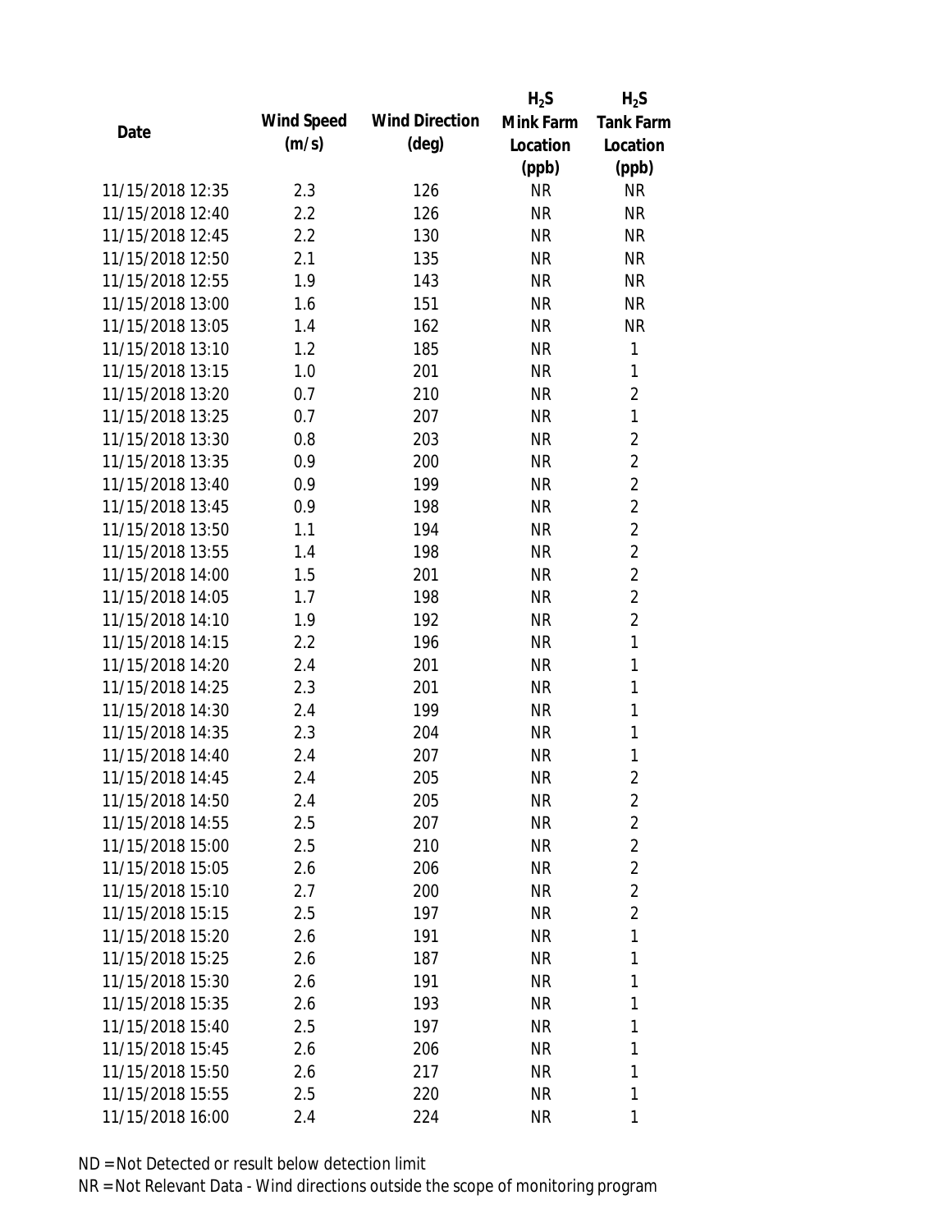| Date | Wind Speed (m/s) | Wind Direction (deg) | $H_2S$ Mink Farm Location (ppb) | $H_2S$ Tank Farm Location (ppb) |
|---|---|---|---|---|
| 11/15/2018 12:35 | 2.3 | 126 | NR | NR |
| 11/15/2018 12:40 | 2.2 | 126 | NR | NR |
| 11/15/2018 12:45 | 2.2 | 130 | NR | NR |
| 11/15/2018 12:50 | 2.1 | 135 | NR | NR |
| 11/15/2018 12:55 | 1.9 | 143 | NR | NR |
| 11/15/2018 13:00 | 1.6 | 151 | NR | NR |
| 11/15/2018 13:05 | 1.4 | 162 | NR | NR |
| 11/15/2018 13:10 | 1.2 | 185 | NR | 1 |
| 11/15/2018 13:15 | 1.0 | 201 | NR | 1 |
| 11/15/2018 13:20 | 0.7 | 210 | NR | 2 |
| 11/15/2018 13:25 | 0.7 | 207 | NR | 1 |
| 11/15/2018 13:30 | 0.8 | 203 | NR | 2 |
| 11/15/2018 13:35 | 0.9 | 200 | NR | 2 |
| 11/15/2018 13:40 | 0.9 | 199 | NR | 2 |
| 11/15/2018 13:45 | 0.9 | 198 | NR | 2 |
| 11/15/2018 13:50 | 1.1 | 194 | NR | 2 |
| 11/15/2018 13:55 | 1.4 | 198 | NR | 2 |
| 11/15/2018 14:00 | 1.5 | 201 | NR | 2 |
| 11/15/2018 14:05 | 1.7 | 198 | NR | 2 |
| 11/15/2018 14:10 | 1.9 | 192 | NR | 2 |
| 11/15/2018 14:15 | 2.2 | 196 | NR | 1 |
| 11/15/2018 14:20 | 2.4 | 201 | NR | 1 |
| 11/15/2018 14:25 | 2.3 | 201 | NR | 1 |
| 11/15/2018 14:30 | 2.4 | 199 | NR | 1 |
| 11/15/2018 14:35 | 2.3 | 204 | NR | 1 |
| 11/15/2018 14:40 | 2.4 | 207 | NR | 1 |
| 11/15/2018 14:45 | 2.4 | 205 | NR | 2 |
| 11/15/2018 14:50 | 2.4 | 205 | NR | 2 |
| 11/15/2018 14:55 | 2.5 | 207 | NR | 2 |
| 11/15/2018 15:00 | 2.5 | 210 | NR | 2 |
| 11/15/2018 15:05 | 2.6 | 206 | NR | 2 |
| 11/15/2018 15:10 | 2.7 | 200 | NR | 2 |
| 11/15/2018 15:15 | 2.5 | 197 | NR | 2 |
| 11/15/2018 15:20 | 2.6 | 191 | NR | 1 |
| 11/15/2018 15:25 | 2.6 | 187 | NR | 1 |
| 11/15/2018 15:30 | 2.6 | 191 | NR | 1 |
| 11/15/2018 15:35 | 2.6 | 193 | NR | 1 |
| 11/15/2018 15:40 | 2.5 | 197 | NR | 1 |
| 11/15/2018 15:45 | 2.6 | 206 | NR | 1 |
| 11/15/2018 15:50 | 2.6 | 217 | NR | 1 |
| 11/15/2018 15:55 | 2.5 | 220 | NR | 1 |
| 11/15/2018 16:00 | 2.4 | 224 | NR | 1 |

ND = Not Detected or result below detection limit

NR = Not Relevant Data - Wind directions outside the scope of monitoring program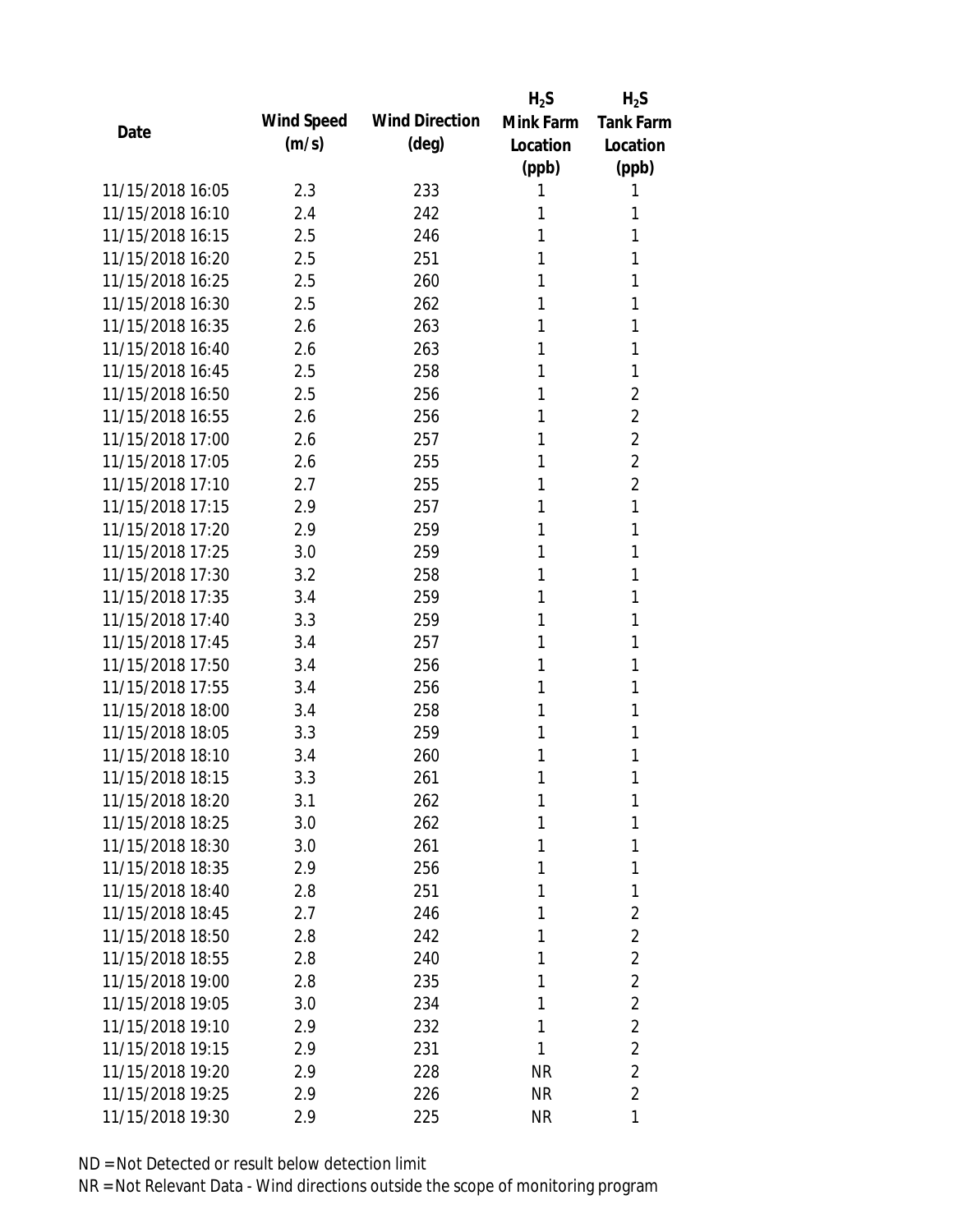| Date | Wind Speed (m/s) | Wind Direction (deg) | $H_2S$ Mink Farm Location (ppb) | $H_2S$ Tank Farm Location (ppb) |
|---|---|---|---|---|
| 11/15/2018 16:05 | 2.3 | 233 | 1 | 1 |
| 11/15/2018 16:10 | 2.4 | 242 | 1 | 1 |
| 11/15/2018 16:15 | 2.5 | 246 | 1 | 1 |
| 11/15/2018 16:20 | 2.5 | 251 | 1 | 1 |
| 11/15/2018 16:25 | 2.5 | 260 | 1 | 1 |
| 11/15/2018 16:30 | 2.5 | 262 | 1 | 1 |
| 11/15/2018 16:35 | 2.6 | 263 | 1 | 1 |
| 11/15/2018 16:40 | 2.6 | 263 | 1 | 1 |
| 11/15/2018 16:45 | 2.5 | 258 | 1 | 1 |
| 11/15/2018 16:50 | 2.5 | 256 | 1 | 2 |
| 11/15/2018 16:55 | 2.6 | 256 | 1 | 2 |
| 11/15/2018 17:00 | 2.6 | 257 | 1 | 2 |
| 11/15/2018 17:05 | 2.6 | 255 | 1 | 2 |
| 11/15/2018 17:10 | 2.7 | 255 | 1 | 2 |
| 11/15/2018 17:15 | 2.9 | 257 | 1 | 1 |
| 11/15/2018 17:20 | 2.9 | 259 | 1 | 1 |
| 11/15/2018 17:25 | 3.0 | 259 | 1 | 1 |
| 11/15/2018 17:30 | 3.2 | 258 | 1 | 1 |
| 11/15/2018 17:35 | 3.4 | 259 | 1 | 1 |
| 11/15/2018 17:40 | 3.3 | 259 | 1 | 1 |
| 11/15/2018 17:45 | 3.4 | 257 | 1 | 1 |
| 11/15/2018 17:50 | 3.4 | 256 | 1 | 1 |
| 11/15/2018 17:55 | 3.4 | 256 | 1 | 1 |
| 11/15/2018 18:00 | 3.4 | 258 | 1 | 1 |
| 11/15/2018 18:05 | 3.3 | 259 | 1 | 1 |
| 11/15/2018 18:10 | 3.4 | 260 | 1 | 1 |
| 11/15/2018 18:15 | 3.3 | 261 | 1 | 1 |
| 11/15/2018 18:20 | 3.1 | 262 | 1 | 1 |
| 11/15/2018 18:25 | 3.0 | 262 | 1 | 1 |
| 11/15/2018 18:30 | 3.0 | 261 | 1 | 1 |
| 11/15/2018 18:35 | 2.9 | 256 | 1 | 1 |
| 11/15/2018 18:40 | 2.8 | 251 | 1 | 1 |
| 11/15/2018 18:45 | 2.7 | 246 | 1 | 2 |
| 11/15/2018 18:50 | 2.8 | 242 | 1 | 2 |
| 11/15/2018 18:55 | 2.8 | 240 | 1 | 2 |
| 11/15/2018 19:00 | 2.8 | 235 | 1 | 2 |
| 11/15/2018 19:05 | 3.0 | 234 | 1 | 2 |
| 11/15/2018 19:10 | 2.9 | 232 | 1 | 2 |
| 11/15/2018 19:15 | 2.9 | 231 | 1 | 2 |
| 11/15/2018 19:20 | 2.9 | 228 | NR | 2 |
| 11/15/2018 19:25 | 2.9 | 226 | NR | 2 |
| 11/15/2018 19:30 | 2.9 | 225 | NR | 1 |

ND = Not Detected or result below detection limit

NR = Not Relevant Data - Wind directions outside the scope of monitoring program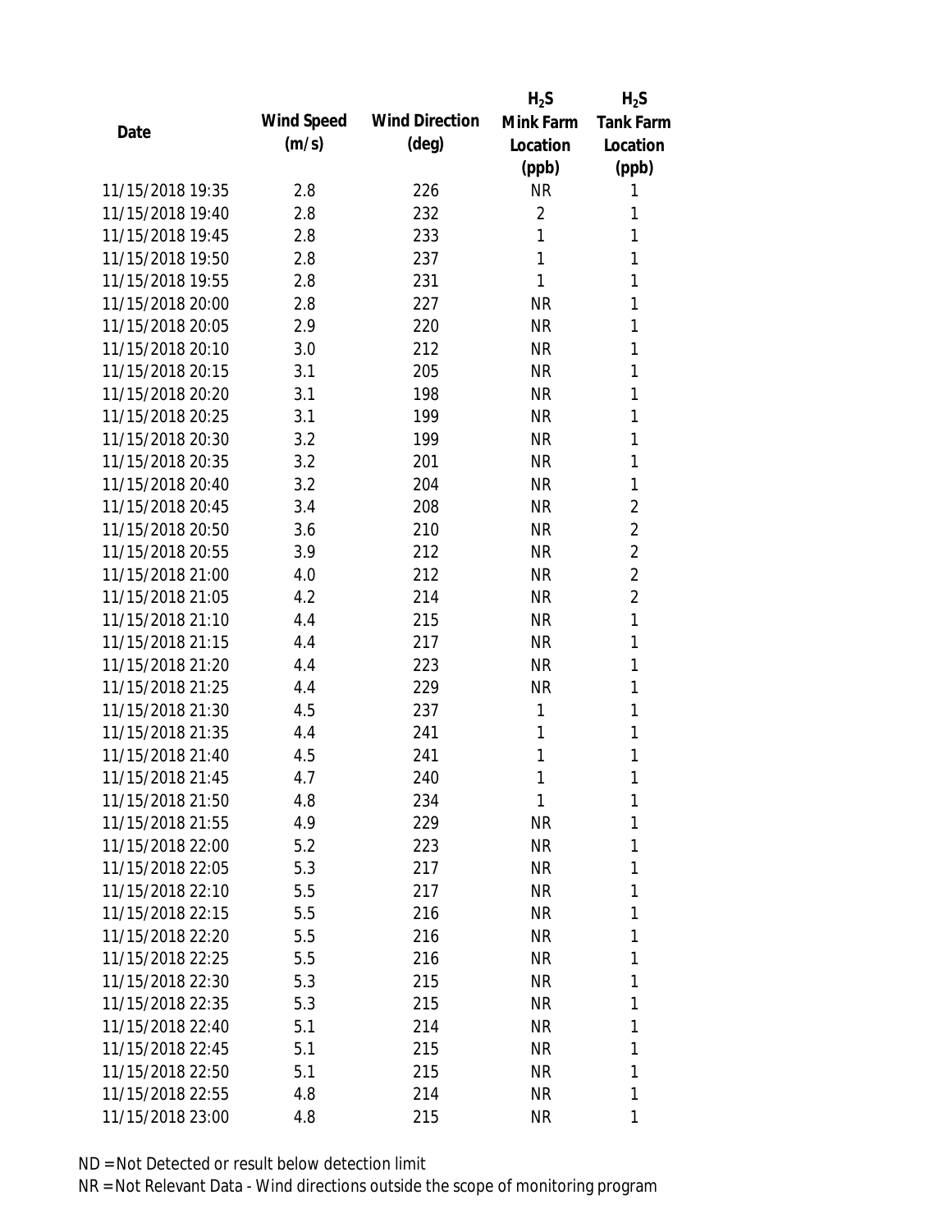| Date | Wind Speed (m/s) | Wind Direction (deg) | $H_2S$ Mink Farm Location (ppb) | $H_2S$ Tank Farm Location (ppb) |
|---|---|---|---|---|
| 11/15/2018 19:35 | 2.8 | 226 | NR | 1 |
| 11/15/2018 19:40 | 2.8 | 232 | 2 | 1 |
| 11/15/2018 19:45 | 2.8 | 233 | 1 | 1 |
| 11/15/2018 19:50 | 2.8 | 237 | 1 | 1 |
| 11/15/2018 19:55 | 2.8 | 231 | 1 | 1 |
| 11/15/2018 20:00 | 2.8 | 227 | NR | 1 |
| 11/15/2018 20:05 | 2.9 | 220 | NR | 1 |
| 11/15/2018 20:10 | 3.0 | 212 | NR | 1 |
| 11/15/2018 20:15 | 3.1 | 205 | NR | 1 |
| 11/15/2018 20:20 | 3.1 | 198 | NR | 1 |
| 11/15/2018 20:25 | 3.1 | 199 | NR | 1 |
| 11/15/2018 20:30 | 3.2 | 199 | NR | 1 |
| 11/15/2018 20:35 | 3.2 | 201 | NR | 1 |
| 11/15/2018 20:40 | 3.2 | 204 | NR | 1 |
| 11/15/2018 20:45 | 3.4 | 208 | NR | 2 |
| 11/15/2018 20:50 | 3.6 | 210 | NR | 2 |
| 11/15/2018 20:55 | 3.9 | 212 | NR | 2 |
| 11/15/2018 21:00 | 4.0 | 212 | NR | 2 |
| 11/15/2018 21:05 | 4.2 | 214 | NR | 2 |
| 11/15/2018 21:10 | 4.4 | 215 | NR | 1 |
| 11/15/2018 21:15 | 4.4 | 217 | NR | 1 |
| 11/15/2018 21:20 | 4.4 | 223 | NR | 1 |
| 11/15/2018 21:25 | 4.4 | 229 | NR | 1 |
| 11/15/2018 21:30 | 4.5 | 237 | 1 | 1 |
| 11/15/2018 21:35 | 4.4 | 241 | 1 | 1 |
| 11/15/2018 21:40 | 4.5 | 241 | 1 | 1 |
| 11/15/2018 21:45 | 4.7 | 240 | 1 | 1 |
| 11/15/2018 21:50 | 4.8 | 234 | 1 | 1 |
| 11/15/2018 21:55 | 4.9 | 229 | NR | 1 |
| 11/15/2018 22:00 | 5.2 | 223 | NR | 1 |
| 11/15/2018 22:05 | 5.3 | 217 | NR | 1 |
| 11/15/2018 22:10 | 5.5 | 217 | NR | 1 |
| 11/15/2018 22:15 | 5.5 | 216 | NR | 1 |
| 11/15/2018 22:20 | 5.5 | 216 | NR | 1 |
| 11/15/2018 22:25 | 5.5 | 216 | NR | 1 |
| 11/15/2018 22:30 | 5.3 | 215 | NR | 1 |
| 11/15/2018 22:35 | 5.3 | 215 | NR | 1 |
| 11/15/2018 22:40 | 5.1 | 214 | NR | 1 |
| 11/15/2018 22:45 | 5.1 | 215 | NR | 1 |
| 11/15/2018 22:50 | 5.1 | 215 | NR | 1 |
| 11/15/2018 22:55 | 4.8 | 214 | NR | 1 |
| 11/15/2018 23:00 | 4.8 | 215 | NR | 1 |

ND = Not Detected or result below detection limit

NR = Not Relevant Data - Wind directions outside the scope of monitoring program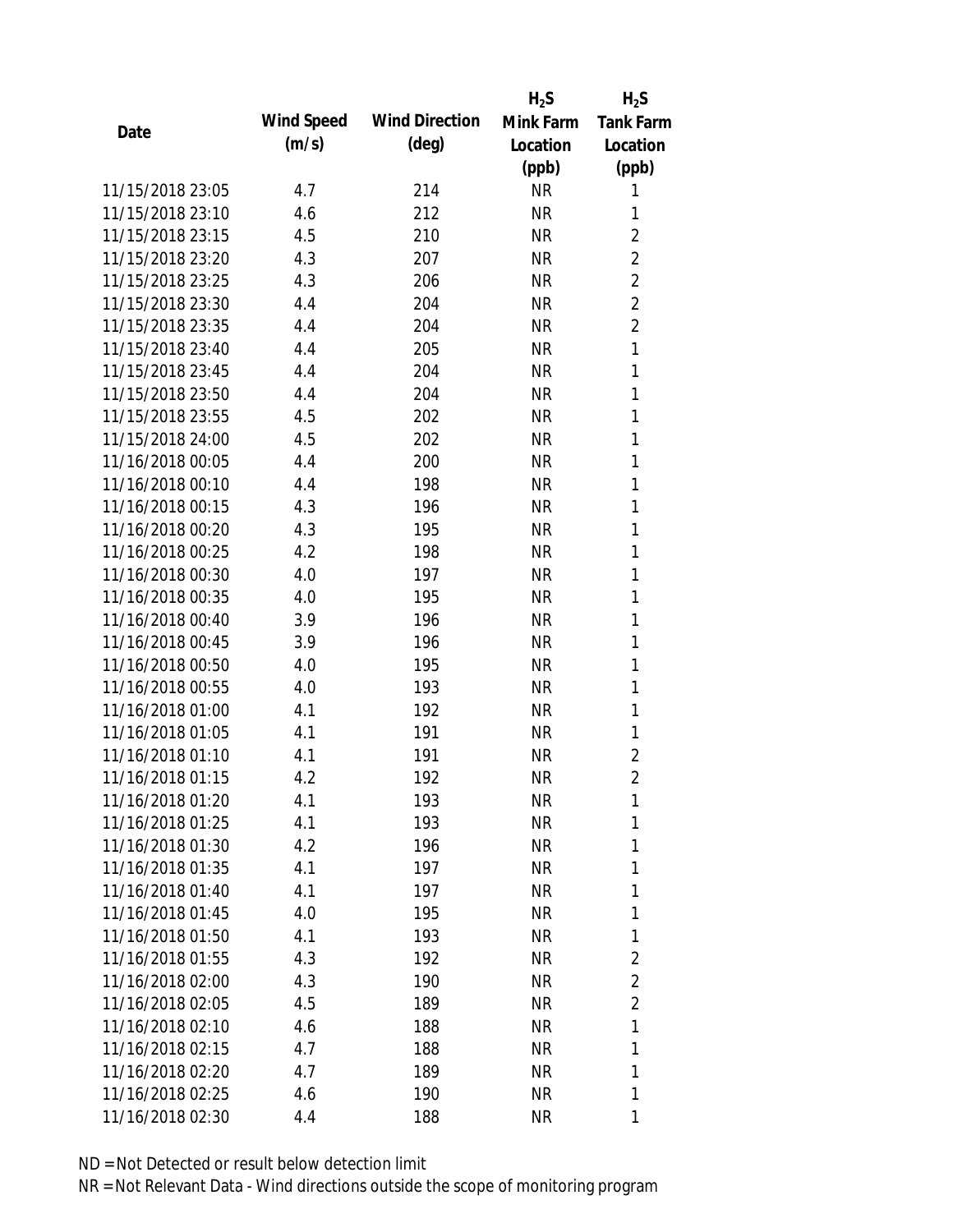| Date | Wind Speed (m/s) | Wind Direction (deg) | $H_2S$ Mink Farm Location (ppb) | $H_2S$ Tank Farm Location (ppb) |
|---|---|---|---|---|
| 11/15/2018 23:05 | 4.7 | 214 | NR | 1 |
| 11/15/2018 23:10 | 4.6 | 212 | NR | 1 |
| 11/15/2018 23:15 | 4.5 | 210 | NR | 2 |
| 11/15/2018 23:20 | 4.3 | 207 | NR | 2 |
| 11/15/2018 23:25 | 4.3 | 206 | NR | 2 |
| 11/15/2018 23:30 | 4.4 | 204 | NR | 2 |
| 11/15/2018 23:35 | 4.4 | 204 | NR | 2 |
| 11/15/2018 23:40 | 4.4 | 205 | NR | 1 |
| 11/15/2018 23:45 | 4.4 | 204 | NR | 1 |
| 11/15/2018 23:50 | 4.4 | 204 | NR | 1 |
| 11/15/2018 23:55 | 4.5 | 202 | NR | 1 |
| 11/15/2018 24:00 | 4.5 | 202 | NR | 1 |
| 11/16/2018 00:05 | 4.4 | 200 | NR | 1 |
| 11/16/2018 00:10 | 4.4 | 198 | NR | 1 |
| 11/16/2018 00:15 | 4.3 | 196 | NR | 1 |
| 11/16/2018 00:20 | 4.3 | 195 | NR | 1 |
| 11/16/2018 00:25 | 4.2 | 198 | NR | 1 |
| 11/16/2018 00:30 | 4.0 | 197 | NR | 1 |
| 11/16/2018 00:35 | 4.0 | 195 | NR | 1 |
| 11/16/2018 00:40 | 3.9 | 196 | NR | 1 |
| 11/16/2018 00:45 | 3.9 | 196 | NR | 1 |
| 11/16/2018 00:50 | 4.0 | 195 | NR | 1 |
| 11/16/2018 00:55 | 4.0 | 193 | NR | 1 |
| 11/16/2018 01:00 | 4.1 | 192 | NR | 1 |
| 11/16/2018 01:05 | 4.1 | 191 | NR | 1 |
| 11/16/2018 01:10 | 4.1 | 191 | NR | 2 |
| 11/16/2018 01:15 | 4.2 | 192 | NR | 2 |
| 11/16/2018 01:20 | 4.1 | 193 | NR | 1 |
| 11/16/2018 01:25 | 4.1 | 193 | NR | 1 |
| 11/16/2018 01:30 | 4.2 | 196 | NR | 1 |
| 11/16/2018 01:35 | 4.1 | 197 | NR | 1 |
| 11/16/2018 01:40 | 4.1 | 197 | NR | 1 |
| 11/16/2018 01:45 | 4.0 | 195 | NR | 1 |
| 11/16/2018 01:50 | 4.1 | 193 | NR | 1 |
| 11/16/2018 01:55 | 4.3 | 192 | NR | 2 |
| 11/16/2018 02:00 | 4.3 | 190 | NR | 2 |
| 11/16/2018 02:05 | 4.5 | 189 | NR | 2 |
| 11/16/2018 02:10 | 4.6 | 188 | NR | 1 |
| 11/16/2018 02:15 | 4.7 | 188 | NR | 1 |
| 11/16/2018 02:20 | 4.7 | 189 | NR | 1 |
| 11/16/2018 02:25 | 4.6 | 190 | NR | 1 |
| 11/16/2018 02:30 | 4.4 | 188 | NR | 1 |

ND = Not Detected or result below detection limit

NR = Not Relevant Data - Wind directions outside the scope of monitoring program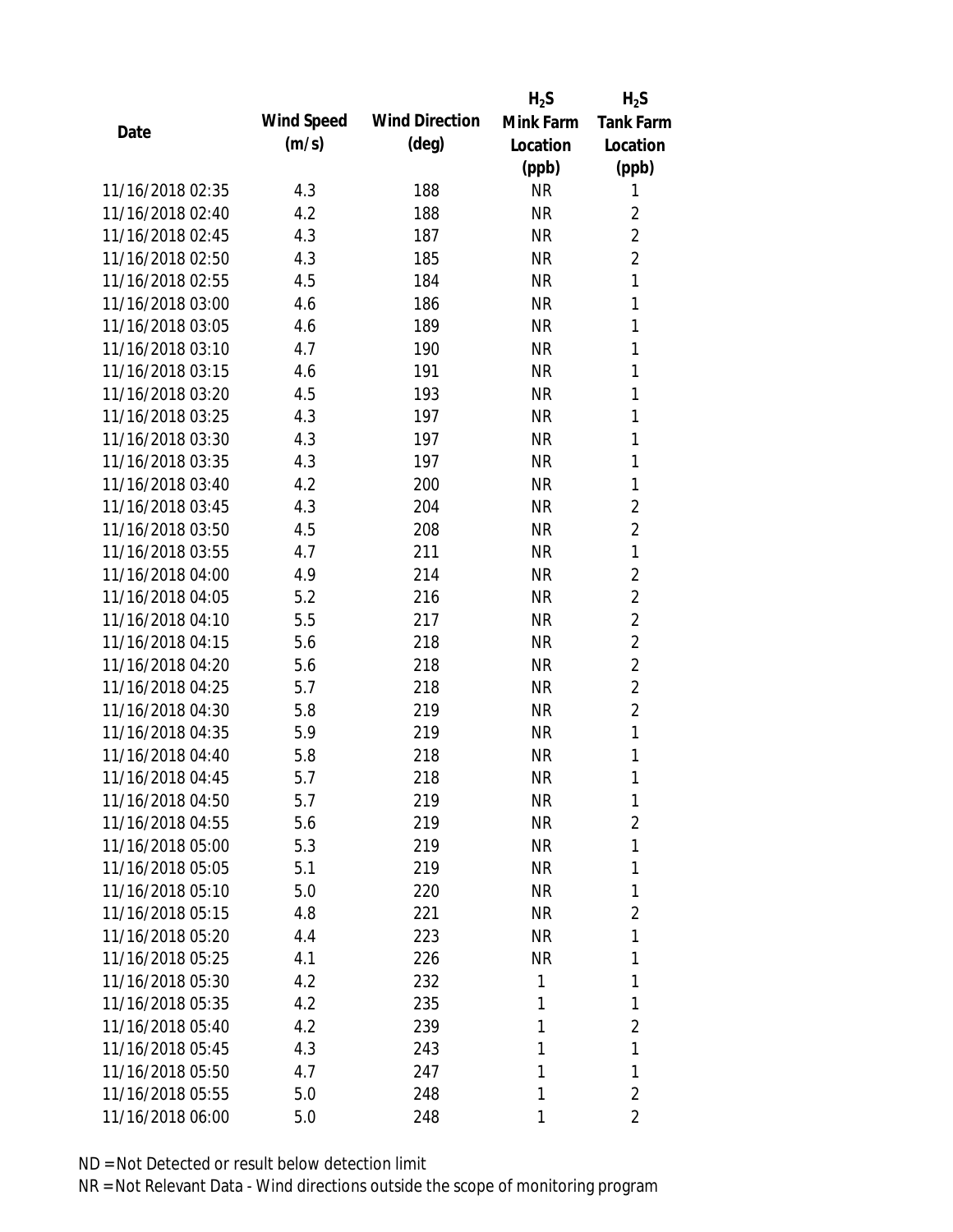| Date | Wind Speed (m/s) | Wind Direction (deg) | $H_2S$ Mink Farm Location (ppb) | $H_2S$ Tank Farm Location (ppb) |
|---|---|---|---|---|
| 11/16/2018 02:35 | 4.3 | 188 | NR | 1 |
| 11/16/2018 02:40 | 4.2 | 188 | NR | 2 |
| 11/16/2018 02:45 | 4.3 | 187 | NR | 2 |
| 11/16/2018 02:50 | 4.3 | 185 | NR | 2 |
| 11/16/2018 02:55 | 4.5 | 184 | NR | 1 |
| 11/16/2018 03:00 | 4.6 | 186 | NR | 1 |
| 11/16/2018 03:05 | 4.6 | 189 | NR | 1 |
| 11/16/2018 03:10 | 4.7 | 190 | NR | 1 |
| 11/16/2018 03:15 | 4.6 | 191 | NR | 1 |
| 11/16/2018 03:20 | 4.5 | 193 | NR | 1 |
| 11/16/2018 03:25 | 4.3 | 197 | NR | 1 |
| 11/16/2018 03:30 | 4.3 | 197 | NR | 1 |
| 11/16/2018 03:35 | 4.3 | 197 | NR | 1 |
| 11/16/2018 03:40 | 4.2 | 200 | NR | 1 |
| 11/16/2018 03:45 | 4.3 | 204 | NR | 2 |
| 11/16/2018 03:50 | 4.5 | 208 | NR | 2 |
| 11/16/2018 03:55 | 4.7 | 211 | NR | 1 |
| 11/16/2018 04:00 | 4.9 | 214 | NR | 2 |
| 11/16/2018 04:05 | 5.2 | 216 | NR | 2 |
| 11/16/2018 04:10 | 5.5 | 217 | NR | 2 |
| 11/16/2018 04:15 | 5.6 | 218 | NR | 2 |
| 11/16/2018 04:20 | 5.6 | 218 | NR | 2 |
| 11/16/2018 04:25 | 5.7 | 218 | NR | 2 |
| 11/16/2018 04:30 | 5.8 | 219 | NR | 2 |
| 11/16/2018 04:35 | 5.9 | 219 | NR | 1 |
| 11/16/2018 04:40 | 5.8 | 218 | NR | 1 |
| 11/16/2018 04:45 | 5.7 | 218 | NR | 1 |
| 11/16/2018 04:50 | 5.7 | 219 | NR | 1 |
| 11/16/2018 04:55 | 5.6 | 219 | NR | 2 |
| 11/16/2018 05:00 | 5.3 | 219 | NR | 1 |
| 11/16/2018 05:05 | 5.1 | 219 | NR | 1 |
| 11/16/2018 05:10 | 5.0 | 220 | NR | 1 |
| 11/16/2018 05:15 | 4.8 | 221 | NR | 2 |
| 11/16/2018 05:20 | 4.4 | 223 | NR | 1 |
| 11/16/2018 05:25 | 4.1 | 226 | NR | 1 |
| 11/16/2018 05:30 | 4.2 | 232 | 1 | 1 |
| 11/16/2018 05:35 | 4.2 | 235 | 1 | 1 |
| 11/16/2018 05:40 | 4.2 | 239 | 1 | 2 |
| 11/16/2018 05:45 | 4.3 | 243 | 1 | 1 |
| 11/16/2018 05:50 | 4.7 | 247 | 1 | 1 |
| 11/16/2018 05:55 | 5.0 | 248 | 1 | 2 |
| 11/16/2018 06:00 | 5.0 | 248 | 1 | 2 |

ND = Not Detected or result below detection limit

NR = Not Relevant Data - Wind directions outside the scope of monitoring program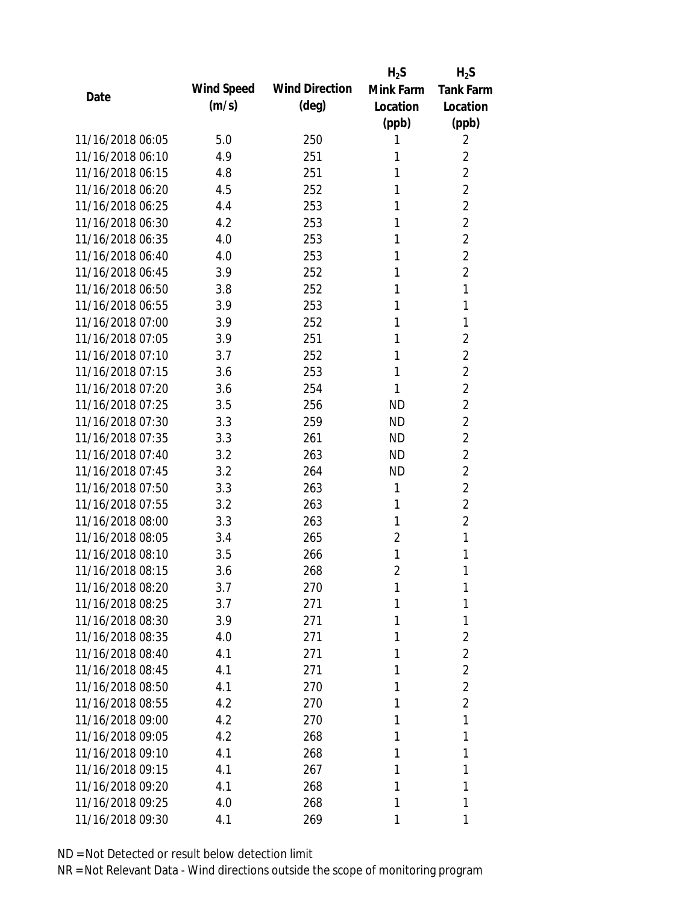| Date | Wind Speed (m/s) | Wind Direction (deg) | $H_2S$ Mink Farm Location (ppb) | $H_2S$ Tank Farm Location (ppb) |
|---|---|---|---|---|
| 11/16/2018 06:05 | 5.0 | 250 | 1 | 2 |
| 11/16/2018 06:10 | 4.9 | 251 | 1 | 2 |
| 11/16/2018 06:15 | 4.8 | 251 | 1 | 2 |
| 11/16/2018 06:20 | 4.5 | 252 | 1 | 2 |
| 11/16/2018 06:25 | 4.4 | 253 | 1 | 2 |
| 11/16/2018 06:30 | 4.2 | 253 | 1 | 2 |
| 11/16/2018 06:35 | 4.0 | 253 | 1 | 2 |
| 11/16/2018 06:40 | 4.0 | 253 | 1 | 2 |
| 11/16/2018 06:45 | 3.9 | 252 | 1 | 2 |
| 11/16/2018 06:50 | 3.8 | 252 | 1 | 1 |
| 11/16/2018 06:55 | 3.9 | 253 | 1 | 1 |
| 11/16/2018 07:00 | 3.9 | 252 | 1 | 1 |
| 11/16/2018 07:05 | 3.9 | 251 | 1 | 2 |
| 11/16/2018 07:10 | 3.7 | 252 | 1 | 2 |
| 11/16/2018 07:15 | 3.6 | 253 | 1 | 2 |
| 11/16/2018 07:20 | 3.6 | 254 | 1 | 2 |
| 11/16/2018 07:25 | 3.5 | 256 | ND | 2 |
| 11/16/2018 07:30 | 3.3 | 259 | ND | 2 |
| 11/16/2018 07:35 | 3.3 | 261 | ND | 2 |
| 11/16/2018 07:40 | 3.2 | 263 | ND | 2 |
| 11/16/2018 07:45 | 3.2 | 264 | ND | 2 |
| 11/16/2018 07:50 | 3.3 | 263 | 1 | 2 |
| 11/16/2018 07:55 | 3.2 | 263 | 1 | 2 |
| 11/16/2018 08:00 | 3.3 | 263 | 1 | 2 |
| 11/16/2018 08:05 | 3.4 | 265 | 2 | 1 |
| 11/16/2018 08:10 | 3.5 | 266 | 1 | 1 |
| 11/16/2018 08:15 | 3.6 | 268 | 2 | 1 |
| 11/16/2018 08:20 | 3.7 | 270 | 1 | 1 |
| 11/16/2018 08:25 | 3.7 | 271 | 1 | 1 |
| 11/16/2018 08:30 | 3.9 | 271 | 1 | 1 |
| 11/16/2018 08:35 | 4.0 | 271 | 1 | 2 |
| 11/16/2018 08:40 | 4.1 | 271 | 1 | 2 |
| 11/16/2018 08:45 | 4.1 | 271 | 1 | 2 |
| 11/16/2018 08:50 | 4.1 | 270 | 1 | 2 |
| 11/16/2018 08:55 | 4.2 | 270 | 1 | 2 |
| 11/16/2018 09:00 | 4.2 | 270 | 1 | 1 |
| 11/16/2018 09:05 | 4.2 | 268 | 1 | 1 |
| 11/16/2018 09:10 | 4.1 | 268 | 1 | 1 |
| 11/16/2018 09:15 | 4.1 | 267 | 1 | 1 |
| 11/16/2018 09:20 | 4.1 | 268 | 1 | 1 |
| 11/16/2018 09:25 | 4.0 | 268 | 1 | 1 |
| 11/16/2018 09:30 | 4.1 | 269 | 1 | 1 |

ND = Not Detected or result below detection limit

NR = Not Relevant Data - Wind directions outside the scope of monitoring program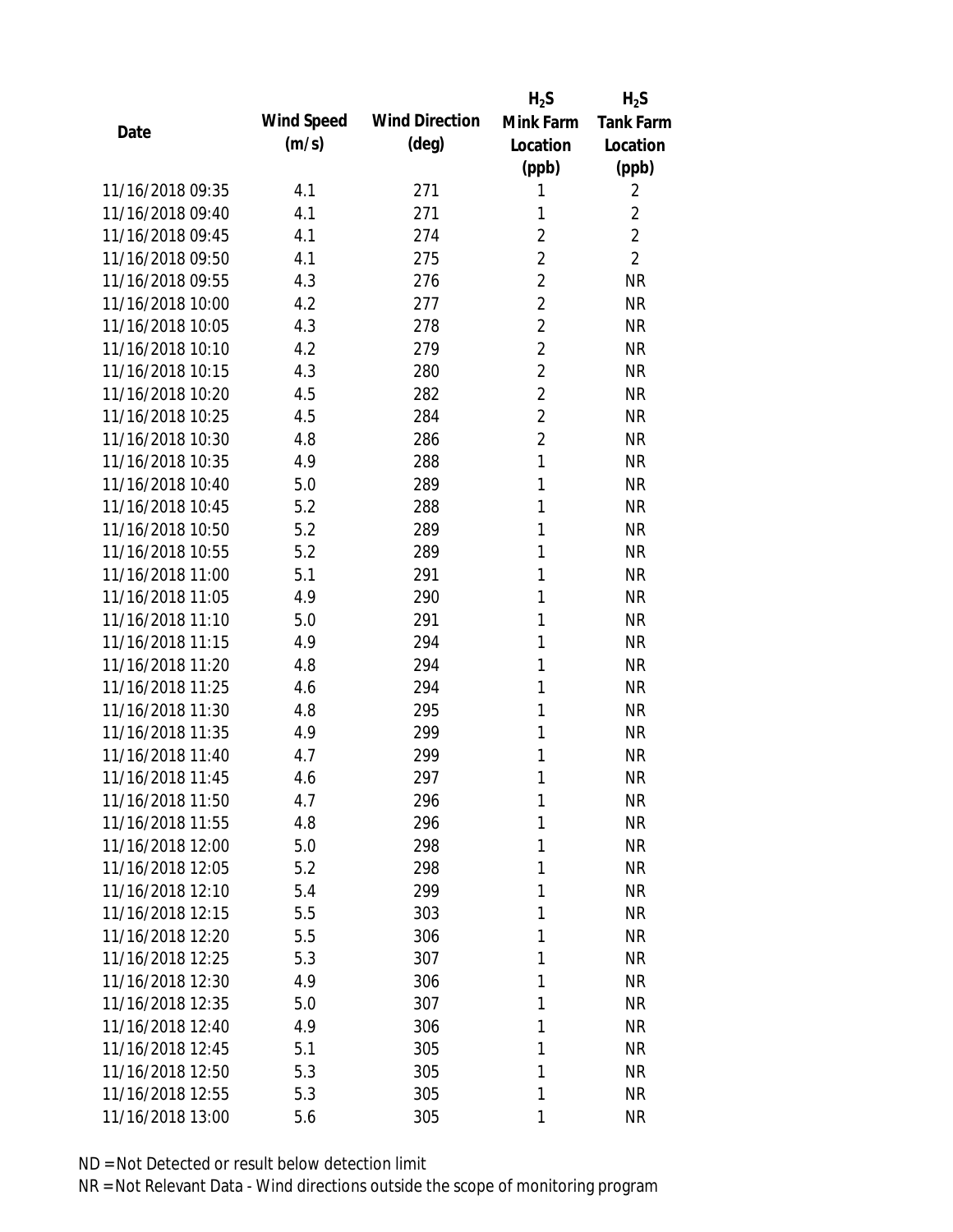| Date | Wind Speed (m/s) | Wind Direction (deg) | $H_2S$ Mink Farm Location (ppb) | $H_2S$ Tank Farm Location (ppb) |
|---|---|---|---|---|
| 11/16/2018 09:35 | 4.1 | 271 | 1 | 2 |
| 11/16/2018 09:40 | 4.1 | 271 | 1 | 2 |
| 11/16/2018 09:45 | 4.1 | 274 | 2 | 2 |
| 11/16/2018 09:50 | 4.1 | 275 | 2 | 2 |
| 11/16/2018 09:55 | 4.3 | 276 | 2 | NR |
| 11/16/2018 10:00 | 4.2 | 277 | 2 | NR |
| 11/16/2018 10:05 | 4.3 | 278 | 2 | NR |
| 11/16/2018 10:10 | 4.2 | 279 | 2 | NR |
| 11/16/2018 10:15 | 4.3 | 280 | 2 | NR |
| 11/16/2018 10:20 | 4.5 | 282 | 2 | NR |
| 11/16/2018 10:25 | 4.5 | 284 | 2 | NR |
| 11/16/2018 10:30 | 4.8 | 286 | 2 | NR |
| 11/16/2018 10:35 | 4.9 | 288 | 1 | NR |
| 11/16/2018 10:40 | 5.0 | 289 | 1 | NR |
| 11/16/2018 10:45 | 5.2 | 288 | 1 | NR |
| 11/16/2018 10:50 | 5.2 | 289 | 1 | NR |
| 11/16/2018 10:55 | 5.2 | 289 | 1 | NR |
| 11/16/2018 11:00 | 5.1 | 291 | 1 | NR |
| 11/16/2018 11:05 | 4.9 | 290 | 1 | NR |
| 11/16/2018 11:10 | 5.0 | 291 | 1 | NR |
| 11/16/2018 11:15 | 4.9 | 294 | 1 | NR |
| 11/16/2018 11:20 | 4.8 | 294 | 1 | NR |
| 11/16/2018 11:25 | 4.6 | 294 | 1 | NR |
| 11/16/2018 11:30 | 4.8 | 295 | 1 | NR |
| 11/16/2018 11:35 | 4.9 | 299 | 1 | NR |
| 11/16/2018 11:40 | 4.7 | 299 | 1 | NR |
| 11/16/2018 11:45 | 4.6 | 297 | 1 | NR |
| 11/16/2018 11:50 | 4.7 | 296 | 1 | NR |
| 11/16/2018 11:55 | 4.8 | 296 | 1 | NR |
| 11/16/2018 12:00 | 5.0 | 298 | 1 | NR |
| 11/16/2018 12:05 | 5.2 | 298 | 1 | NR |
| 11/16/2018 12:10 | 5.4 | 299 | 1 | NR |
| 11/16/2018 12:15 | 5.5 | 303 | 1 | NR |
| 11/16/2018 12:20 | 5.5 | 306 | 1 | NR |
| 11/16/2018 12:25 | 5.3 | 307 | 1 | NR |
| 11/16/2018 12:30 | 4.9 | 306 | 1 | NR |
| 11/16/2018 12:35 | 5.0 | 307 | 1 | NR |
| 11/16/2018 12:40 | 4.9 | 306 | 1 | NR |
| 11/16/2018 12:45 | 5.1 | 305 | 1 | NR |
| 11/16/2018 12:50 | 5.3 | 305 | 1 | NR |
| 11/16/2018 12:55 | 5.3 | 305 | 1 | NR |
| 11/16/2018 13:00 | 5.6 | 305 | 1 | NR |

ND = Not Detected or result below detection limit

NR = Not Relevant Data - Wind directions outside the scope of monitoring program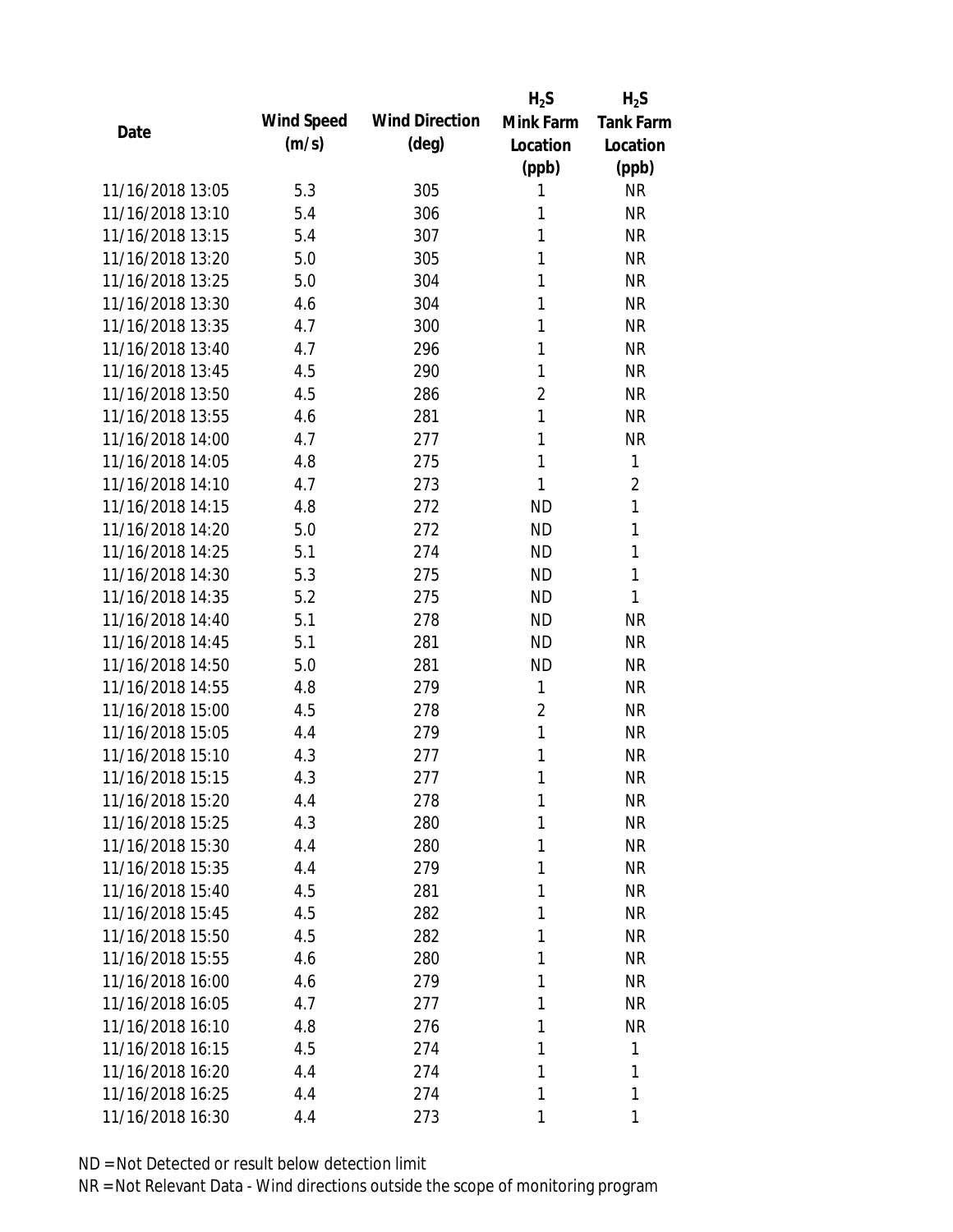| Date | Wind Speed (m/s) | Wind Direction (deg) | $H_2S$ Mink Farm Location (ppb) | $H_2S$ Tank Farm Location (ppb) |
|---|---|---|---|---|
| 11/16/2018 13:05 | 5.3 | 305 | 1 | NR |
| 11/16/2018 13:10 | 5.4 | 306 | 1 | NR |
| 11/16/2018 13:15 | 5.4 | 307 | 1 | NR |
| 11/16/2018 13:20 | 5.0 | 305 | 1 | NR |
| 11/16/2018 13:25 | 5.0 | 304 | 1 | NR |
| 11/16/2018 13:30 | 4.6 | 304 | 1 | NR |
| 11/16/2018 13:35 | 4.7 | 300 | 1 | NR |
| 11/16/2018 13:40 | 4.7 | 296 | 1 | NR |
| 11/16/2018 13:45 | 4.5 | 290 | 1 | NR |
| 11/16/2018 13:50 | 4.5 | 286 | 2 | NR |
| 11/16/2018 13:55 | 4.6 | 281 | 1 | NR |
| 11/16/2018 14:00 | 4.7 | 277 | 1 | NR |
| 11/16/2018 14:05 | 4.8 | 275 | 1 | 1 |
| 11/16/2018 14:10 | 4.7 | 273 | 1 | 2 |
| 11/16/2018 14:15 | 4.8 | 272 | ND | 1 |
| 11/16/2018 14:20 | 5.0 | 272 | ND | 1 |
| 11/16/2018 14:25 | 5.1 | 274 | ND | 1 |
| 11/16/2018 14:30 | 5.3 | 275 | ND | 1 |
| 11/16/2018 14:35 | 5.2 | 275 | ND | 1 |
| 11/16/2018 14:40 | 5.1 | 278 | ND | NR |
| 11/16/2018 14:45 | 5.1 | 281 | ND | NR |
| 11/16/2018 14:50 | 5.0 | 281 | ND | NR |
| 11/16/2018 14:55 | 4.8 | 279 | 1 | NR |
| 11/16/2018 15:00 | 4.5 | 278 | 2 | NR |
| 11/16/2018 15:05 | 4.4 | 279 | 1 | NR |
| 11/16/2018 15:10 | 4.3 | 277 | 1 | NR |
| 11/16/2018 15:15 | 4.3 | 277 | 1 | NR |
| 11/16/2018 15:20 | 4.4 | 278 | 1 | NR |
| 11/16/2018 15:25 | 4.3 | 280 | 1 | NR |
| 11/16/2018 15:30 | 4.4 | 280 | 1 | NR |
| 11/16/2018 15:35 | 4.4 | 279 | 1 | NR |
| 11/16/2018 15:40 | 4.5 | 281 | 1 | NR |
| 11/16/2018 15:45 | 4.5 | 282 | 1 | NR |
| 11/16/2018 15:50 | 4.5 | 282 | 1 | NR |
| 11/16/2018 15:55 | 4.6 | 280 | 1 | NR |
| 11/16/2018 16:00 | 4.6 | 279 | 1 | NR |
| 11/16/2018 16:05 | 4.7 | 277 | 1 | NR |
| 11/16/2018 16:10 | 4.8 | 276 | 1 | NR |
| 11/16/2018 16:15 | 4.5 | 274 | 1 | 1 |
| 11/16/2018 16:20 | 4.4 | 274 | 1 | 1 |
| 11/16/2018 16:25 | 4.4 | 274 | 1 | 1 |
| 11/16/2018 16:30 | 4.4 | 273 | 1 | 1 |

ND = Not Detected or result below detection limit

NR = Not Relevant Data - Wind directions outside the scope of monitoring program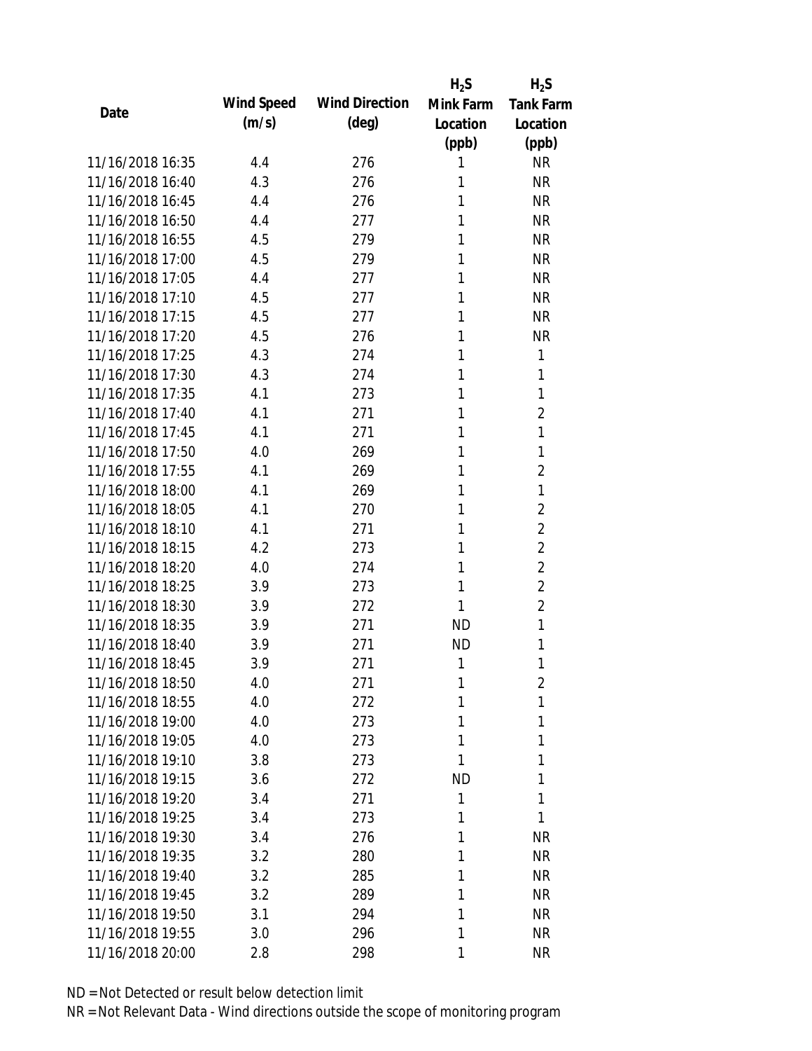| Date | Wind Speed (m/s) | Wind Direction (deg) | $H_2S$ Mink Farm Location (ppb) | $H_2S$ Tank Farm Location (ppb) |
|---|---|---|---|---|
| 11/16/2018 16:35 | 4.4 | 276 | 1 | NR |
| 11/16/2018 16:40 | 4.3 | 276 | 1 | NR |
| 11/16/2018 16:45 | 4.4 | 276 | 1 | NR |
| 11/16/2018 16:50 | 4.4 | 277 | 1 | NR |
| 11/16/2018 16:55 | 4.5 | 279 | 1 | NR |
| 11/16/2018 17:00 | 4.5 | 279 | 1 | NR |
| 11/16/2018 17:05 | 4.4 | 277 | 1 | NR |
| 11/16/2018 17:10 | 4.5 | 277 | 1 | NR |
| 11/16/2018 17:15 | 4.5 | 277 | 1 | NR |
| 11/16/2018 17:20 | 4.5 | 276 | 1 | NR |
| 11/16/2018 17:25 | 4.3 | 274 | 1 | 1 |
| 11/16/2018 17:30 | 4.3 | 274 | 1 | 1 |
| 11/16/2018 17:35 | 4.1 | 273 | 1 | 1 |
| 11/16/2018 17:40 | 4.1 | 271 | 1 | 2 |
| 11/16/2018 17:45 | 4.1 | 271 | 1 | 1 |
| 11/16/2018 17:50 | 4.0 | 269 | 1 | 1 |
| 11/16/2018 17:55 | 4.1 | 269 | 1 | 2 |
| 11/16/2018 18:00 | 4.1 | 269 | 1 | 1 |
| 11/16/2018 18:05 | 4.1 | 270 | 1 | 2 |
| 11/16/2018 18:10 | 4.1 | 271 | 1 | 2 |
| 11/16/2018 18:15 | 4.2 | 273 | 1 | 2 |
| 11/16/2018 18:20 | 4.0 | 274 | 1 | 2 |
| 11/16/2018 18:25 | 3.9 | 273 | 1 | 2 |
| 11/16/2018 18:30 | 3.9 | 272 | 1 | 2 |
| 11/16/2018 18:35 | 3.9 | 271 | ND | 1 |
| 11/16/2018 18:40 | 3.9 | 271 | ND | 1 |
| 11/16/2018 18:45 | 3.9 | 271 | 1 | 1 |
| 11/16/2018 18:50 | 4.0 | 271 | 1 | 2 |
| 11/16/2018 18:55 | 4.0 | 272 | 1 | 1 |
| 11/16/2018 19:00 | 4.0 | 273 | 1 | 1 |
| 11/16/2018 19:05 | 4.0 | 273 | 1 | 1 |
| 11/16/2018 19:10 | 3.8 | 273 | 1 | 1 |
| 11/16/2018 19:15 | 3.6 | 272 | ND | 1 |
| 11/16/2018 19:20 | 3.4 | 271 | 1 | 1 |
| 11/16/2018 19:25 | 3.4 | 273 | 1 | 1 |
| 11/16/2018 19:30 | 3.4 | 276 | 1 | NR |
| 11/16/2018 19:35 | 3.2 | 280 | 1 | NR |
| 11/16/2018 19:40 | 3.2 | 285 | 1 | NR |
| 11/16/2018 19:45 | 3.2 | 289 | 1 | NR |
| 11/16/2018 19:50 | 3.1 | 294 | 1 | NR |
| 11/16/2018 19:55 | 3.0 | 296 | 1 | NR |
| 11/16/2018 20:00 | 2.8 | 298 | 1 | NR |

ND = Not Detected or result below detection limit

NR = Not Relevant Data - Wind directions outside the scope of monitoring program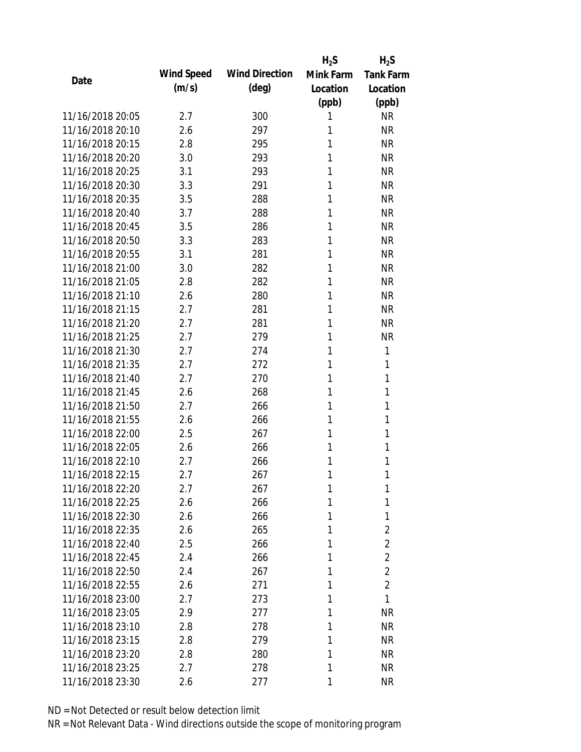| Date | Wind Speed (m/s) | Wind Direction (deg) | $H_2S$ Mink Farm Location (ppb) | $H_2S$ Tank Farm Location (ppb) |
|---|---|---|---|---|
| 11/16/2018 20:05 | 2.7 | 300 | 1 | NR |
| 11/16/2018 20:10 | 2.6 | 297 | 1 | NR |
| 11/16/2018 20:15 | 2.8 | 295 | 1 | NR |
| 11/16/2018 20:20 | 3.0 | 293 | 1 | NR |
| 11/16/2018 20:25 | 3.1 | 293 | 1 | NR |
| 11/16/2018 20:30 | 3.3 | 291 | 1 | NR |
| 11/16/2018 20:35 | 3.5 | 288 | 1 | NR |
| 11/16/2018 20:40 | 3.7 | 288 | 1 | NR |
| 11/16/2018 20:45 | 3.5 | 286 | 1 | NR |
| 11/16/2018 20:50 | 3.3 | 283 | 1 | NR |
| 11/16/2018 20:55 | 3.1 | 281 | 1 | NR |
| 11/16/2018 21:00 | 3.0 | 282 | 1 | NR |
| 11/16/2018 21:05 | 2.8 | 282 | 1 | NR |
| 11/16/2018 21:10 | 2.6 | 280 | 1 | NR |
| 11/16/2018 21:15 | 2.7 | 281 | 1 | NR |
| 11/16/2018 21:20 | 2.7 | 281 | 1 | NR |
| 11/16/2018 21:25 | 2.7 | 279 | 1 | NR |
| 11/16/2018 21:30 | 2.7 | 274 | 1 | 1 |
| 11/16/2018 21:35 | 2.7 | 272 | 1 | 1 |
| 11/16/2018 21:40 | 2.7 | 270 | 1 | 1 |
| 11/16/2018 21:45 | 2.6 | 268 | 1 | 1 |
| 11/16/2018 21:50 | 2.7 | 266 | 1 | 1 |
| 11/16/2018 21:55 | 2.6 | 266 | 1 | 1 |
| 11/16/2018 22:00 | 2.5 | 267 | 1 | 1 |
| 11/16/2018 22:05 | 2.6 | 266 | 1 | 1 |
| 11/16/2018 22:10 | 2.7 | 266 | 1 | 1 |
| 11/16/2018 22:15 | 2.7 | 267 | 1 | 1 |
| 11/16/2018 22:20 | 2.7 | 267 | 1 | 1 |
| 11/16/2018 22:25 | 2.6 | 266 | 1 | 1 |
| 11/16/2018 22:30 | 2.6 | 266 | 1 | 1 |
| 11/16/2018 22:35 | 2.6 | 265 | 1 | 2 |
| 11/16/2018 22:40 | 2.5 | 266 | 1 | 2 |
| 11/16/2018 22:45 | 2.4 | 266 | 1 | 2 |
| 11/16/2018 22:50 | 2.4 | 267 | 1 | 2 |
| 11/16/2018 22:55 | 2.6 | 271 | 1 | 2 |
| 11/16/2018 23:00 | 2.7 | 273 | 1 | 1 |
| 11/16/2018 23:05 | 2.9 | 277 | 1 | NR |
| 11/16/2018 23:10 | 2.8 | 278 | 1 | NR |
| 11/16/2018 23:15 | 2.8 | 279 | 1 | NR |
| 11/16/2018 23:20 | 2.8 | 280 | 1 | NR |
| 11/16/2018 23:25 | 2.7 | 278 | 1 | NR |
| 11/16/2018 23:30 | 2.6 | 277 | 1 | NR |

ND = Not Detected or result below detection limit
NR = Not Relevant Data - Wind directions outside the scope of monitoring program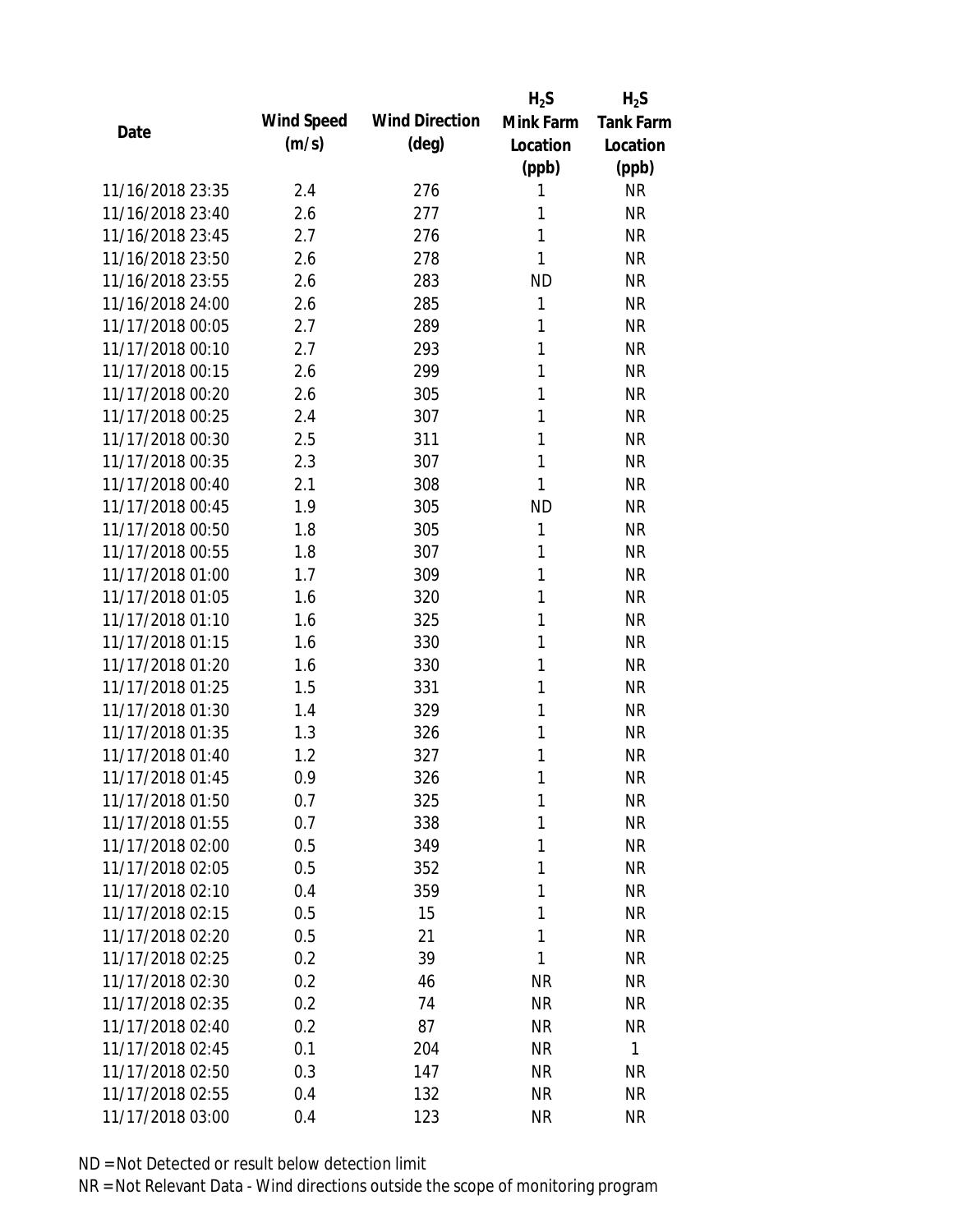| Date | Wind Speed (m/s) | Wind Direction (deg) | $H_2S$ Mink Farm Location (ppb) | $H_2S$ Tank Farm Location (ppb) |
|---|---|---|---|---|
| 11/16/2018 23:35 | 2.4 | 276 | 1 | NR |
| 11/16/2018 23:40 | 2.6 | 277 | 1 | NR |
| 11/16/2018 23:45 | 2.7 | 276 | 1 | NR |
| 11/16/2018 23:50 | 2.6 | 278 | 1 | NR |
| 11/16/2018 23:55 | 2.6 | 283 | ND | NR |
| 11/16/2018 24:00 | 2.6 | 285 | 1 | NR |
| 11/17/2018 00:05 | 2.7 | 289 | 1 | NR |
| 11/17/2018 00:10 | 2.7 | 293 | 1 | NR |
| 11/17/2018 00:15 | 2.6 | 299 | 1 | NR |
| 11/17/2018 00:20 | 2.6 | 305 | 1 | NR |
| 11/17/2018 00:25 | 2.4 | 307 | 1 | NR |
| 11/17/2018 00:30 | 2.5 | 311 | 1 | NR |
| 11/17/2018 00:35 | 2.3 | 307 | 1 | NR |
| 11/17/2018 00:40 | 2.1 | 308 | 1 | NR |
| 11/17/2018 00:45 | 1.9 | 305 | ND | NR |
| 11/17/2018 00:50 | 1.8 | 305 | 1 | NR |
| 11/17/2018 00:55 | 1.8 | 307 | 1 | NR |
| 11/17/2018 01:00 | 1.7 | 309 | 1 | NR |
| 11/17/2018 01:05 | 1.6 | 320 | 1 | NR |
| 11/17/2018 01:10 | 1.6 | 325 | 1 | NR |
| 11/17/2018 01:15 | 1.6 | 330 | 1 | NR |
| 11/17/2018 01:20 | 1.6 | 330 | 1 | NR |
| 11/17/2018 01:25 | 1.5 | 331 | 1 | NR |
| 11/17/2018 01:30 | 1.4 | 329 | 1 | NR |
| 11/17/2018 01:35 | 1.3 | 326 | 1 | NR |
| 11/17/2018 01:40 | 1.2 | 327 | 1 | NR |
| 11/17/2018 01:45 | 0.9 | 326 | 1 | NR |
| 11/17/2018 01:50 | 0.7 | 325 | 1 | NR |
| 11/17/2018 01:55 | 0.7 | 338 | 1 | NR |
| 11/17/2018 02:00 | 0.5 | 349 | 1 | NR |
| 11/17/2018 02:05 | 0.5 | 352 | 1 | NR |
| 11/17/2018 02:10 | 0.4 | 359 | 1 | NR |
| 11/17/2018 02:15 | 0.5 | 15 | 1 | NR |
| 11/17/2018 02:20 | 0.5 | 21 | 1 | NR |
| 11/17/2018 02:25 | 0.2 | 39 | 1 | NR |
| 11/17/2018 02:30 | 0.2 | 46 | NR | NR |
| 11/17/2018 02:35 | 0.2 | 74 | NR | NR |
| 11/17/2018 02:40 | 0.2 | 87 | NR | NR |
| 11/17/2018 02:45 | 0.1 | 204 | NR | 1 |
| 11/17/2018 02:50 | 0.3 | 147 | NR | NR |
| 11/17/2018 02:55 | 0.4 | 132 | NR | NR |
| 11/17/2018 03:00 | 0.4 | 123 | NR | NR |

ND = Not Detected or result below detection limit

NR = Not Relevant Data - Wind directions outside the scope of monitoring program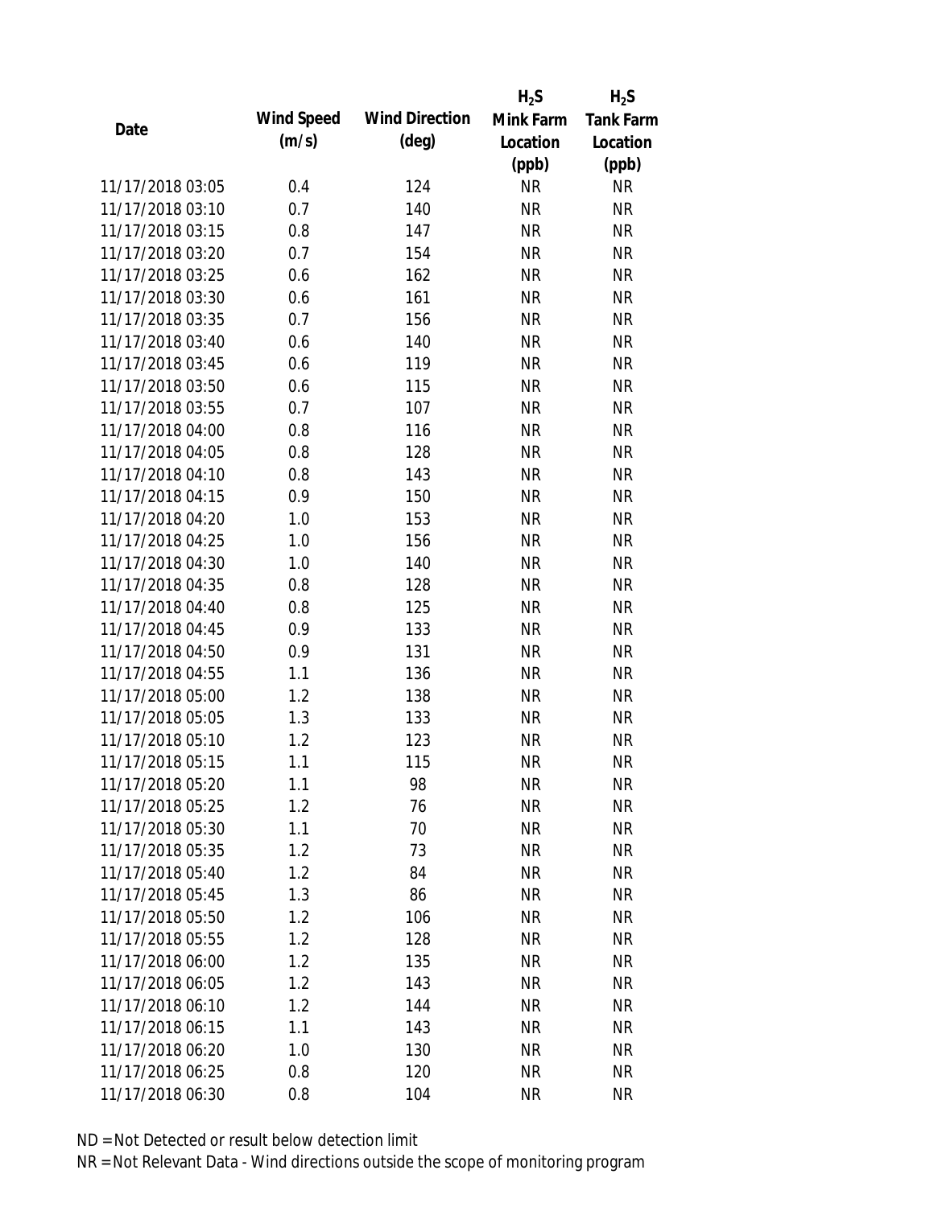| Date | Wind Speed (m/s) | Wind Direction (deg) | $H_2S$ Mink Farm Location (ppb) | $H_2S$ Tank Farm Location (ppb) |
|---|---|---|---|---|
| 11/17/2018 03:05 | 0.4 | 124 | NR | NR |
| 11/17/2018 03:10 | 0.7 | 140 | NR | NR |
| 11/17/2018 03:15 | 0.8 | 147 | NR | NR |
| 11/17/2018 03:20 | 0.7 | 154 | NR | NR |
| 11/17/2018 03:25 | 0.6 | 162 | NR | NR |
| 11/17/2018 03:30 | 0.6 | 161 | NR | NR |
| 11/17/2018 03:35 | 0.7 | 156 | NR | NR |
| 11/17/2018 03:40 | 0.6 | 140 | NR | NR |
| 11/17/2018 03:45 | 0.6 | 119 | NR | NR |
| 11/17/2018 03:50 | 0.6 | 115 | NR | NR |
| 11/17/2018 03:55 | 0.7 | 107 | NR | NR |
| 11/17/2018 04:00 | 0.8 | 116 | NR | NR |
| 11/17/2018 04:05 | 0.8 | 128 | NR | NR |
| 11/17/2018 04:10 | 0.8 | 143 | NR | NR |
| 11/17/2018 04:15 | 0.9 | 150 | NR | NR |
| 11/17/2018 04:20 | 1.0 | 153 | NR | NR |
| 11/17/2018 04:25 | 1.0 | 156 | NR | NR |
| 11/17/2018 04:30 | 1.0 | 140 | NR | NR |
| 11/17/2018 04:35 | 0.8 | 128 | NR | NR |
| 11/17/2018 04:40 | 0.8 | 125 | NR | NR |
| 11/17/2018 04:45 | 0.9 | 133 | NR | NR |
| 11/17/2018 04:50 | 0.9 | 131 | NR | NR |
| 11/17/2018 04:55 | 1.1 | 136 | NR | NR |
| 11/17/2018 05:00 | 1.2 | 138 | NR | NR |
| 11/17/2018 05:05 | 1.3 | 133 | NR | NR |
| 11/17/2018 05:10 | 1.2 | 123 | NR | NR |
| 11/17/2018 05:15 | 1.1 | 115 | NR | NR |
| 11/17/2018 05:20 | 1.1 | 98 | NR | NR |
| 11/17/2018 05:25 | 1.2 | 76 | NR | NR |
| 11/17/2018 05:30 | 1.1 | 70 | NR | NR |
| 11/17/2018 05:35 | 1.2 | 73 | NR | NR |
| 11/17/2018 05:40 | 1.2 | 84 | NR | NR |
| 11/17/2018 05:45 | 1.3 | 86 | NR | NR |
| 11/17/2018 05:50 | 1.2 | 106 | NR | NR |
| 11/17/2018 05:55 | 1.2 | 128 | NR | NR |
| 11/17/2018 06:00 | 1.2 | 135 | NR | NR |
| 11/17/2018 06:05 | 1.2 | 143 | NR | NR |
| 11/17/2018 06:10 | 1.2 | 144 | NR | NR |
| 11/17/2018 06:15 | 1.1 | 143 | NR | NR |
| 11/17/2018 06:20 | 1.0 | 130 | NR | NR |
| 11/17/2018 06:25 | 0.8 | 120 | NR | NR |
| 11/17/2018 06:30 | 0.8 | 104 | NR | NR |

ND = Not Detected or result below detection limit

NR = Not Relevant Data - Wind directions outside the scope of monitoring program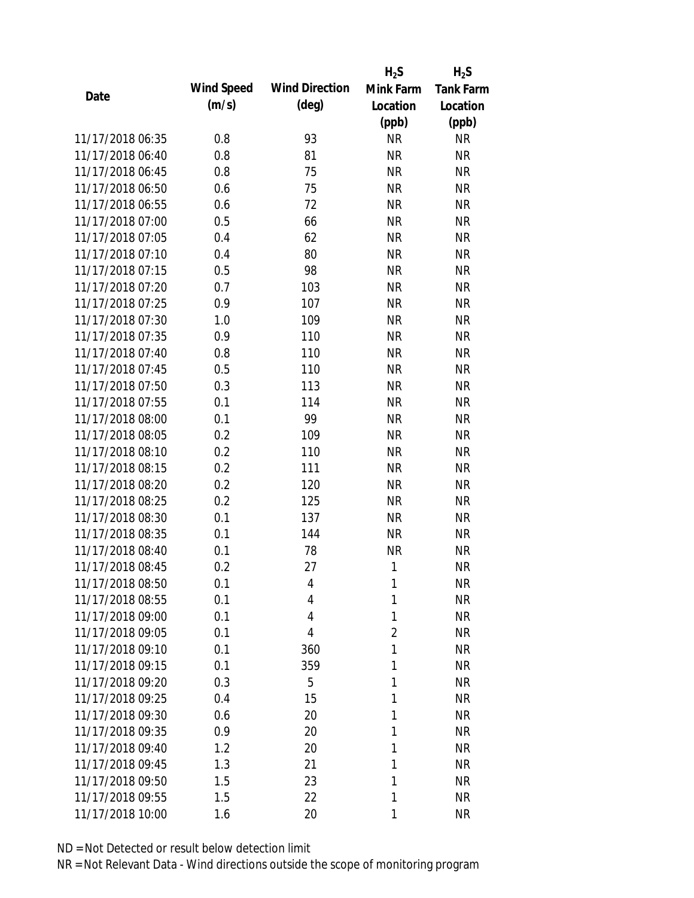| Date | Wind Speed (m/s) | Wind Direction (deg) | $H_2S$ Mink Farm Location (ppb) | $H_2S$ Tank Farm Location (ppb) |
|---|---|---|---|---|
| 11/17/2018 06:35 | 0.8 | 93 | NR | NR |
| 11/17/2018 06:40 | 0.8 | 81 | NR | NR |
| 11/17/2018 06:45 | 0.8 | 75 | NR | NR |
| 11/17/2018 06:50 | 0.6 | 75 | NR | NR |
| 11/17/2018 06:55 | 0.6 | 72 | NR | NR |
| 11/17/2018 07:00 | 0.5 | 66 | NR | NR |
| 11/17/2018 07:05 | 0.4 | 62 | NR | NR |
| 11/17/2018 07:10 | 0.4 | 80 | NR | NR |
| 11/17/2018 07:15 | 0.5 | 98 | NR | NR |
| 11/17/2018 07:20 | 0.7 | 103 | NR | NR |
| 11/17/2018 07:25 | 0.9 | 107 | NR | NR |
| 11/17/2018 07:30 | 1.0 | 109 | NR | NR |
| 11/17/2018 07:35 | 0.9 | 110 | NR | NR |
| 11/17/2018 07:40 | 0.8 | 110 | NR | NR |
| 11/17/2018 07:45 | 0.5 | 110 | NR | NR |
| 11/17/2018 07:50 | 0.3 | 113 | NR | NR |
| 11/17/2018 07:55 | 0.1 | 114 | NR | NR |
| 11/17/2018 08:00 | 0.1 | 99 | NR | NR |
| 11/17/2018 08:05 | 0.2 | 109 | NR | NR |
| 11/17/2018 08:10 | 0.2 | 110 | NR | NR |
| 11/17/2018 08:15 | 0.2 | 111 | NR | NR |
| 11/17/2018 08:20 | 0.2 | 120 | NR | NR |
| 11/17/2018 08:25 | 0.2 | 125 | NR | NR |
| 11/17/2018 08:30 | 0.1 | 137 | NR | NR |
| 11/17/2018 08:35 | 0.1 | 144 | NR | NR |
| 11/17/2018 08:40 | 0.1 | 78 | NR | NR |
| 11/17/2018 08:45 | 0.2 | 27 | 1 | NR |
| 11/17/2018 08:50 | 0.1 | 4 | 1 | NR |
| 11/17/2018 08:55 | 0.1 | 4 | 1 | NR |
| 11/17/2018 09:00 | 0.1 | 4 | 1 | NR |
| 11/17/2018 09:05 | 0.1 | 4 | 2 | NR |
| 11/17/2018 09:10 | 0.1 | 360 | 1 | NR |
| 11/17/2018 09:15 | 0.1 | 359 | 1 | NR |
| 11/17/2018 09:20 | 0.3 | 5 | 1 | NR |
| 11/17/2018 09:25 | 0.4 | 15 | 1 | NR |
| 11/17/2018 09:30 | 0.6 | 20 | 1 | NR |
| 11/17/2018 09:35 | 0.9 | 20 | 1 | NR |
| 11/17/2018 09:40 | 1.2 | 20 | 1 | NR |
| 11/17/2018 09:45 | 1.3 | 21 | 1 | NR |
| 11/17/2018 09:50 | 1.5 | 23 | 1 | NR |
| 11/17/2018 09:55 | 1.5 | 22 | 1 | NR |
| 11/17/2018 10:00 | 1.6 | 20 | 1 | NR |

ND = Not Detected or result below detection limit

NR = Not Relevant Data - Wind directions outside the scope of monitoring program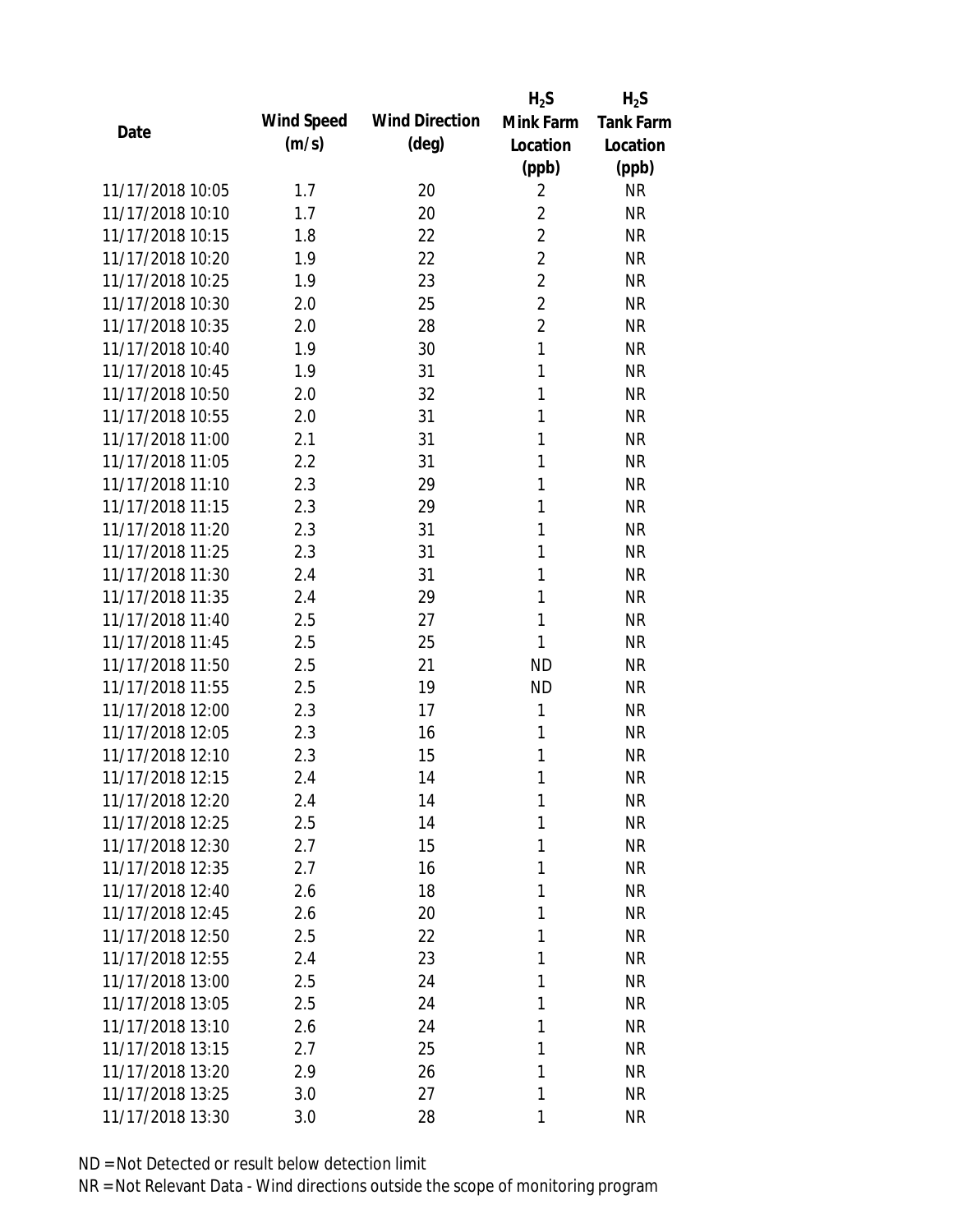| Date | Wind Speed (m/s) | Wind Direction (deg) | $H_2S$ Mink Farm Location (ppb) | $H_2S$ Tank Farm Location (ppb) |
|---|---|---|---|---|
| 11/17/2018 10:05 | 1.7 | 20 | 2 | NR |
| 11/17/2018 10:10 | 1.7 | 20 | 2 | NR |
| 11/17/2018 10:15 | 1.8 | 22 | 2 | NR |
| 11/17/2018 10:20 | 1.9 | 22 | 2 | NR |
| 11/17/2018 10:25 | 1.9 | 23 | 2 | NR |
| 11/17/2018 10:30 | 2.0 | 25 | 2 | NR |
| 11/17/2018 10:35 | 2.0 | 28 | 2 | NR |
| 11/17/2018 10:40 | 1.9 | 30 | 1 | NR |
| 11/17/2018 10:45 | 1.9 | 31 | 1 | NR |
| 11/17/2018 10:50 | 2.0 | 32 | 1 | NR |
| 11/17/2018 10:55 | 2.0 | 31 | 1 | NR |
| 11/17/2018 11:00 | 2.1 | 31 | 1 | NR |
| 11/17/2018 11:05 | 2.2 | 31 | 1 | NR |
| 11/17/2018 11:10 | 2.3 | 29 | 1 | NR |
| 11/17/2018 11:15 | 2.3 | 29 | 1 | NR |
| 11/17/2018 11:20 | 2.3 | 31 | 1 | NR |
| 11/17/2018 11:25 | 2.3 | 31 | 1 | NR |
| 11/17/2018 11:30 | 2.4 | 31 | 1 | NR |
| 11/17/2018 11:35 | 2.4 | 29 | 1 | NR |
| 11/17/2018 11:40 | 2.5 | 27 | 1 | NR |
| 11/17/2018 11:45 | 2.5 | 25 | 1 | NR |
| 11/17/2018 11:50 | 2.5 | 21 | ND | NR |
| 11/17/2018 11:55 | 2.5 | 19 | ND | NR |
| 11/17/2018 12:00 | 2.3 | 17 | 1 | NR |
| 11/17/2018 12:05 | 2.3 | 16 | 1 | NR |
| 11/17/2018 12:10 | 2.3 | 15 | 1 | NR |
| 11/17/2018 12:15 | 2.4 | 14 | 1 | NR |
| 11/17/2018 12:20 | 2.4 | 14 | 1 | NR |
| 11/17/2018 12:25 | 2.5 | 14 | 1 | NR |
| 11/17/2018 12:30 | 2.7 | 15 | 1 | NR |
| 11/17/2018 12:35 | 2.7 | 16 | 1 | NR |
| 11/17/2018 12:40 | 2.6 | 18 | 1 | NR |
| 11/17/2018 12:45 | 2.6 | 20 | 1 | NR |
| 11/17/2018 12:50 | 2.5 | 22 | 1 | NR |
| 11/17/2018 12:55 | 2.4 | 23 | 1 | NR |
| 11/17/2018 13:00 | 2.5 | 24 | 1 | NR |
| 11/17/2018 13:05 | 2.5 | 24 | 1 | NR |
| 11/17/2018 13:10 | 2.6 | 24 | 1 | NR |
| 11/17/2018 13:15 | 2.7 | 25 | 1 | NR |
| 11/17/2018 13:20 | 2.9 | 26 | 1 | NR |
| 11/17/2018 13:25 | 3.0 | 27 | 1 | NR |
| 11/17/2018 13:30 | 3.0 | 28 | 1 | NR |

ND = Not Detected or result below detection limit
NR = Not Relevant Data - Wind directions outside the scope of monitoring program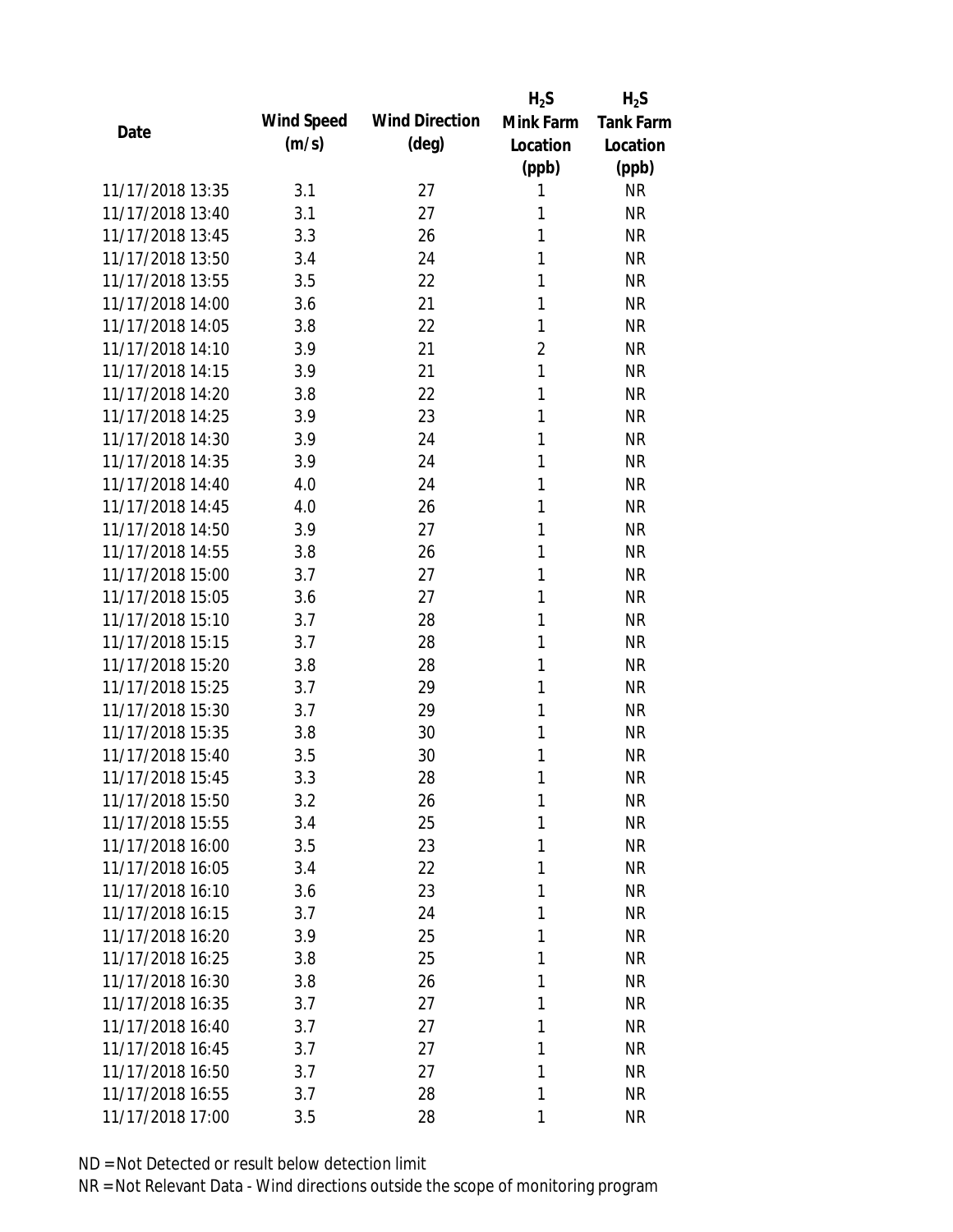| Date | Wind Speed (m/s) | Wind Direction (deg) | $H_2S$ Mink Farm Location (ppb) | $H_2S$ Tank Farm Location (ppb) |
|---|---|---|---|---|
| 11/17/2018 13:35 | 3.1 | 27 | 1 | NR |
| 11/17/2018 13:40 | 3.1 | 27 | 1 | NR |
| 11/17/2018 13:45 | 3.3 | 26 | 1 | NR |
| 11/17/2018 13:50 | 3.4 | 24 | 1 | NR |
| 11/17/2018 13:55 | 3.5 | 22 | 1 | NR |
| 11/17/2018 14:00 | 3.6 | 21 | 1 | NR |
| 11/17/2018 14:05 | 3.8 | 22 | 1 | NR |
| 11/17/2018 14:10 | 3.9 | 21 | 2 | NR |
| 11/17/2018 14:15 | 3.9 | 21 | 1 | NR |
| 11/17/2018 14:20 | 3.8 | 22 | 1 | NR |
| 11/17/2018 14:25 | 3.9 | 23 | 1 | NR |
| 11/17/2018 14:30 | 3.9 | 24 | 1 | NR |
| 11/17/2018 14:35 | 3.9 | 24 | 1 | NR |
| 11/17/2018 14:40 | 4.0 | 24 | 1 | NR |
| 11/17/2018 14:45 | 4.0 | 26 | 1 | NR |
| 11/17/2018 14:50 | 3.9 | 27 | 1 | NR |
| 11/17/2018 14:55 | 3.8 | 26 | 1 | NR |
| 11/17/2018 15:00 | 3.7 | 27 | 1 | NR |
| 11/17/2018 15:05 | 3.6 | 27 | 1 | NR |
| 11/17/2018 15:10 | 3.7 | 28 | 1 | NR |
| 11/17/2018 15:15 | 3.7 | 28 | 1 | NR |
| 11/17/2018 15:20 | 3.8 | 28 | 1 | NR |
| 11/17/2018 15:25 | 3.7 | 29 | 1 | NR |
| 11/17/2018 15:30 | 3.7 | 29 | 1 | NR |
| 11/17/2018 15:35 | 3.8 | 30 | 1 | NR |
| 11/17/2018 15:40 | 3.5 | 30 | 1 | NR |
| 11/17/2018 15:45 | 3.3 | 28 | 1 | NR |
| 11/17/2018 15:50 | 3.2 | 26 | 1 | NR |
| 11/17/2018 15:55 | 3.4 | 25 | 1 | NR |
| 11/17/2018 16:00 | 3.5 | 23 | 1 | NR |
| 11/17/2018 16:05 | 3.4 | 22 | 1 | NR |
| 11/17/2018 16:10 | 3.6 | 23 | 1 | NR |
| 11/17/2018 16:15 | 3.7 | 24 | 1 | NR |
| 11/17/2018 16:20 | 3.9 | 25 | 1 | NR |
| 11/17/2018 16:25 | 3.8 | 25 | 1 | NR |
| 11/17/2018 16:30 | 3.8 | 26 | 1 | NR |
| 11/17/2018 16:35 | 3.7 | 27 | 1 | NR |
| 11/17/2018 16:40 | 3.7 | 27 | 1 | NR |
| 11/17/2018 16:45 | 3.7 | 27 | 1 | NR |
| 11/17/2018 16:50 | 3.7 | 27 | 1 | NR |
| 11/17/2018 16:55 | 3.7 | 28 | 1 | NR |
| 11/17/2018 17:00 | 3.5 | 28 | 1 | NR |

ND = Not Detected or result below detection limit
NR = Not Relevant Data - Wind directions outside the scope of monitoring program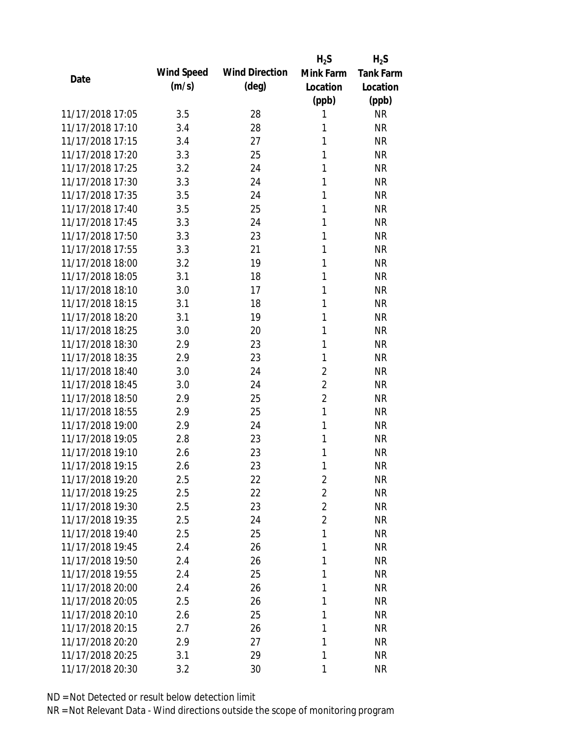| Date | Wind Speed (m/s) | Wind Direction (deg) | $H_2S$ Mink Farm Location (ppb) | $H_2S$ Tank Farm Location (ppb) |
|---|---|---|---|---|
| 11/17/2018 17:05 | 3.5 | 28 | 1 | NR |
| 11/17/2018 17:10 | 3.4 | 28 | 1 | NR |
| 11/17/2018 17:15 | 3.4 | 27 | 1 | NR |
| 11/17/2018 17:20 | 3.3 | 25 | 1 | NR |
| 11/17/2018 17:25 | 3.2 | 24 | 1 | NR |
| 11/17/2018 17:30 | 3.3 | 24 | 1 | NR |
| 11/17/2018 17:35 | 3.5 | 24 | 1 | NR |
| 11/17/2018 17:40 | 3.5 | 25 | 1 | NR |
| 11/17/2018 17:45 | 3.3 | 24 | 1 | NR |
| 11/17/2018 17:50 | 3.3 | 23 | 1 | NR |
| 11/17/2018 17:55 | 3.3 | 21 | 1 | NR |
| 11/17/2018 18:00 | 3.2 | 19 | 1 | NR |
| 11/17/2018 18:05 | 3.1 | 18 | 1 | NR |
| 11/17/2018 18:10 | 3.0 | 17 | 1 | NR |
| 11/17/2018 18:15 | 3.1 | 18 | 1 | NR |
| 11/17/2018 18:20 | 3.1 | 19 | 1 | NR |
| 11/17/2018 18:25 | 3.0 | 20 | 1 | NR |
| 11/17/2018 18:30 | 2.9 | 23 | 1 | NR |
| 11/17/2018 18:35 | 2.9 | 23 | 1 | NR |
| 11/17/2018 18:40 | 3.0 | 24 | 2 | NR |
| 11/17/2018 18:45 | 3.0 | 24 | 2 | NR |
| 11/17/2018 18:50 | 2.9 | 25 | 2 | NR |
| 11/17/2018 18:55 | 2.9 | 25 | 1 | NR |
| 11/17/2018 19:00 | 2.9 | 24 | 1 | NR |
| 11/17/2018 19:05 | 2.8 | 23 | 1 | NR |
| 11/17/2018 19:10 | 2.6 | 23 | 1 | NR |
| 11/17/2018 19:15 | 2.6 | 23 | 1 | NR |
| 11/17/2018 19:20 | 2.5 | 22 | 2 | NR |
| 11/17/2018 19:25 | 2.5 | 22 | 2 | NR |
| 11/17/2018 19:30 | 2.5 | 23 | 2 | NR |
| 11/17/2018 19:35 | 2.5 | 24 | 2 | NR |
| 11/17/2018 19:40 | 2.5 | 25 | 1 | NR |
| 11/17/2018 19:45 | 2.4 | 26 | 1 | NR |
| 11/17/2018 19:50 | 2.4 | 26 | 1 | NR |
| 11/17/2018 19:55 | 2.4 | 25 | 1 | NR |
| 11/17/2018 20:00 | 2.4 | 26 | 1 | NR |
| 11/17/2018 20:05 | 2.5 | 26 | 1 | NR |
| 11/17/2018 20:10 | 2.6 | 25 | 1 | NR |
| 11/17/2018 20:15 | 2.7 | 26 | 1 | NR |
| 11/17/2018 20:20 | 2.9 | 27 | 1 | NR |
| 11/17/2018 20:25 | 3.1 | 29 | 1 | NR |
| 11/17/2018 20:30 | 3.2 | 30 | 1 | NR |

ND = Not Detected or result below detection limit

NR = Not Relevant Data - Wind directions outside the scope of monitoring program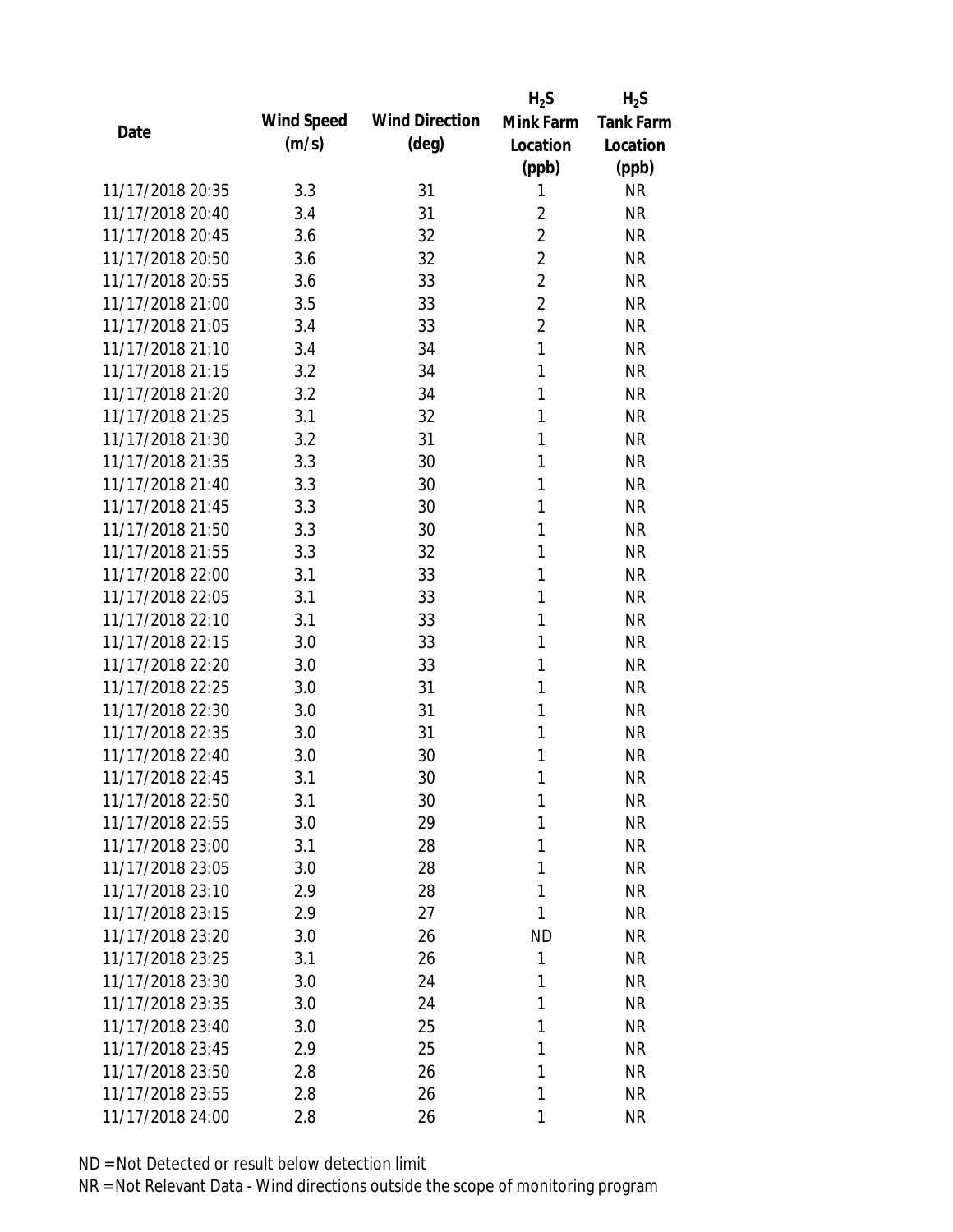| Date | Wind Speed (m/s) | Wind Direction (deg) | $H_2S$ Mink Farm Location (ppb) | $H_2S$ Tank Farm Location (ppb) |
|---|---|---|---|---|
| 11/17/2018 20:35 | 3.3 | 31 | 1 | NR |
| 11/17/2018 20:40 | 3.4 | 31 | 2 | NR |
| 11/17/2018 20:45 | 3.6 | 32 | 2 | NR |
| 11/17/2018 20:50 | 3.6 | 32 | 2 | NR |
| 11/17/2018 20:55 | 3.6 | 33 | 2 | NR |
| 11/17/2018 21:00 | 3.5 | 33 | 2 | NR |
| 11/17/2018 21:05 | 3.4 | 33 | 2 | NR |
| 11/17/2018 21:10 | 3.4 | 34 | 1 | NR |
| 11/17/2018 21:15 | 3.2 | 34 | 1 | NR |
| 11/17/2018 21:20 | 3.2 | 34 | 1 | NR |
| 11/17/2018 21:25 | 3.1 | 32 | 1 | NR |
| 11/17/2018 21:30 | 3.2 | 31 | 1 | NR |
| 11/17/2018 21:35 | 3.3 | 30 | 1 | NR |
| 11/17/2018 21:40 | 3.3 | 30 | 1 | NR |
| 11/17/2018 21:45 | 3.3 | 30 | 1 | NR |
| 11/17/2018 21:50 | 3.3 | 30 | 1 | NR |
| 11/17/2018 21:55 | 3.3 | 32 | 1 | NR |
| 11/17/2018 22:00 | 3.1 | 33 | 1 | NR |
| 11/17/2018 22:05 | 3.1 | 33 | 1 | NR |
| 11/17/2018 22:10 | 3.1 | 33 | 1 | NR |
| 11/17/2018 22:15 | 3.0 | 33 | 1 | NR |
| 11/17/2018 22:20 | 3.0 | 33 | 1 | NR |
| 11/17/2018 22:25 | 3.0 | 31 | 1 | NR |
| 11/17/2018 22:30 | 3.0 | 31 | 1 | NR |
| 11/17/2018 22:35 | 3.0 | 31 | 1 | NR |
| 11/17/2018 22:40 | 3.0 | 30 | 1 | NR |
| 11/17/2018 22:45 | 3.1 | 30 | 1 | NR |
| 11/17/2018 22:50 | 3.1 | 30 | 1 | NR |
| 11/17/2018 22:55 | 3.0 | 29 | 1 | NR |
| 11/17/2018 23:00 | 3.1 | 28 | 1 | NR |
| 11/17/2018 23:05 | 3.0 | 28 | 1 | NR |
| 11/17/2018 23:10 | 2.9 | 28 | 1 | NR |
| 11/17/2018 23:15 | 2.9 | 27 | 1 | NR |
| 11/17/2018 23:20 | 3.0 | 26 | ND | NR |
| 11/17/2018 23:25 | 3.1 | 26 | 1 | NR |
| 11/17/2018 23:30 | 3.0 | 24 | 1 | NR |
| 11/17/2018 23:35 | 3.0 | 24 | 1 | NR |
| 11/17/2018 23:40 | 3.0 | 25 | 1 | NR |
| 11/17/2018 23:45 | 2.9 | 25 | 1 | NR |
| 11/17/2018 23:50 | 2.8 | 26 | 1 | NR |
| 11/17/2018 23:55 | 2.8 | 26 | 1 | NR |
| 11/17/2018 24:00 | 2.8 | 26 | 1 | NR |

ND = Not Detected or result below detection limit

NR = Not Relevant Data - Wind directions outside the scope of monitoring program